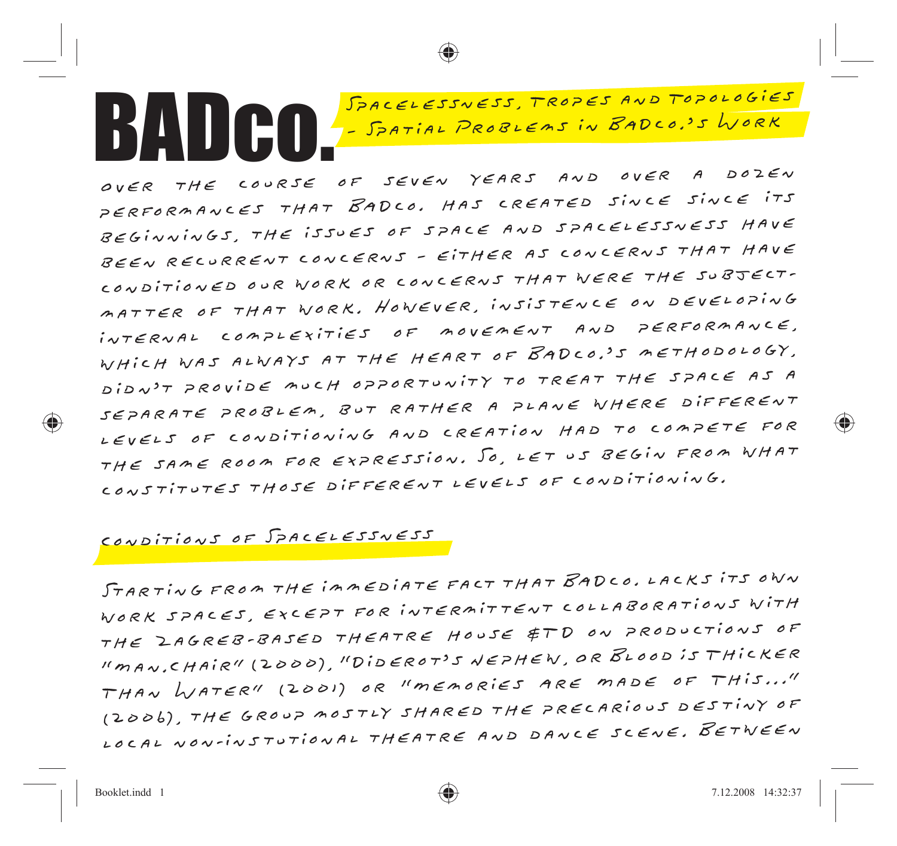# BADco.

## Spacelessness, Tropes and Topologies - Spatial Problems in BADco.'s Work

Over the course of seven years and over a dozen performances that BADco. has created since since its beginnings, the issues of space and spacelessness have been recurrent concerns - either as concerns that have conditioned our work or concerns that were the subject-matter of that work. However, insistence on developing internal complexities of movement and performance, which was always at the heart of BADco.'s methodology, didn't provide much opportunity to treat the space as a separate problem, but rather a plane where different levels of conditioning and creation had to compete for the same room for expression. So, let us begin from what constitutes those different levels of conditioning.

### Conditions of Spacelessness

Starting from the immediate fact that BADco. lacks its own work spaces, except for intermittent collaborations with the Zagreb-based theatre house &TD on productions of "man.chair" (2000), "Diderot's Nephew, or Blood is Thicker than Water" (2001) or "memories are made of this..." (2006), the group mostly shared the precarious destiny of local non-instutional theatre and dance scene. Between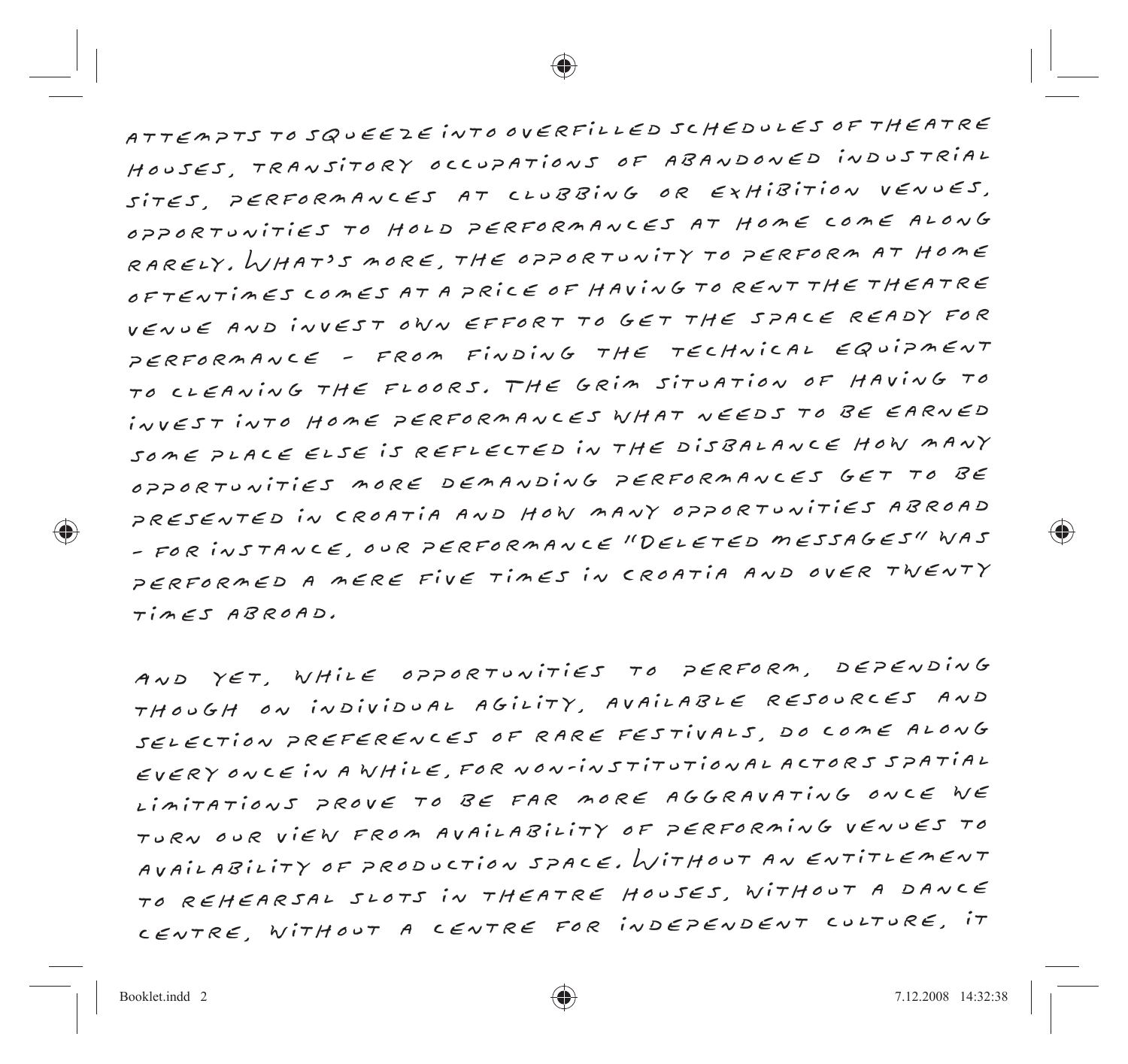ATTEMPTS TO SQUEEZE INTO OVERFILLED SCHEDULES OF THEATRE HOUSES, TRANSITORY OCCUPATIONS OF ABANDONED INDUSTRIAL SITES, PERFORMANCES AT CLUBBING OR EXHIBITION VENUES, OPPORTUNITIES TO HOLD PERFORMANCES AT HOME COME ALONG RARELY. WHAT'S MORE, THE OPPORTUNITY TO PERFORM AT HOME OFTENTIMES COMES AT A PRICE OF HAVING TO RENT THE THEATRE VENUE AND INVEST OWN EFFORT TO GET THE SPACE READY FOR PERFORMANCE - FROM FINDING THE TECHNICAL EQUIPMENT TO CLEANING THE FLOORS. THE GRIM SITUATION OF HAVING TO INVEST INTO HOME PERFORMANCES WHAT NEEDS TO BE EARNED SOME PLACE ELSE IS REFLECTED IN THE DISBALANCE HOW MANY OPPORTUNITIES MORE DEMANDING PERFORMANCES GET TO BE PRESENTED IN CROATIA AND HOW MANY OPPORTUNITIES ABROAD - FOR INSTANCE, OUR PERFORMANCE "DELETED MESSAGES" WAS PERFORMED A MERE FIVE TIMES IN CROATIA AND OVER TWENTY TIMES ABROAD.

AND YET, WHILE OPPORTUNITIES TO PERFORM, DEPENDING THOUGH ON INDIVIDUAL AGILITY, AVAILABLE RESOURCES AND SELECTION PREFERENCES OF RARE FESTIVALS, DO COME ALONG EVERY ONCE IN A WHILE, FOR NON-INSTITUTIONAL ACTORS SPATIAL LIMITATIONS PROVE TO BE FAR MORE AGGRAVATING ONCE WE TURN OUR VIEW FROM AVAILABILITY OF PERFORMING VENUES TO AVAILABILITY OF PRODUCTION SPACE. WITHOUT AN ENTITLEMENT TO REHEARSAL SLOTS IN THEATRE HOUSES, WITHOUT A DANCE CENTRE, WITHOUT A CENTRE FOR INDEPENDENT CULTURE, IT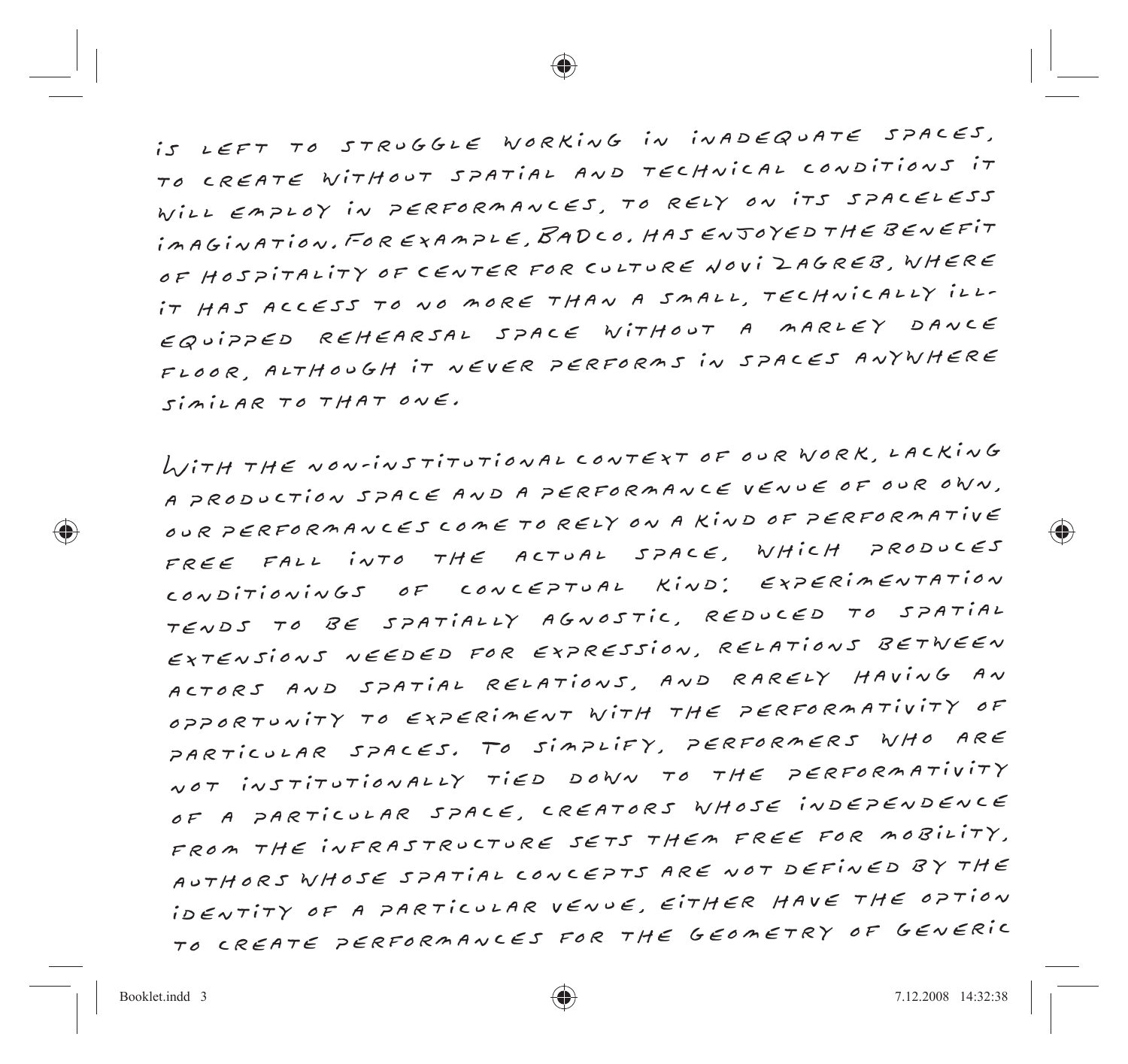is left to struggle working in inadequate spaces, to create without spatial and technical conditions it will employ in performances, to rely on its spaceless imagination. For example, BADco. has enjoyed the benefit of hospitality of Center for Culture Novi Zagreb, where it has access to no more than a small, technically ill-equipped rehearsal space without a Marley dance floor, although it never performs in spaces anywhere similar to that one.

With the non-institutional context of our work, lacking a production space and a performance venue of our own, our performances come to rely on a kind of performative free fall into the actual space, which produces conditionings of conceptual kind: experimentation tends to be spatially agnostic, reduced to spatial extensions needed for expression, relations between actors and spatial relations, and rarely having an opportunity to experiment with the performativity of particular spaces. To simplify, performers who are not institutionally tied down to the performativity of a particular space, creators whose independence from the infrastructure sets them free for mobility, authors whose spatial concepts are not defined by the identity of a particular venue, either have the option to create performances for the geometry of generic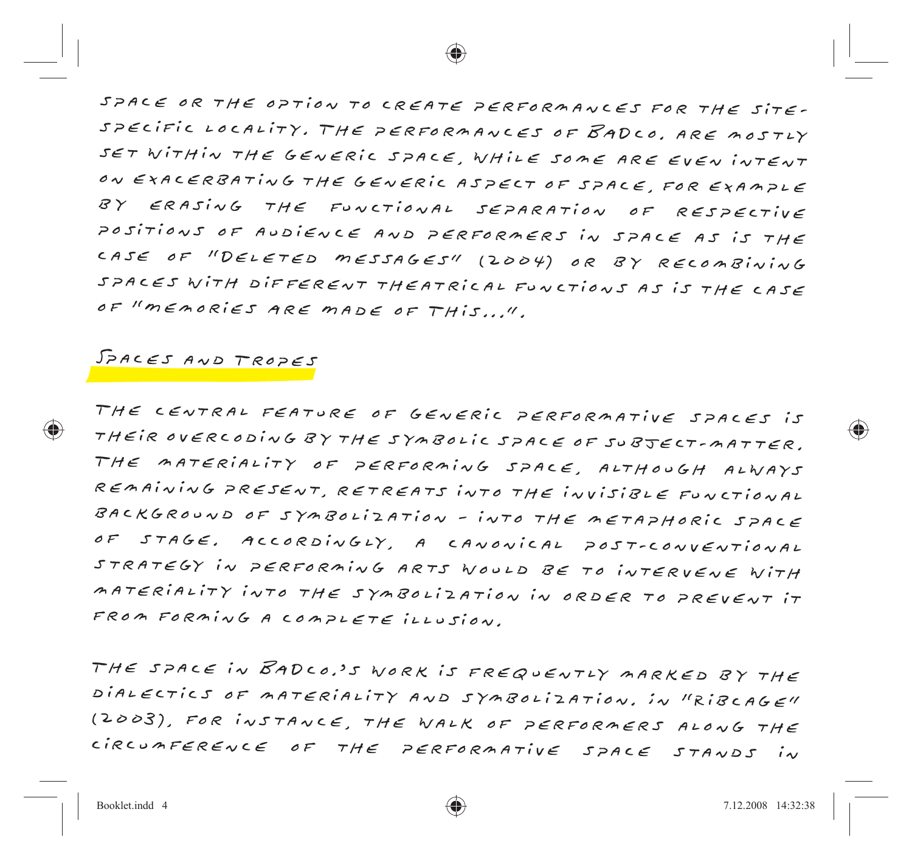SPACE OR THE OPTION TO CREATE PERFORMANCES FOR THE SITE-SPECIFIC LOCALITY. THE PERFORMANCES OF BADCO. ARE MOSTLY SET WITHIN THE GENERIC SPACE, WHILE SOME ARE EVEN INTENT ON EXACERBATING THE GENERIC ASPECT OF SPACE, FOR EXAMPLE BY ERASING THE FUNCTIONAL SEPARATION OF RESPECTIVE POSITIONS OF AUDIENCE AND PERFORMERS IN SPACE AS IS THE CASE OF "DELETED MESSAGES" (2004) OR BY RECOMBINING SPACES WITH DIFFERENT THEATRICAL FUNCTIONS AS IS THE CASE OF "MEMORIES ARE MADE OF THIS...".

## SPACES AND TROPES

THE CENTRAL FEATURE OF GENERIC PERFORMATIVE SPACES IS THEIR OVERCODING BY THE SYMBOLIC SPACE OF SUBJECT-MATTER. THE MATERIALITY OF PERFORMING SPACE, ALTHOUGH ALWAYS REMAINING PRESENT, RETREATS INTO THE INVISIBLE FUNCTIONAL BACKGROUND OF SYMBOLIZATION – INTO THE METAPHORIC SPACE OF STAGE. ACCORDINGLY, A CANONICAL POST-CONVENTIONAL STRATEGY IN PERFORMING ARTS WOULD BE TO INTERVENE WITH MATERIALITY INTO THE SYMBOLIZATION IN ORDER TO PREVENT IT FROM FORMING A COMPLETE ILLUSION.

THE SPACE IN BADCO.'S WORK IS FREQUENTLY MARKED BY THE DIALECTICS OF MATERIALITY AND SYMBOLIZATION. IN "RIBCAGE" (2003), FOR INSTANCE, THE WALK OF PERFORMERS ALONG THE CIRCUMFERENCE OF THE PERFORMATIVE SPACE STANDS IN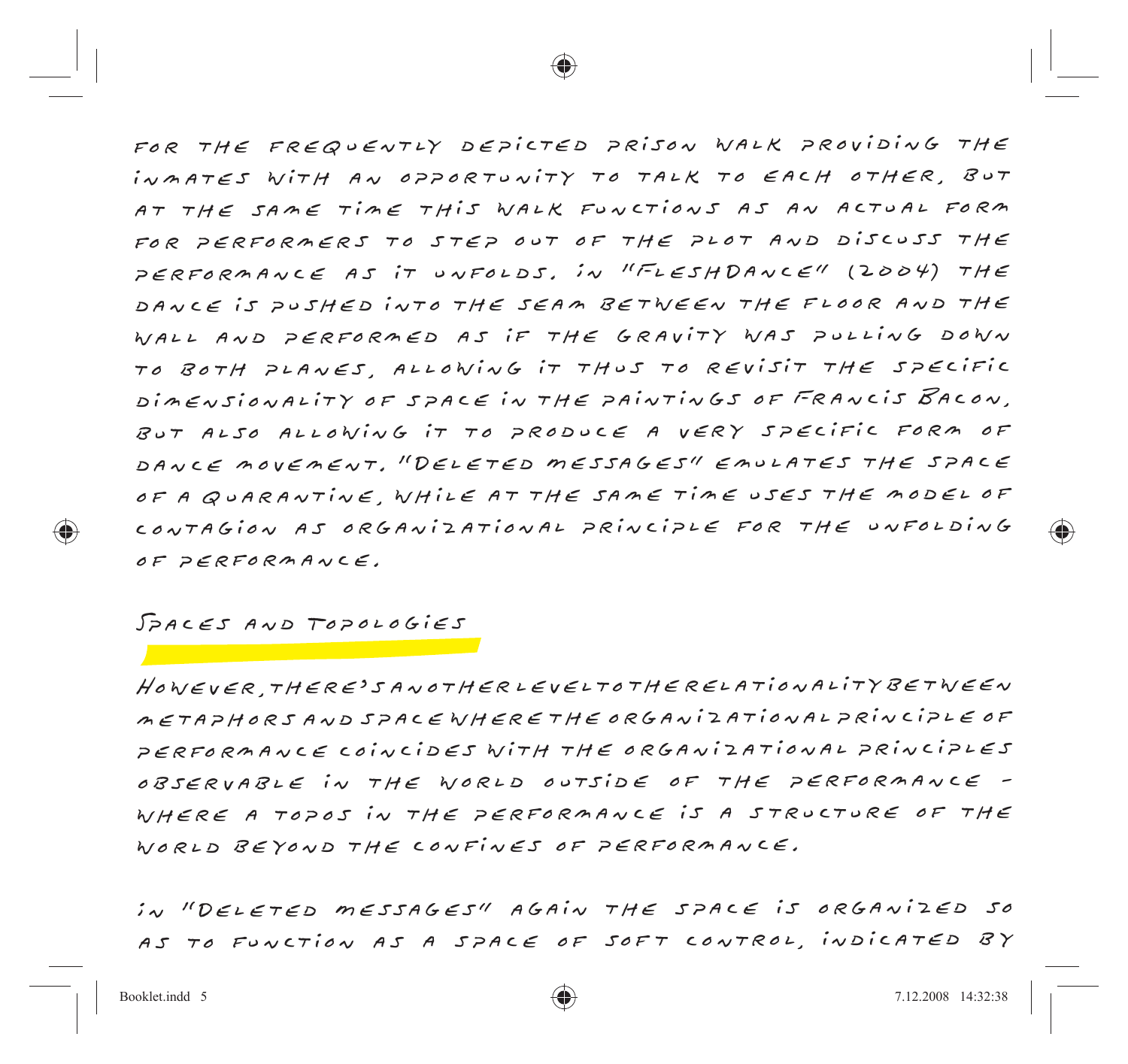for the frequently depicted prison walk providing the inmates with an opportunity to talk to each other, but at the same time this walk functions as an actual form for performers to step out of the plot and discuss the performance as it unfolds. In "Fleshdance" (2004) the dance is pushed into the seam between the floor and the wall and performed as if the gravity was pulling down to both planes, allowing it thus to revisit the specific dimensionality of space in the paintings of Francis Bacon, but also allowing it to produce a very specific form of dance movement. "Deleted Messages" emulates the space of a quarantine, while at the same time uses the model of contagion as organizational principle for the unfolding of performance.

## Spaces and Topologies

However, there's another level to the relationality between metaphors and space where the organizational principle of performance coincides with the organizational principles observable in the world outside of the performance – where a topos in the performance is a structure of the world beyond the confines of performance.

In "Deleted Messages" again the space is organized so as to function as a space of soft control, indicated by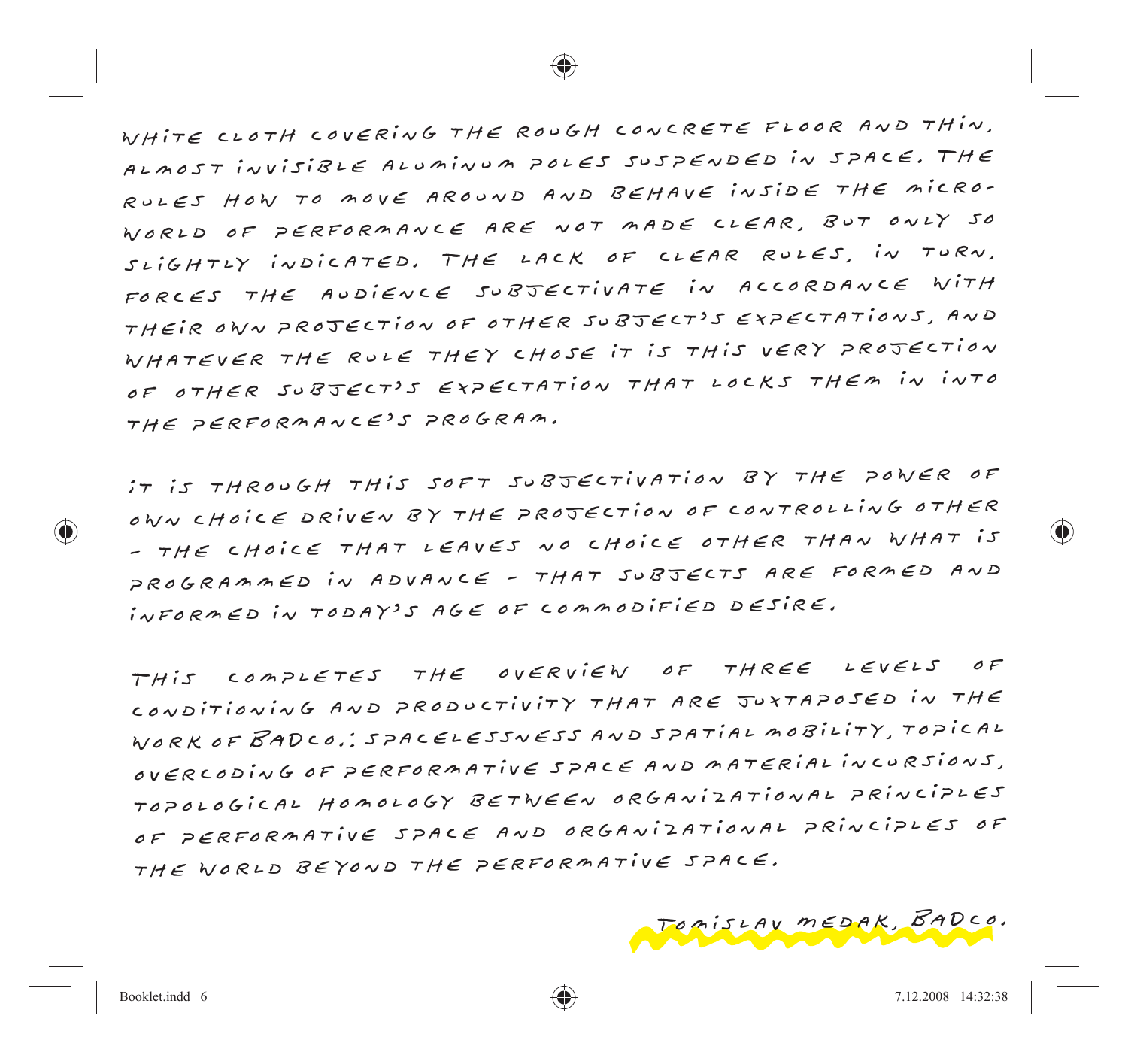WHITE CLOTH COVERING THE ROUGH CONCRETE FLOOR AND THIN, ALMOST INVISIBLE ALUMINUM POLES SUSPENDED IN SPACE. THE RULES HOW TO MOVE AROUND AND BEHAVE INSIDE THE MICRO-WORLD OF PERFORMANCE ARE NOT MADE CLEAR, BUT ONLY SO SLIGHTLY INDICATED. THE LACK OF CLEAR RULES, IN TURN, FORCES THE AUDIENCE SUBJECTIVATE IN ACCORDANCE WITH THEIR OWN PROJECTION OF OTHER SUBJECT'S EXPECTATIONS, AND WHATEVER THE RULE THEY CHOSE IT IS THIS VERY PROJECTION OF OTHER SUBJECT'S EXPECTATION THAT LOCKS THEM IN INTO THE PERFORMANCE'S PROGRAM.

IT IS THROUGH THIS SOFT SUBJECTIVATION BY THE POWER OF OWN CHOICE DRIVEN BY THE PROJECTION OF CONTROLLING OTHER - THE CHOICE THAT LEAVES NO CHOICE OTHER THAN WHAT IS PROGRAMMED IN ADVANCE - THAT SUBJECTS ARE FORMED AND INFORMED IN TODAY'S AGE OF COMMODIFIED DESIRE.

THIS COMPLETES THE OVERVIEW OF THREE LEVELS OF CONDITIONING AND PRODUCTIVITY THAT ARE JUXTAPOSED IN THE WORK OF BADCO.: SPACELESSNESS AND SPATIAL MOBILITY, TOPICAL OVERCODING OF PERFORMATIVE SPACE AND MATERIAL INCURSIONS, TOPOLOGICAL HOMOLOGY BETWEEN ORGANIZATIONAL PRINCIPLES OF PERFORMATIVE SPACE AND ORGANIZATIONAL PRINCIPLES OF THE WORLD BEYOND THE PERFORMATIVE SPACE.

TOMISLAV MEDAK, BADCO.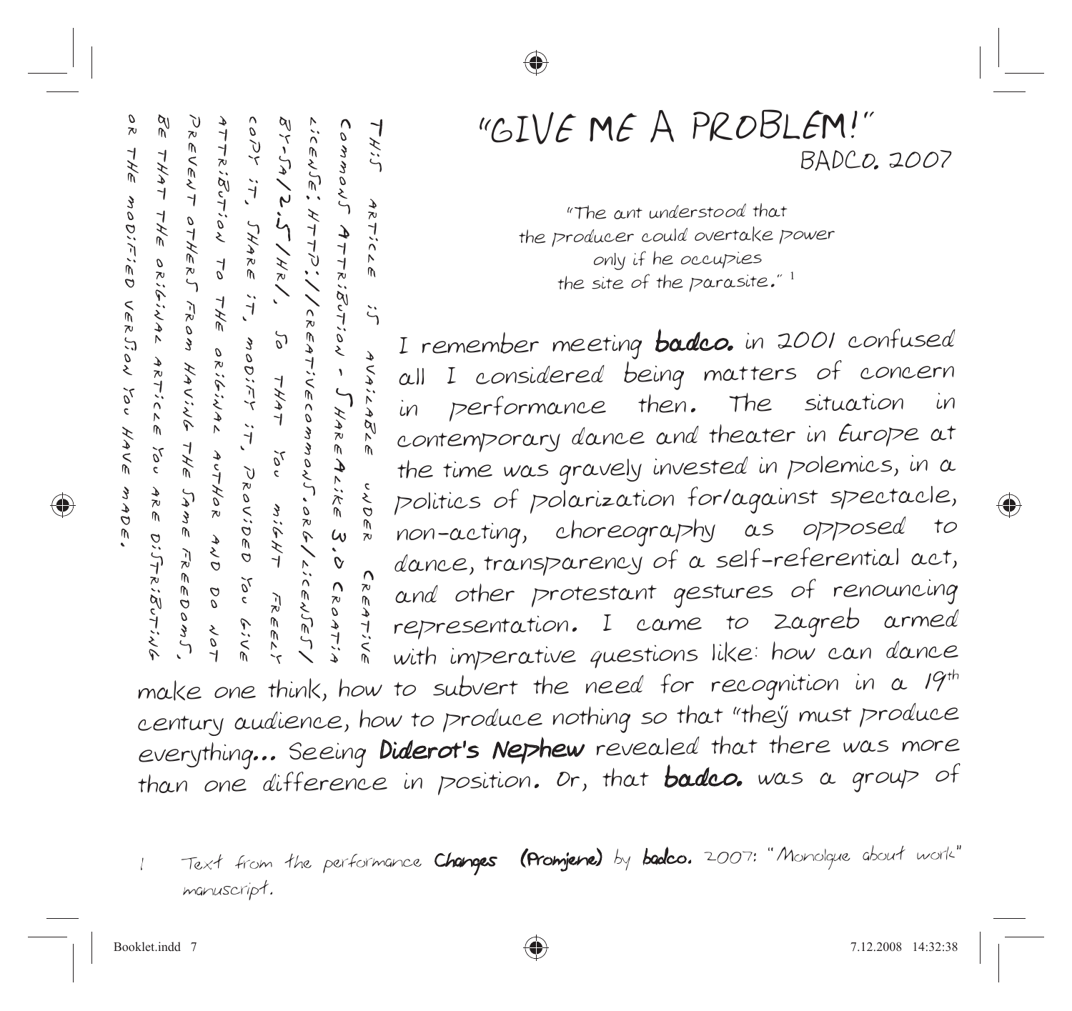THIS ARTICLE IS AVAILABLE UNDER CREATIVE COMMONS ATTRIBUTION - SHAREALIKE 3.0 CROATIA LICENSE: HTTP://CREATIVECOMMONS.ORG/LICENSES/BY-SA/2.5/HR/, SO THAT YOU MIGHT FREELY COPY IT, SHARE IT, MODIFY IT, PROVIDED YOU GIVE ATTRIBUTION TO THE ORIGINAL AUTHOR AND DO NOT PREVENT OTHERS FROM HAVING THE SAME FREEDOMS, BE THAT THE ORIGINAL ARTICLE YOU ARE DISTRIBUTING OR THE MODIFIED VERSION YOU HAVE MADE.

# "GIVE ME A PROBLEM!"

## BADCO. 2007

"The ant understood that
the producer could overtake power
only if he occupies
the site of the parasite."[1]

I remember meeting **badco.** in 2001 confused all I considered being matters of concern in performance then. The situation in contemporary dance and theater in Europe at the time was gravely invested in polemics, in a politics of polarization for/against spectacle, non-acting, choreography as opposed to dance, transparency of a self-referential act, and other protestant gestures of renouncing representation. I came to Zagreb armed with imperative questions like: how can dance make one think, how to subvert the need for recognition in a 19th century audience, how to produce nothing so that "they" must produce everything... Seeing **Diderot's Nephew** revealed that there was more than one difference in position. Or, that **badco.** was a group of

1 Text from the performance **Changes (Promjene)** by **badco.** 2007: "Monolgue about work" manuscript.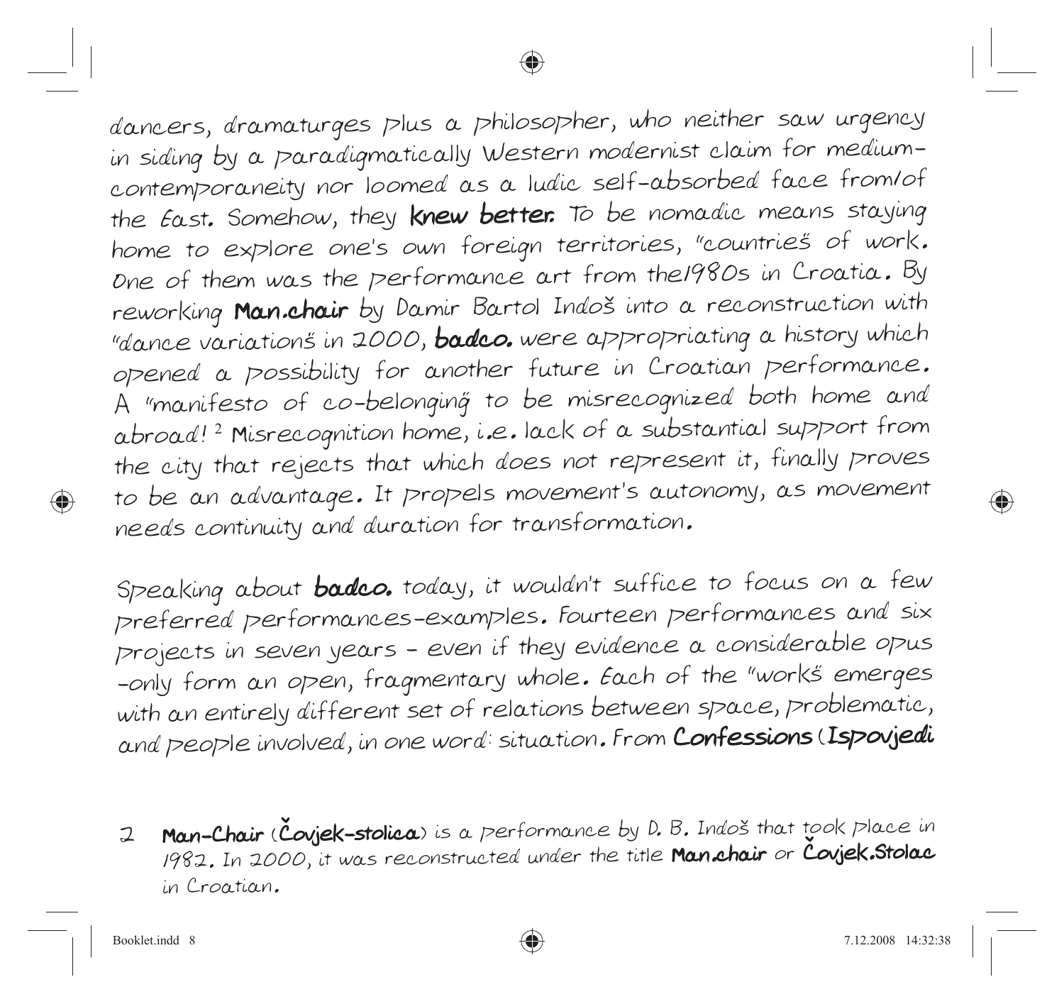dancers, dramaturges plus a philosopher, who neither saw urgency in siding by a paradigmatically Western modernist claim for medium-contemporaneity nor loomed as a ludic self-absorbed face from/of the East. Somehow, they **knew better.** To be nomadic means staying home to explore one's own foreign territories, "countries" of work. One of them was the performance art from the1980s in Croatia. By reworking **Man.chair** by Damir Bartol Indoš into a reconstruction with "dance variations" in 2000, **badco.** were appropriating a history which opened a possibility for another future in Croatian performance. A "manifesto of co-belonging" to be misrecognized both home and abroad![2] Misrecognition home, i.e. lack of a substantial support from the city that rejects that which does not represent it, finally proves to be an advantage. It propels movement's autonomy, as movement needs continuity and duration for transformation.

Speaking about **badco.** today, it wouldn't suffice to focus on a few preferred performances-examples. Fourteen performances and six projects in seven years - even if they evidence a considerable opus -only form an open, fragmentary whole. Each of the "works" emerges with an entirely different set of relations between space, problematic, and people involved, in one word: situation. From **Confessions** (**Ispovjedi**

2 **Man-Chair** (**Čovjek-stolica**) is a performance by D. B. Indoš that took place in 1982. In 2000, it was reconstructed under the title **Man.chair** or **Čovjek.Stolac** in Croatian.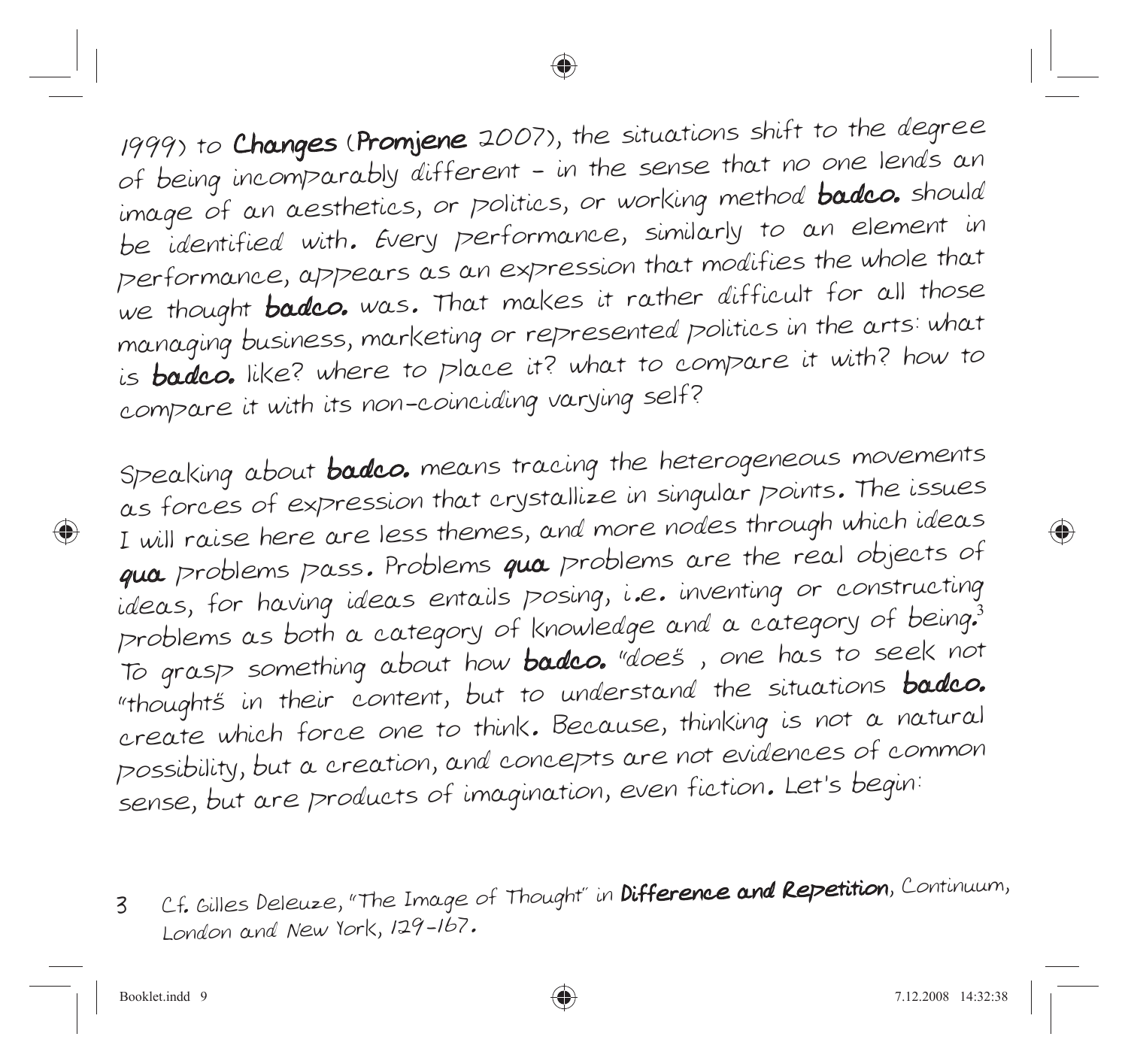1999) to **Changes** (**Promjene** 2007), the situations shift to the degree of being incomparably different – in the sense that no one lends an image of an aesthetics, or politics, or working method **badco.** should be identified with. Every performance, similarly to an element in performance, appears as an expression that modifies the whole that we thought **badco.** was. That makes it rather difficult for all those managing business, marketing or represented politics in the arts: what is **badco.** like? where to place it? what to compare it with? how to compare it with its non-coinciding varying self?

Speaking about **badco.** means tracing the heterogeneous movements as forces of expression that crystallize in singular points. The issues I will raise here are less themes, and more nodes through which ideas **qua** problems pass. Problems **qua** problems are the real objects of ideas, for having ideas entails posing, i.e. inventing or constructing problems as both a category of knowledge and a category of being.[3] To grasp something about how **badco.** "does", one has to seek not "thoughts" in their content, but to understand the situations **badco.** create which force one to think. Because, thinking is not a natural possibility, but a creation, and concepts are not evidences of common sense, but are products of imagination, even fiction. Let's begin:

3 Cf. Gilles Deleuze, "The Image of Thought" in **Difference and Repetition**, Continuum, London and New York, 129-167.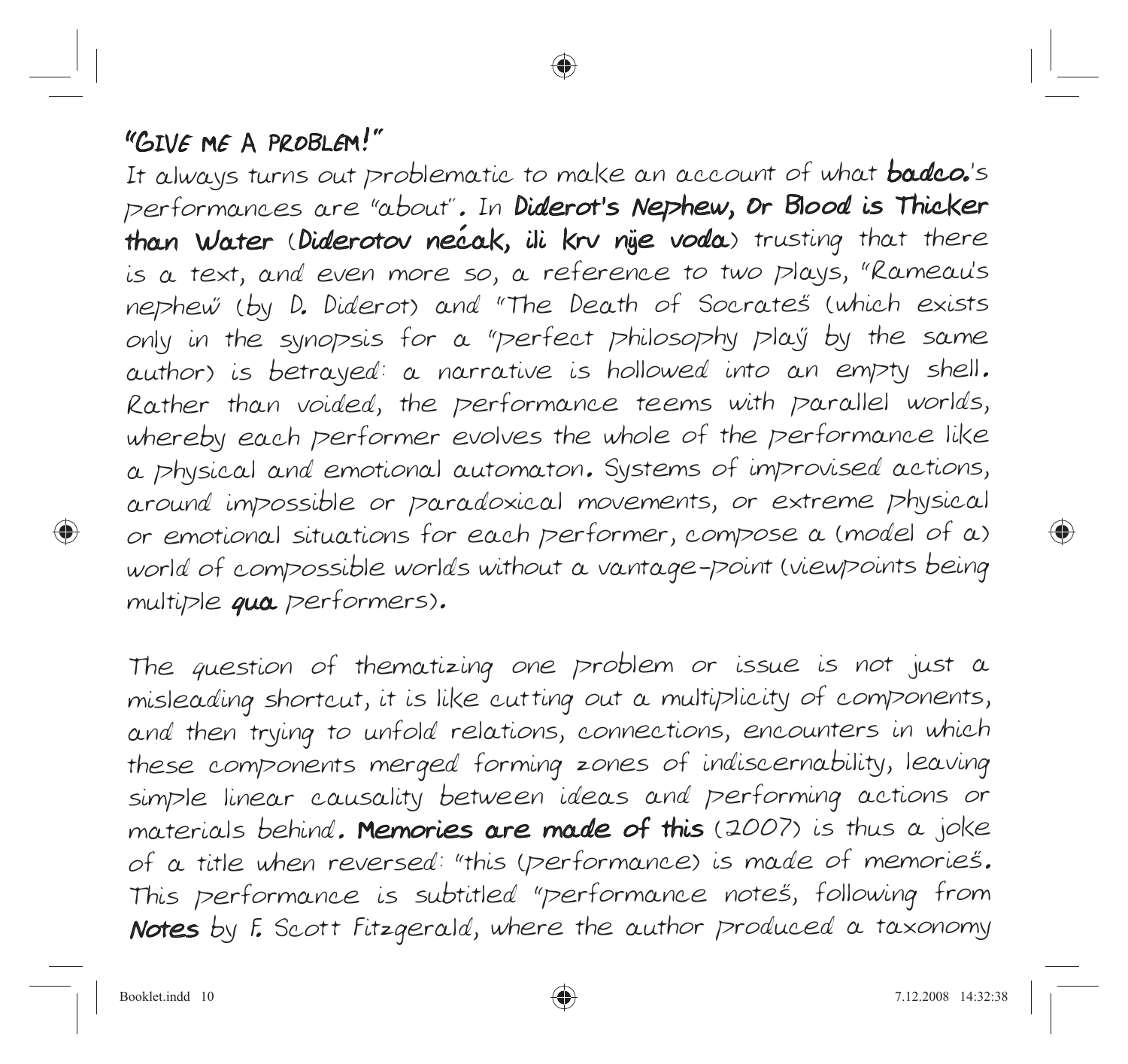## "GIVE ME A PROBLEM!"

It always turns out problematic to make an account of what **badco.**'s performances are "about". In **Diderot's Nephew, Or Blood is Thicker than Water** (**Diderotov nećak, ili krv nije voda**) trusting that there is a text, and even more so, a reference to two plays, "Rameau's nephew" (by D. Diderot) and "The Death of Socrates" (which exists only in the synopsis for a "perfect philosophy play" by the same author) is betrayed: a narrative is hollowed into an empty shell. Rather than voided, the performance teems with parallel worlds, whereby each performer evolves the whole of the performance like a physical and emotional automaton. Systems of improvised actions, around impossible or paradoxical movements, or extreme physical or emotional situations for each performer, compose a (model of a) world of compossible worlds without a vantage-point (viewpoints being multiple **qua** performers).

The question of thematizing one problem or issue is not just a misleading shortcut, it is like cutting out a multiplicity of components, and then trying to unfold relations, connections, encounters in which these components merged forming zones of indiscernability, leaving simple linear causality between ideas and performing actions or materials behind. **Memories are made of this** (2007) is thus a joke of a title when reversed: "this (performance) is made of memories". This performance is subtitled "performance notes", following from **Notes** by F. Scott Fitzgerald, where the author produced a taxonomy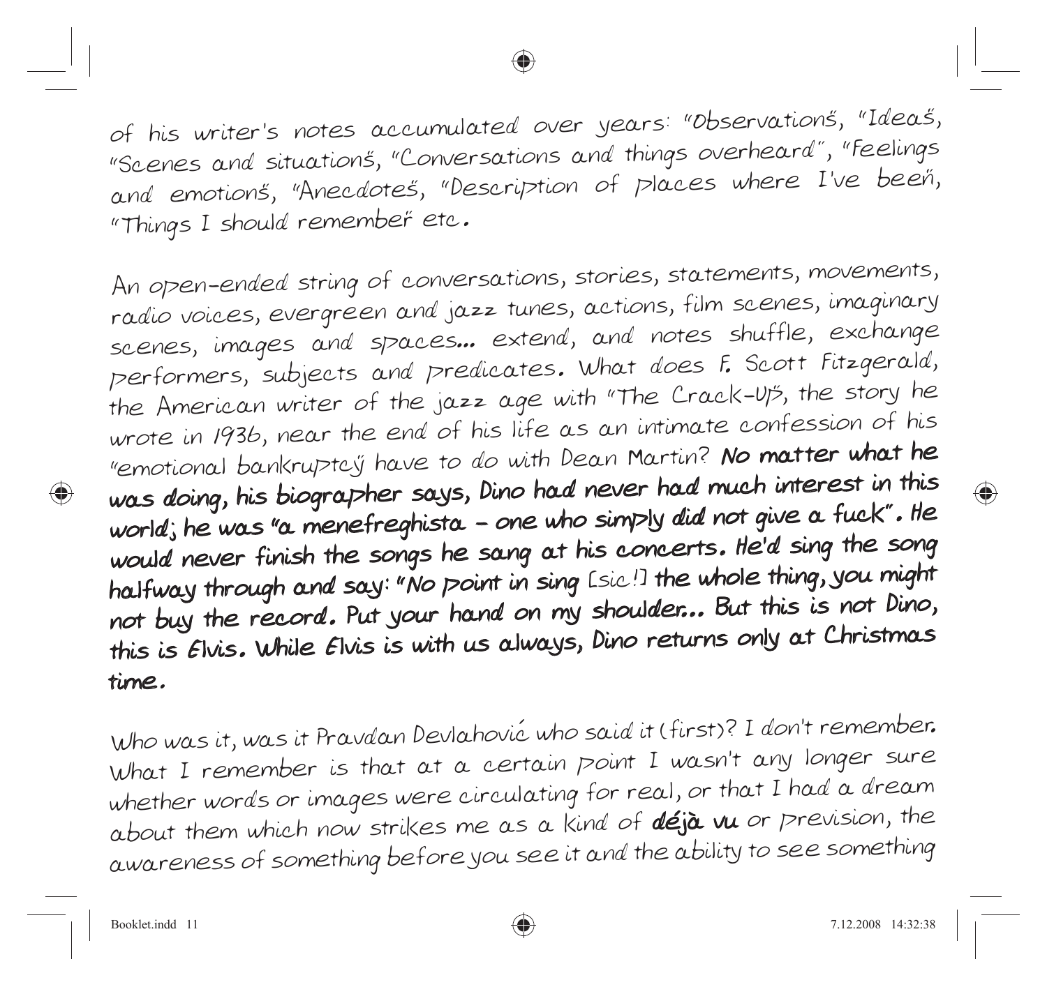of his writer's notes accumulated over years: "Observations", "Ideas", "Scenes and situations", "Conversations and things overheard", "Feelings and emotions", "Anecdotes", "Description of places where I've been", "Things I should remember" etc.

An open-ended string of conversations, stories, statements, movements, radio voices, evergreen and jazz tunes, actions, film scenes, imaginary scenes, images and spaces... extend, and notes shuffle, exchange performers, subjects and predicates. What does F. Scott Fitzgerald, the American writer of the jazz age with "The Crack-Up", the story he wrote in 1936, near the end of his life as an intimate confession of his "emotional bankruptcy" have to do with Dean Martin? **No matter what he was doing, his biographer says, Dino had never had much interest in this world; he was "a menefreghista – one who simply did not give a fuck". He would never finish the songs he sang at his concerts. He'd sing the song halfway through and say: "No point in sing** [sic!] **the whole thing, you might not buy the record. Put your hand on my shoulder... But this is not Dino, this is Elvis. While Elvis is with us always, Dino returns only at Christmas time.**

Who was it, was it Pravdan Devlahović who said it (first)? I don't remember. What I remember is that at a certain point I wasn't any longer sure whether words or images were circulating for real, or that I had a dream about them which now strikes me as a kind of **déjà vu** or prevision, the awareness of something before you see it and the ability to see something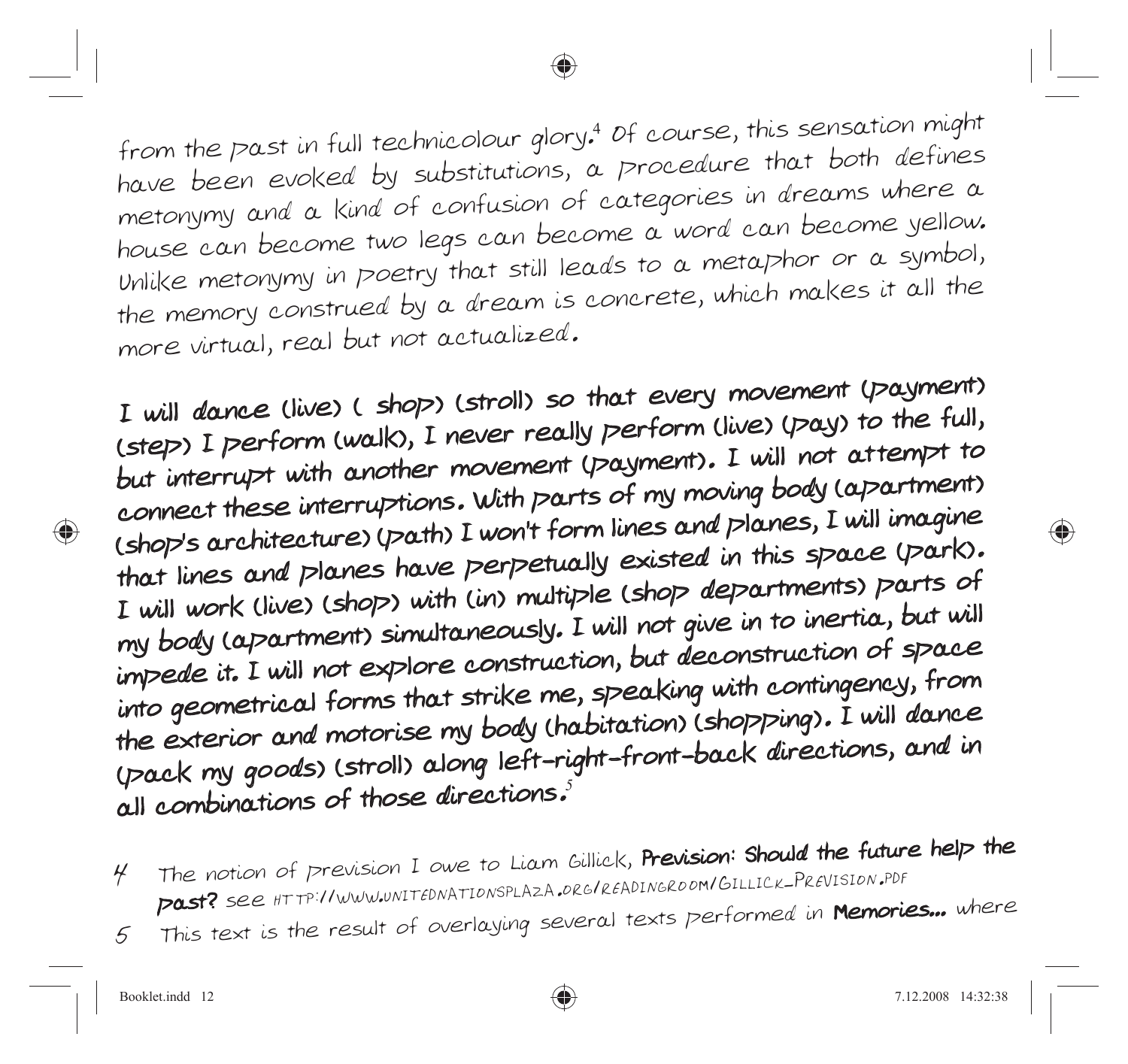from the past in full technicolour glory.[4] Of course, this sensation might have been evoked by substitutions, a procedure that both defines metonymy and a kind of confusion of categories in dreams where a house can become two legs can become a word can become yellow. Unlike metonymy in poetry that still leads to a metaphor or a symbol, the memory construed by a dream is concrete, which makes it all the more virtual, real but not actualized.

**I will dance (live) ( shop) (stroll) so that every movement (payment) (step) I perform (walk), I never really perform (live) (pay) to the full, but interrupt with another movement (payment). I will not attempt to connect these interruptions. With parts of my moving body (apartment) (shop's architecture) (path) I won't form lines and planes, I will imagine that lines and planes have perpetually existed in this space (park). I will work (live) (shop) with (in) multiple (shop departments) parts of my body (apartment) simultaneously. I will not give in to inertia, but will impede it. I will not explore construction, but deconstruction of space into geometrical forms that strike me, speaking with contingency, from the exterior and motorise my body (habitation) (shopping). I will dance (pack my goods) (stroll) along left-right-front-back directions, and in all combinations of those directions.[5]**

4 The notion of prevision I owe to Liam Gillick, **Prevision: Should the future help the past?** see HTTP://WWW.UNITEDNATIONSPLAZA.ORG/READINGROOM/GILLICK_PREVISION.PDF

5 This text is the result of overlaying several texts performed in **Memories...** where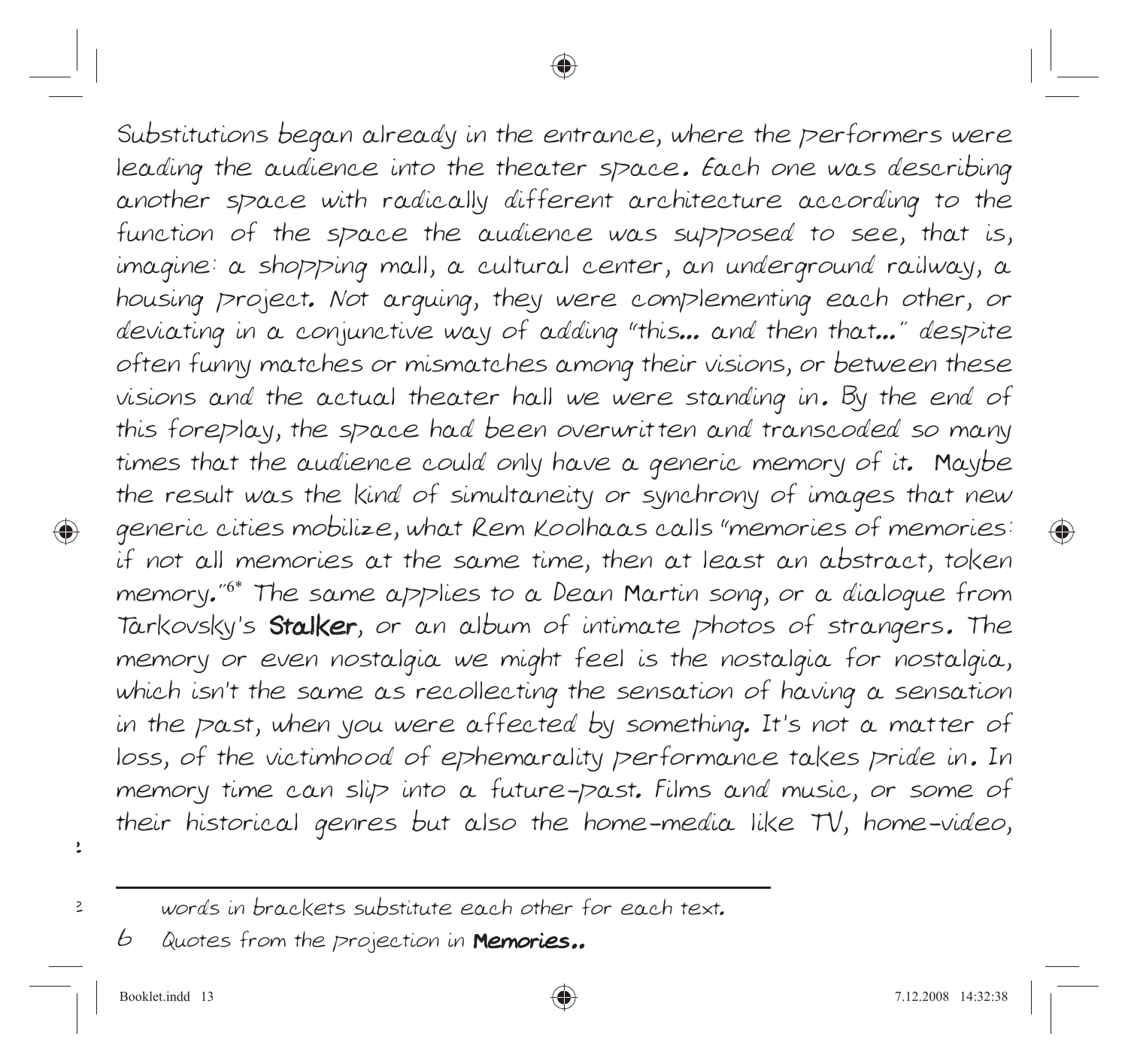Substitutions began already in the entrance, where the performers were leading the audience into the theater space. Each one was describing another space with radically different architecture according to the function of the space the audience was supposed to see, that is, imagine: a shopping mall, a cultural center, an underground railway, a housing project. Not arguing, they were complementing each other, or deviating in a conjunctive way of adding "this... and then that..." despite often funny matches or mismatches among their visions, or between these visions and the actual theater hall we were standing in. By the end of this foreplay, the space had been overwritten and transcoded so many times that the audience could only have a generic memory of it. Maybe the result was the kind of simultaneity or synchrony of images that new generic cities mobilize, what Rem Koolhaas calls "memories of memories: if not all memories at the same time, then at least an abstract, token memory."[6*] The same applies to a Dean Martin song, or a dialogue from Tarkovsky's **Stalker**, or an album of intimate photos of strangers. The memory or even nostalgia we might feel is the nostalgia for nostalgia, which isn't the same as recollecting the sensation of having a sensation in the past, when you were affected by something. It's not a matter of loss, of the victimhood of ephemarality performance takes pride in. In memory time can slip into a future-past. Films and music, or some of their historical genres but also the home-media like TV, home-video,

---

2 words in brackets substitute each other for each text.

6 Quotes from the projection in **Memories..**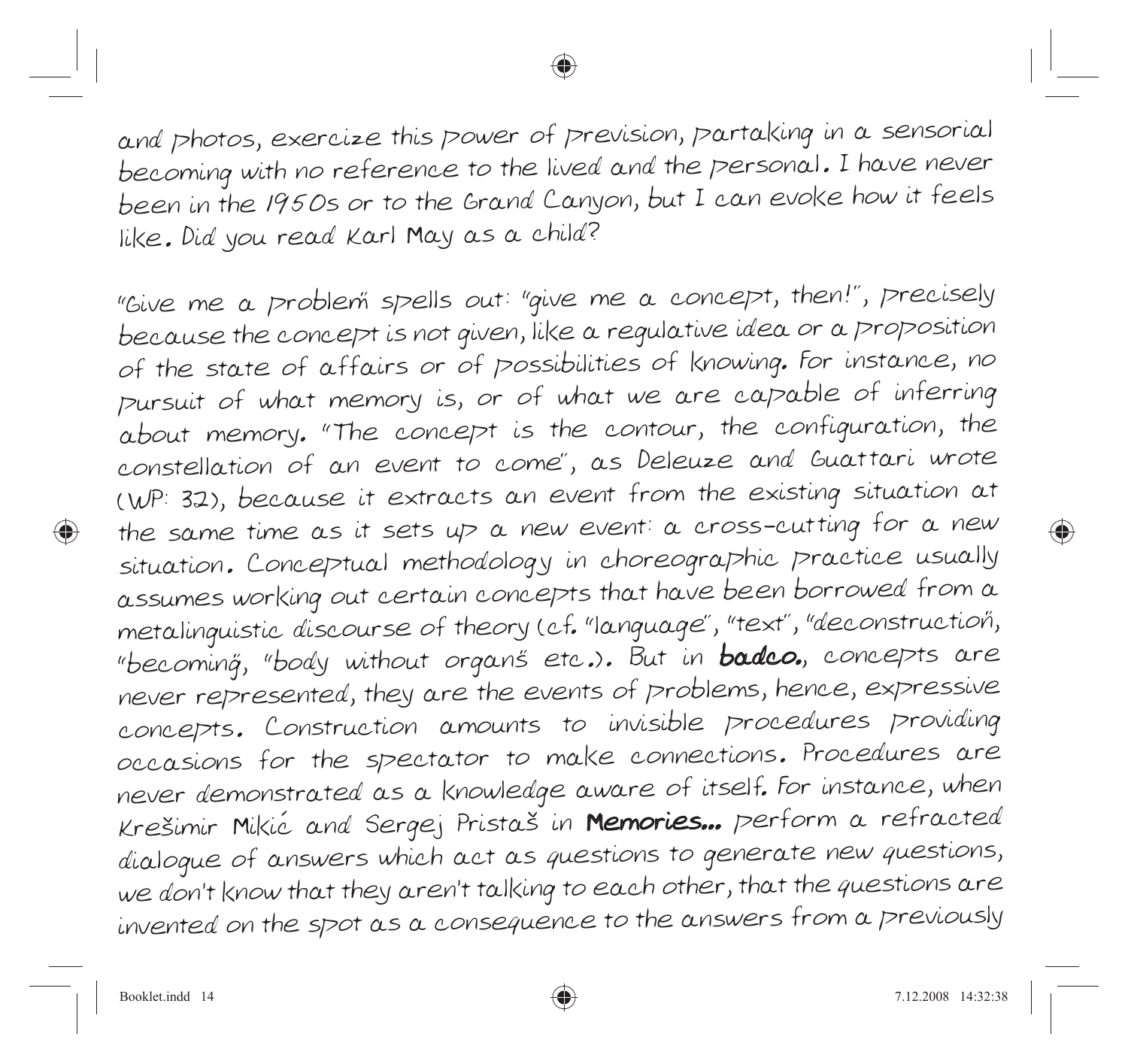and photos, exercize this power of prevision, partaking in a sensorial becoming with no reference to the lived and the personal. I have never been in the 1950s or to the Grand Canyon, but I can evoke how it feels like. Did you read Karl May as a child?

"Give me a problem" spells out: "give me a concept, then!", precisely because the concept is not given, like a regulative idea or a proposition of the state of affairs or of possibilities of knowing. For instance, no pursuit of what memory is, or of what we are capable of inferring about memory. "The concept is the contour, the configuration, the constellation of an event to come", as Deleuze and Guattari wrote (WP: 32), because it extracts an event from the existing situation at the same time as it sets up a new event: a cross-cutting for a new situation. Conceptual methodology in choreographic practice usually assumes working out certain concepts that have been borrowed from a metalinguistic discourse of theory (cf. "language", "text", "deconstruction", "becoming", "body without organs" etc.). But in **badco.**, concepts are never represented, they are the events of problems, hence, expressive concepts. Construction amounts to invisible procedures providing occasions for the spectator to make connections. Procedures are never demonstrated as a knowledge aware of itself. For instance, when Krešimir Mikić and Sergej Pristaš in **Memories...** perform a refracted dialogue of answers which act as questions to generate new questions, we don't know that they aren't talking to each other, that the questions are invented on the spot as a consequence to the answers from a previously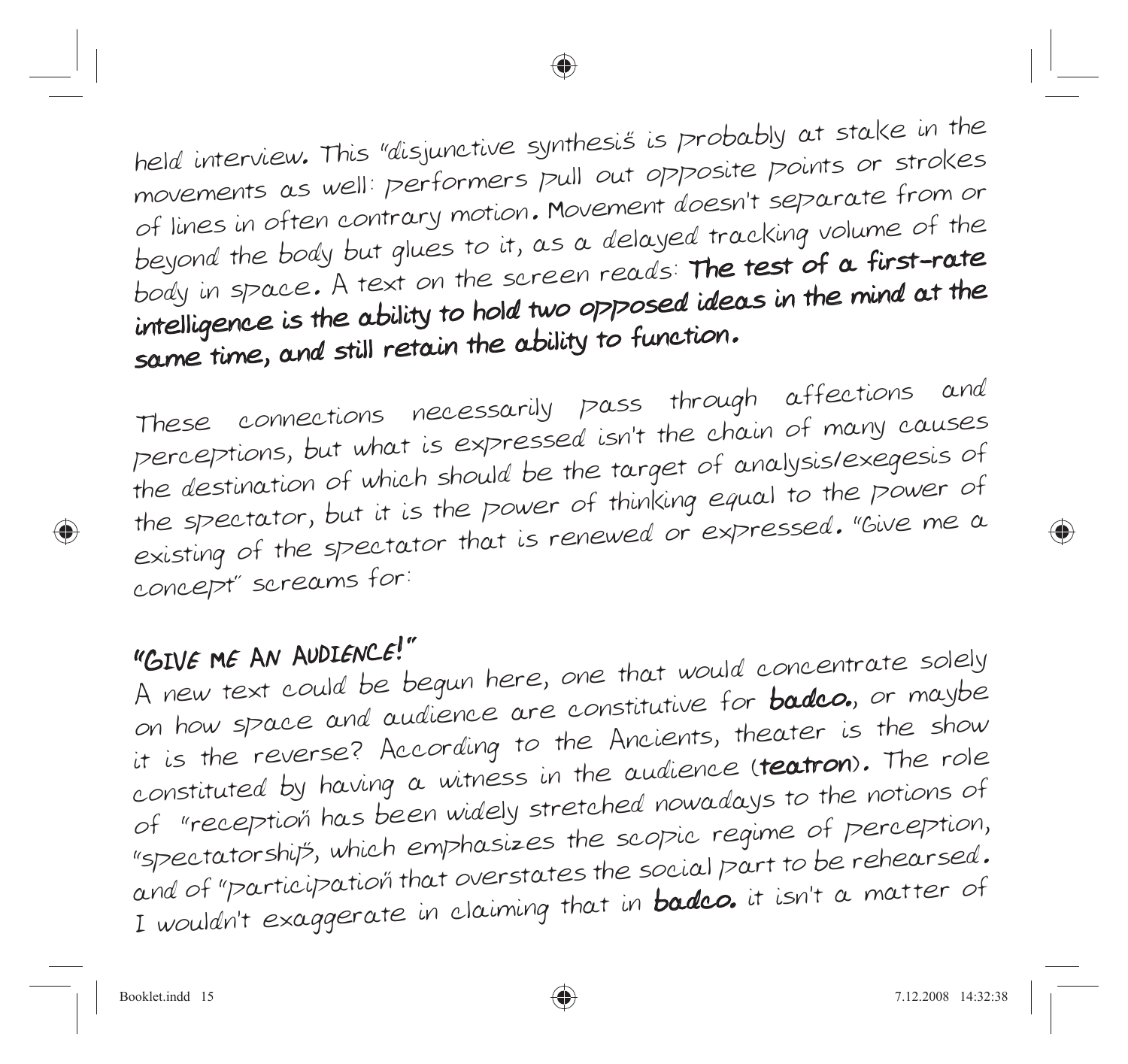held interview. This "disjunctive synthesis" is probably at stake in the movements as well: performers pull out opposite points or strokes of lines in often contrary motion. Movement doesn't separate from or beyond the body but glues to it, as a delayed tracking volume of the body in space. A text on the screen reads: **The test of a first-rate intelligence is the ability to hold two opposed ideas in the mind at the same time, and still retain the ability to function.**

These connections necessarily pass through affections and perceptions, but what is expressed isn't the chain of many causes the destination of which should be the target of analysis/exegesis of the spectator, but it is the power of thinking equal to the power of existing of the spectator that is renewed or expressed. "Give me a concept" screams for:

## "GIVE ME AN AUDIENCE!"

A new text could be begun here, one that would concentrate solely on how space and audience are constitutive for **badco.**, or maybe it is the reverse? According to the Ancients, theater is the show constituted by having a witness in the audience (**teatron**). The role of "reception" has been widely stretched nowadays to the notions of "spectatorship", which emphasizes the scopic regime of perception, and of "participation" that overstates the social part to be rehearsed. I wouldn't exaggerate in claiming that in **badco.** it isn't a matter of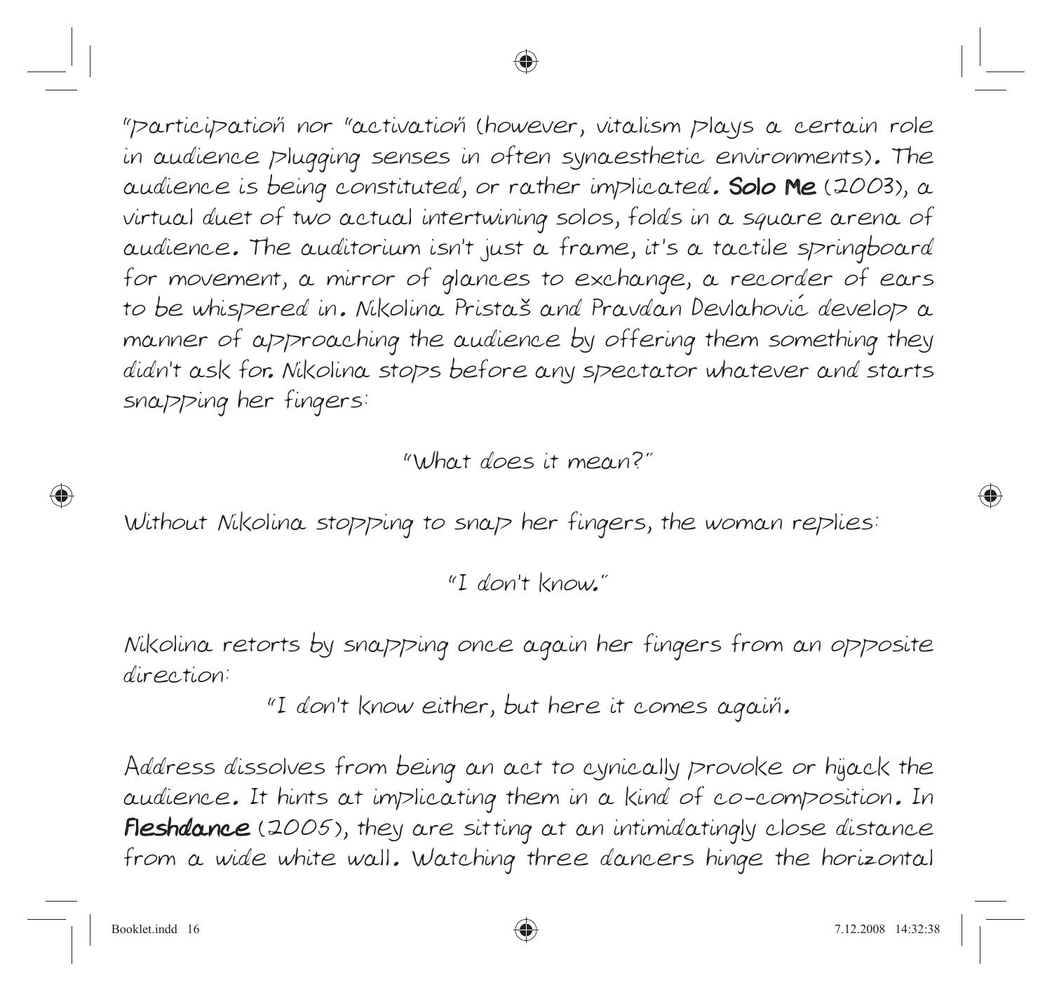"participation" nor "activation" (however, vitalism plays a certain role in audience plugging senses in often synaesthetic environments). The audience is being constituted, or rather implicated. **Solo Me** (2003), a virtual duet of two actual intertwining solos, folds in a square arena of audience. The auditorium isn't just a frame, it's a tactile springboard for movement, a mirror of glances to exchange, a recorder of ears to be whispered in. Nikolina Pristaš and Pravdan Devlahović develop a manner of approaching the audience by offering them something they didn't ask for. Nikolina stops before any spectator whatever and starts snapping her fingers:

"What does it mean?"

Without Nikolina stopping to snap her fingers, the woman replies:

"I don't know."

Nikolina retorts by snapping once again her fingers from an opposite direction:

"I don't know either, but here it comes again".

Address dissolves from being an act to cynically provoke or hijack the audience. It hints at implicating them in a kind of co-composition. In **Fleshdance** (2005), they are sitting at an intimidatingly close distance from a wide white wall. Watching three dancers hinge the horizontal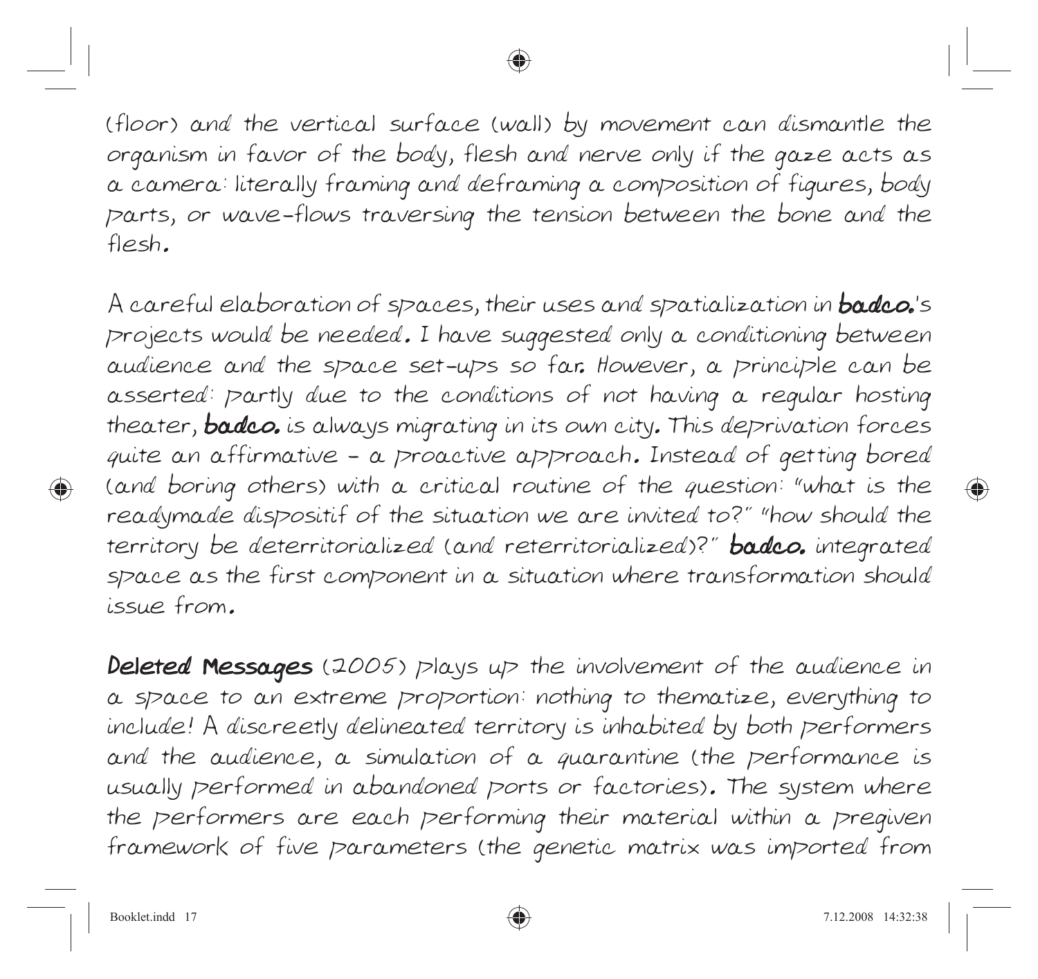(floor) and the vertical surface (wall) by movement can dismantle the organism in favor of the body, flesh and nerve only if the gaze acts as a camera: literally framing and deframing a composition of figures, body parts, or wave-flows traversing the tension between the bone and the flesh.

A careful elaboration of spaces, their uses and spatialization in **badco.**'s projects would be needed. I have suggested only a conditioning between audience and the space set-ups so far. However, a principle can be asserted: partly due to the conditions of not having a regular hosting theater, **badco.** is always migrating in its own city. This deprivation forces quite an affirmative – a proactive approach. Instead of getting bored (and boring others) with a critical routine of the question: "what is the readymade dispositif of the situation we are invited to?" "how should the territory be deterritorialized (and reterritorialized)?" **badco.** integrated space as the first component in a situation where transformation should issue from.

**Deleted Messages** (2005) plays up the involvement of the audience in a space to an extreme proportion: nothing to thematize, everything to include! A discreetly delineated territory is inhabited by both performers and the audience, a simulation of a quarantine (the performance is usually performed in abandoned ports or factories). The system where the performers are each performing their material within a pregiven framework of five parameters (the genetic matrix was imported from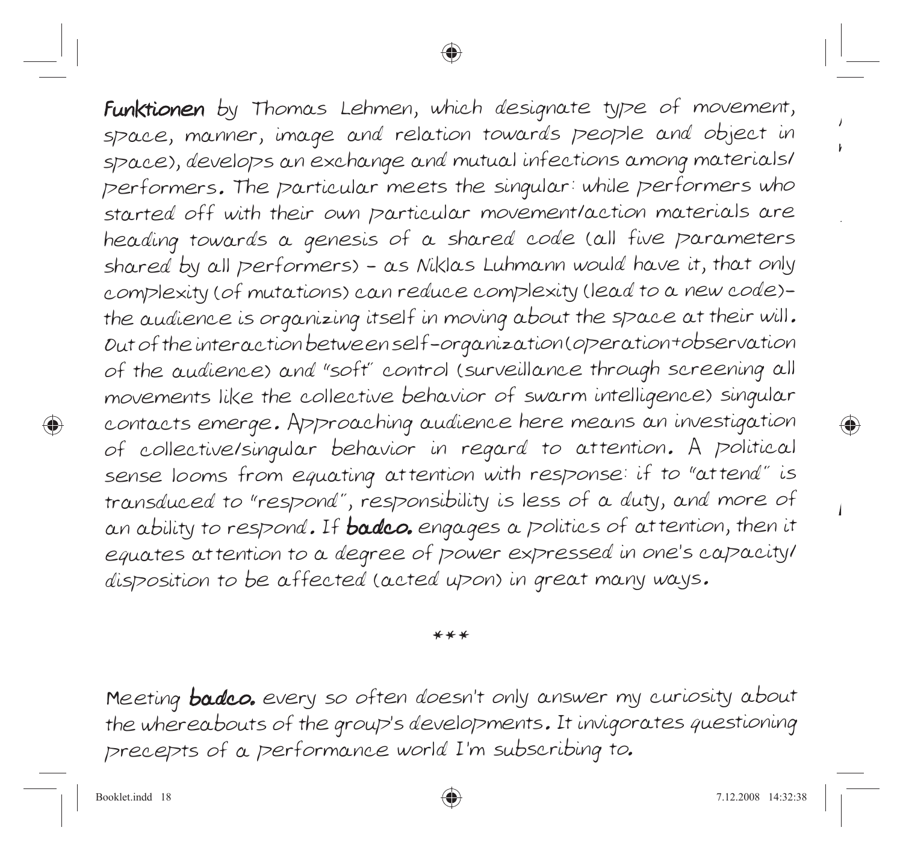**Funktionen** by Thomas Lehmen, which designate type of movement, space, manner, image and relation towards people and object in space), develops an exchange and mutual infections among materials/ performers. The particular meets the singular: while performers who started off with their own particular movement/action materials are heading towards a genesis of a shared code (all five parameters shared by all performers) – as Niklas Luhmann would have it, that only complexity (of mutations) can reduce complexity (lead to a new code)– the audience is organizing itself in moving about the space at their will. Out of the interaction between self-organization (operation+observation of the audience) and "soft" control (surveillance through screening all movements like the collective behavior of swarm intelligence) singular contacts emerge. Approaching audience here means an investigation of collective/singular behavior in regard to attention. A political sense looms from equating attention with response: if to "attend" is transduced to "respond", responsibility is less of a duty, and more of an ability to respond. If **badco.** engages a politics of attention, then it equates attention to a degree of power expressed in one's capacity/ disposition to be affected (acted upon) in great many ways.

***

Meeting **badco.** every so often doesn't only answer my curiosity about the whereabouts of the group's developments. It invigorates questioning precepts of a performance world I'm subscribing to.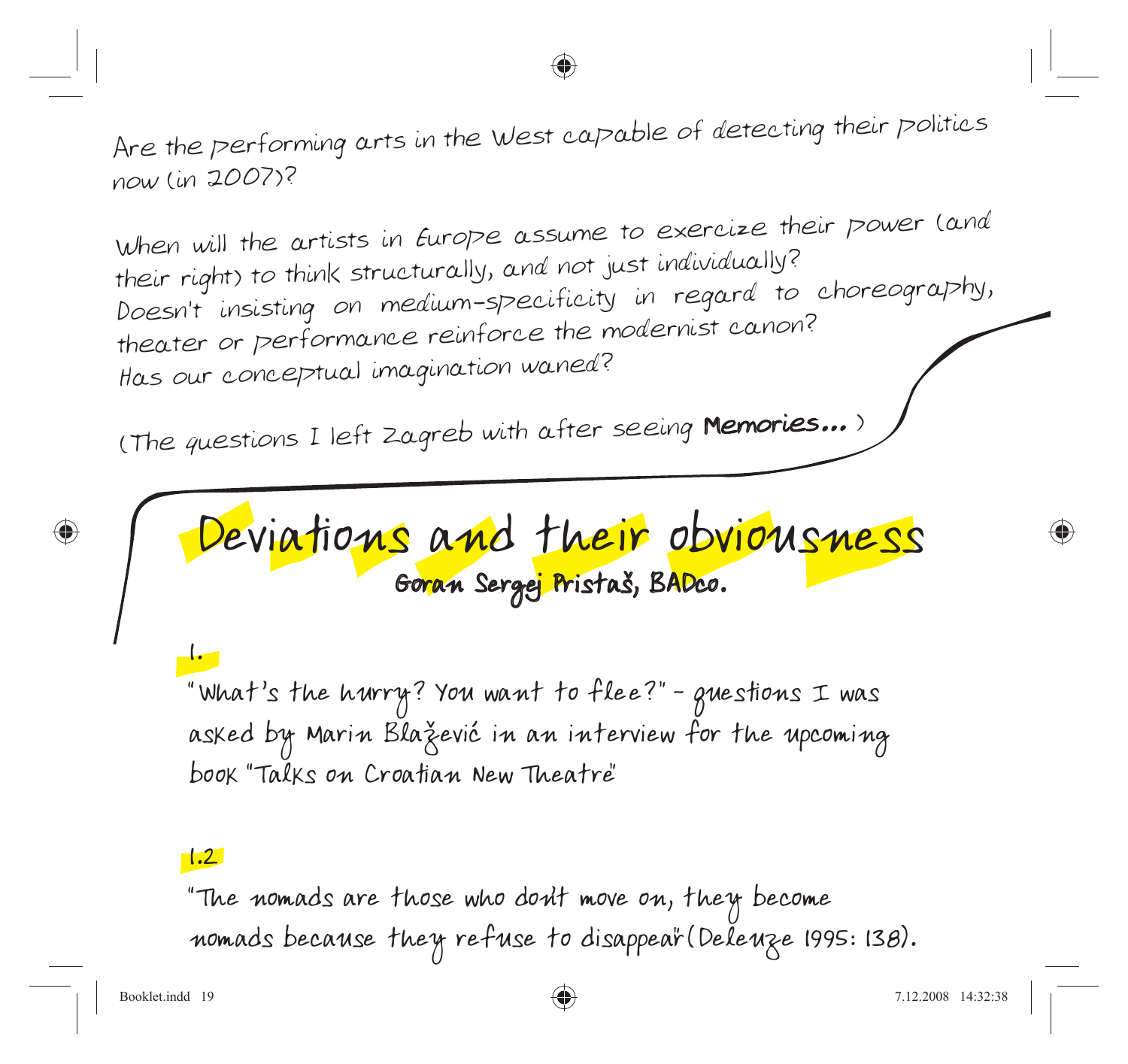Are the performing arts in the West capable of detecting their politics now (in 2007)?

When will the artists in Europe assume to exercize their power (and their right) to think structurally, and not just individually?
Doesn't insisting on medium-specificity in regard to choreography, theater or performance reinforce the modernist canon?
Has our conceptual imagination waned?

(The questions I left Zagreb with after seeing **Memories...**)

# Deviations and their obviousness

**Goran Sergej Pristaš, BADco.**

1.

"What's the hurry? You want to flee?" – questions I was asked by Marin Blažević in an interview for the upcoming book "Talks on Croatian New Theatre"

1.2

"The nomads are those who don't move on, they become nomads because they refuse to disappear" (Deleuze 1995: 138).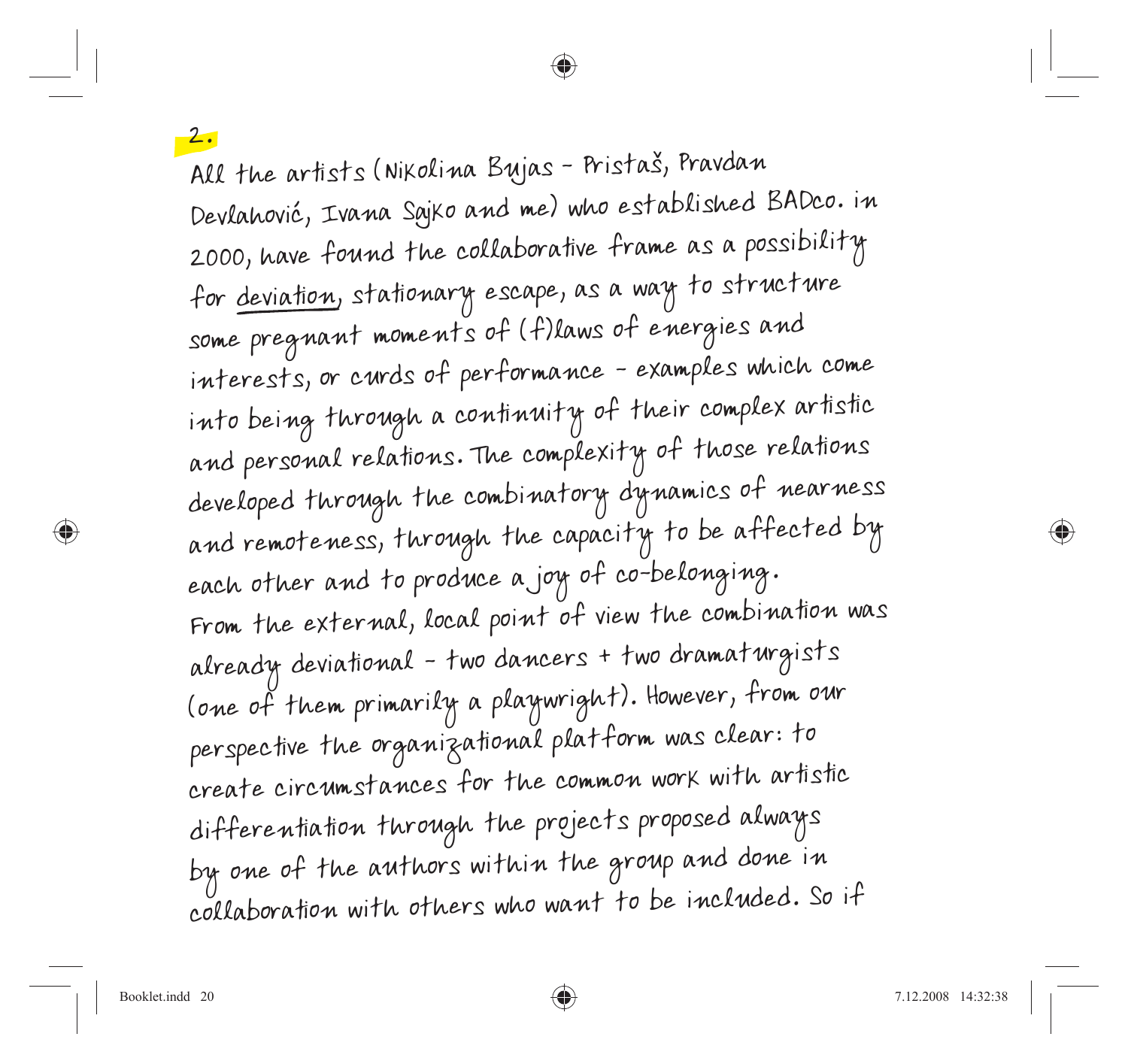2.

All the artists (Nikolina Bujas - Pristaš, Pravdan Devlahović, Ivana Sajko and me) who established BADco. in 2000, have found the collaborative frame as a possibility for <u>deviation</u>, stationary escape, as a way to structure some pregnant moments of (f)laws of energies and interests, or curds of performance - examples which come into being through a continuity of their complex artistic and personal relations. The complexity of those relations developed through the combinatory dynamics of nearness and remoteness, through the capacity to be affected by each other and to produce a joy of co-belonging.
From the external, local point of view the combination was already deviational - two dancers + two dramaturgists (one of them primarily a playwright). However, from our perspective the organizational platform was clear: to create circumstances for the common work with artistic differentiation through the projects proposed always by one of the authors within the group and done in collaboration with others who want to be included. So if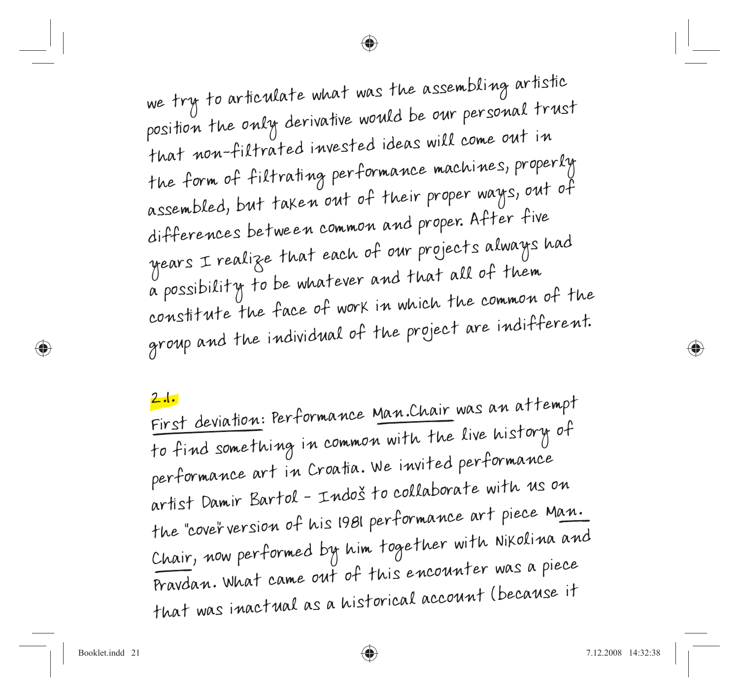we try to articulate what was the assembling artistic position the only derivative would be our personal trust that non-filtrated invested ideas will come out in the form of filtrating performance machines, properly assembled, but taken out of their proper ways, out of differences between common and proper. After five years I realize that each of our projects always had a possibility to be whatever and that all of them constitute the face of work in which the common of the group and the individual of the project are indifferent.

2.1.

First deviation: Performance Man.Chair was an attempt to find something in common with the live history of performance art in Croatia. We invited performance artist Damir Bartol - Indoš to collaborate with us on the "cover" version of his 1981 performance art piece Man. Chair, now performed by him together with Nikolina and Pravdan. What came out of this encounter was a piece that was inactual as a historical account (because it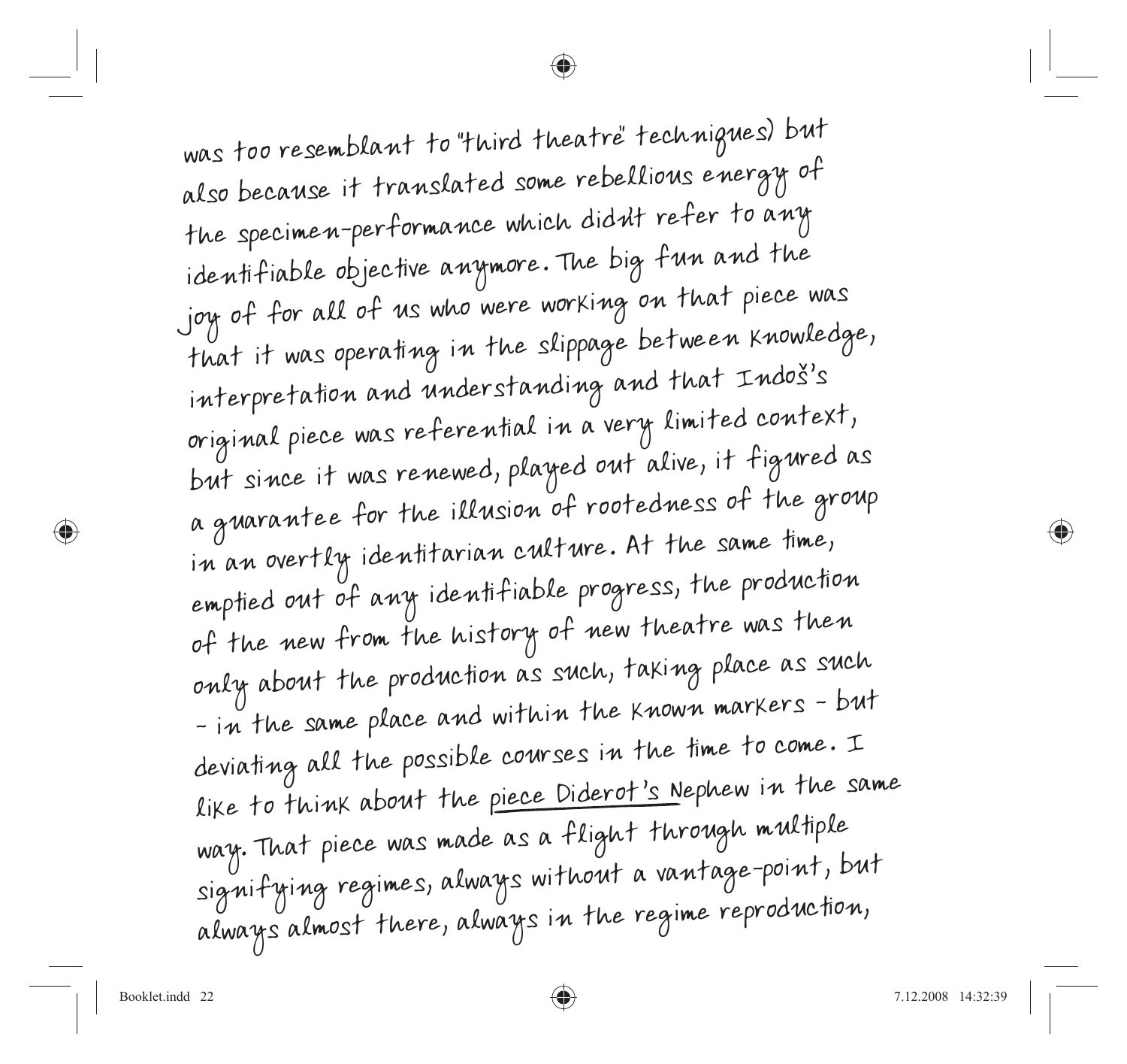was too resemblant to "third theatre" techniques) but also because it translated some rebellious energy of the specimen-performance which didn't refer to any identifiable objective anymore. The big fun and the joy of for all of us who were working on that piece was that it was operating in the slippage between knowledge, interpretation and understanding and that Indoš's original piece was referential in a very limited context, but since it was renewed, played out alive, it figured as a guarantee for the illusion of rootedness of the group in an overtly identitarian culture. At the same time, emptied out of any identifiable progress, the production of the new from the history of new theatre was then only about the production as such, taking place as such – in the same place and within the known markers – but deviating all the possible courses in the time to come. I like to think about the piece Diderot's Nephew in the same way. That piece was made as a flight through multiple signifying regimes, always without a vantage-point, but always almost there, always in the regime reproduction,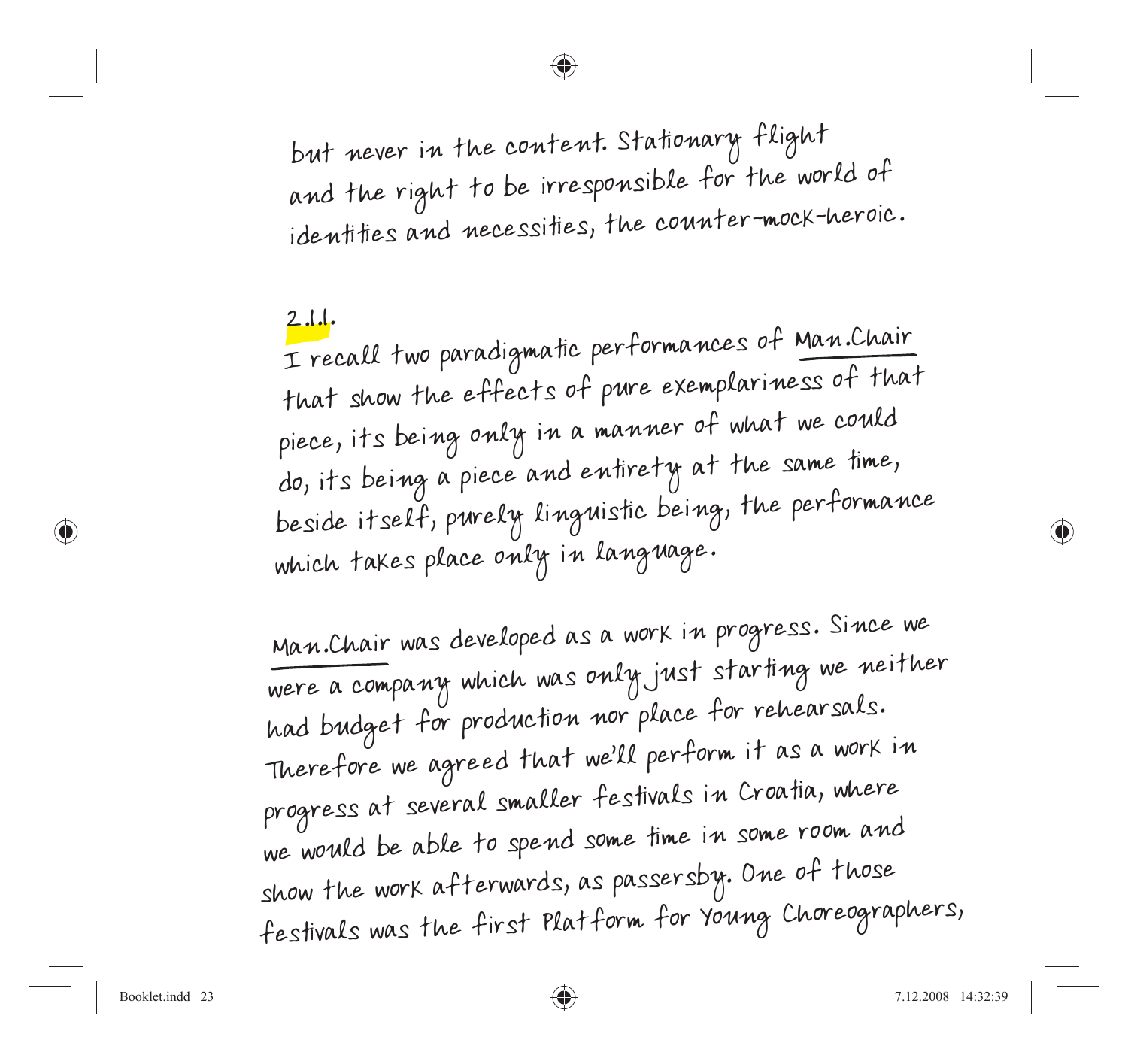but never in the content. Stationary flight and the right to be irresponsible for the world of identities and necessities, the counter-mock-heroic.

2.1.1.

I recall two paradigmatic performances of Man.Chair that show the effects of pure exemplariness of that piece, its being only in a manner of what we could do, its being a piece and entirety at the same time, purely linguistic being, the performance beside itself, which takes place only in language.

Man.Chair was developed as a work in progress. Since we were a company which was only just starting we neither had budget for production nor place for rehearsals. Therefore we agreed that we'll perform it as a work in progress at several smaller festivals in Croatia, where we would be able to spend some time in some room and show the work afterwards, as passersby. One of those festivals was the first Platform for Young Choreographers,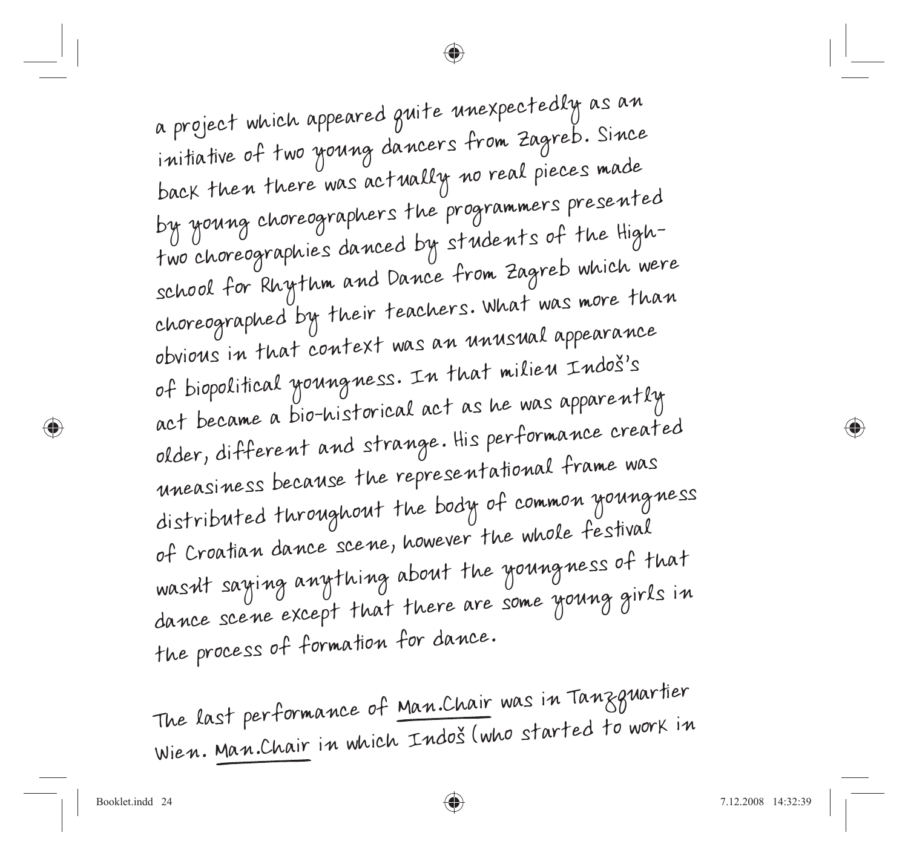a project which appeared quite unexpectedly as an initiative of two young dancers from Zagreb. Since back then there was actually no real pieces made by young choreographers the programmers presented two choreographies danced by students of the High-school for Rhythm and Dance from Zagreb which were choreographed by their teachers. What was more than obvious in that context was an unusual appearance of biopolitical youngness. In that milieu Indoš's act became a bio-historical act as he was apparently older, different and strange. His performance created uneasiness because the representational frame was distributed throughout the body of common youngness of Croatian dance scene, however the whole festival wasn't saying anything about the youngness of that dance scene except that there are some young girls in the process of formation for dance.

The last performance of Man.Chair was in Tanzquartier Wien. Man.Chair in which Indoš (who started to work in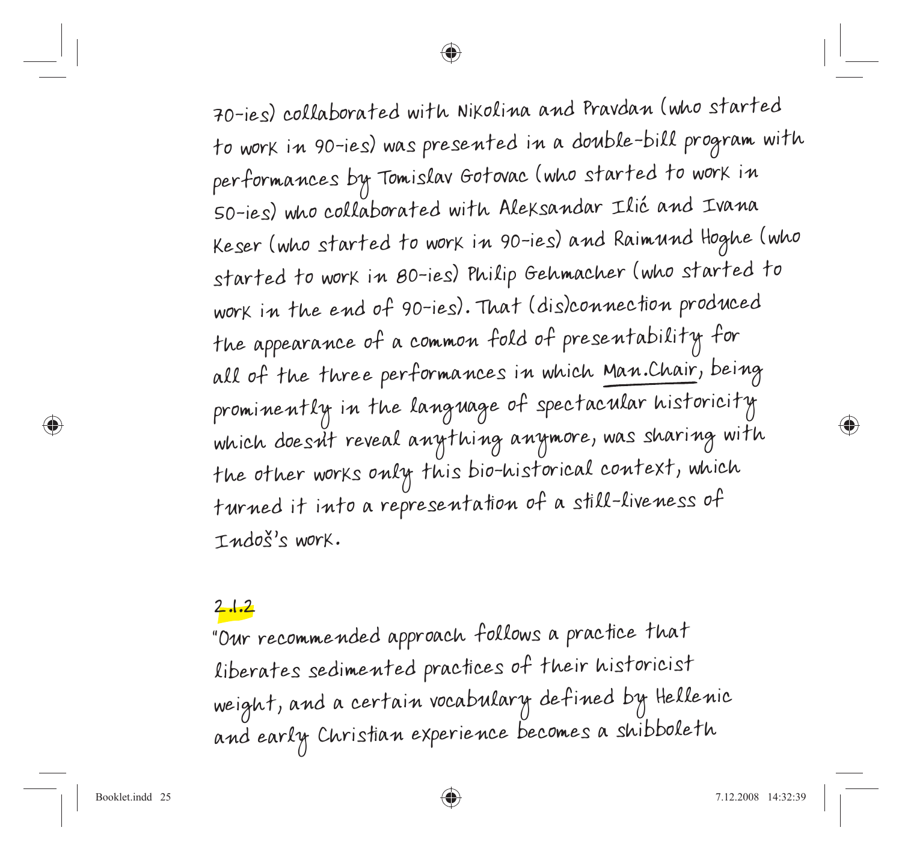70-ies) collaborated with Nikolina and Pravdan (who started to work in 90-ies) was presented in a double-bill program with performances by Tomislav Gotovac (who started to work in 50-ies) who collaborated with Aleksandar Ilić and Ivana Keser (who started to work in 90-ies) and Raimund Hoghe (who started to work in 80-ies) Philip Gehmacher (who started to work in the end of 90-ies). That (dis)connection produced the appearance of a common fold of presentability for all of the three performances in which Man.Chair, being prominently in the language of spectacular historicity which doesn't reveal anything anymore, was sharing with the other works only this bio-historical context, which turned it into a representation of a still-liveness of Indoš's work.

2.1.2

"Our recommended approach follows a practice that liberates sedimented practices of their historicist weight, and a certain vocabulary defined by Hellenic and early Christian experience becomes a shibboleth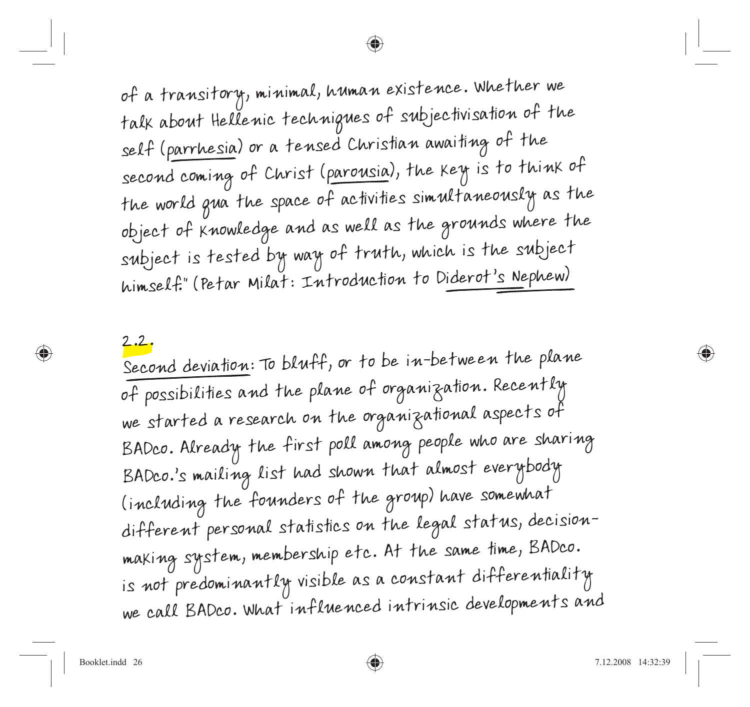of a transitory, minimal, human existence. Whether we talk about Hellenic techniques of subjectivisation of the self (parrhesia) or a tensed Christian awaiting of the second coming of Christ (parousia), the key is to think of the world qua the space of activities simultaneously as the object of knowledge and as well as the grounds where the subject is tested by way of truth, which is the subject himself." (Petar Milat: Introduction to Diderot's Nephew)

## 2.2.

Second deviation: To bluff, or to be in-between the plane of possibilities and the plane of organization. Recently we started a research on the organizational aspects of BADco. Already the first poll among people who are sharing BADco.'s mailing list had shown that almost everybody (including the founders of the group) have somewhat different personal statistics on the legal status, decision-making system, membership etc. At the same time, BADco. is not predominantly visible as a constant differentiality we call BADco. What influenced intrinsic developments and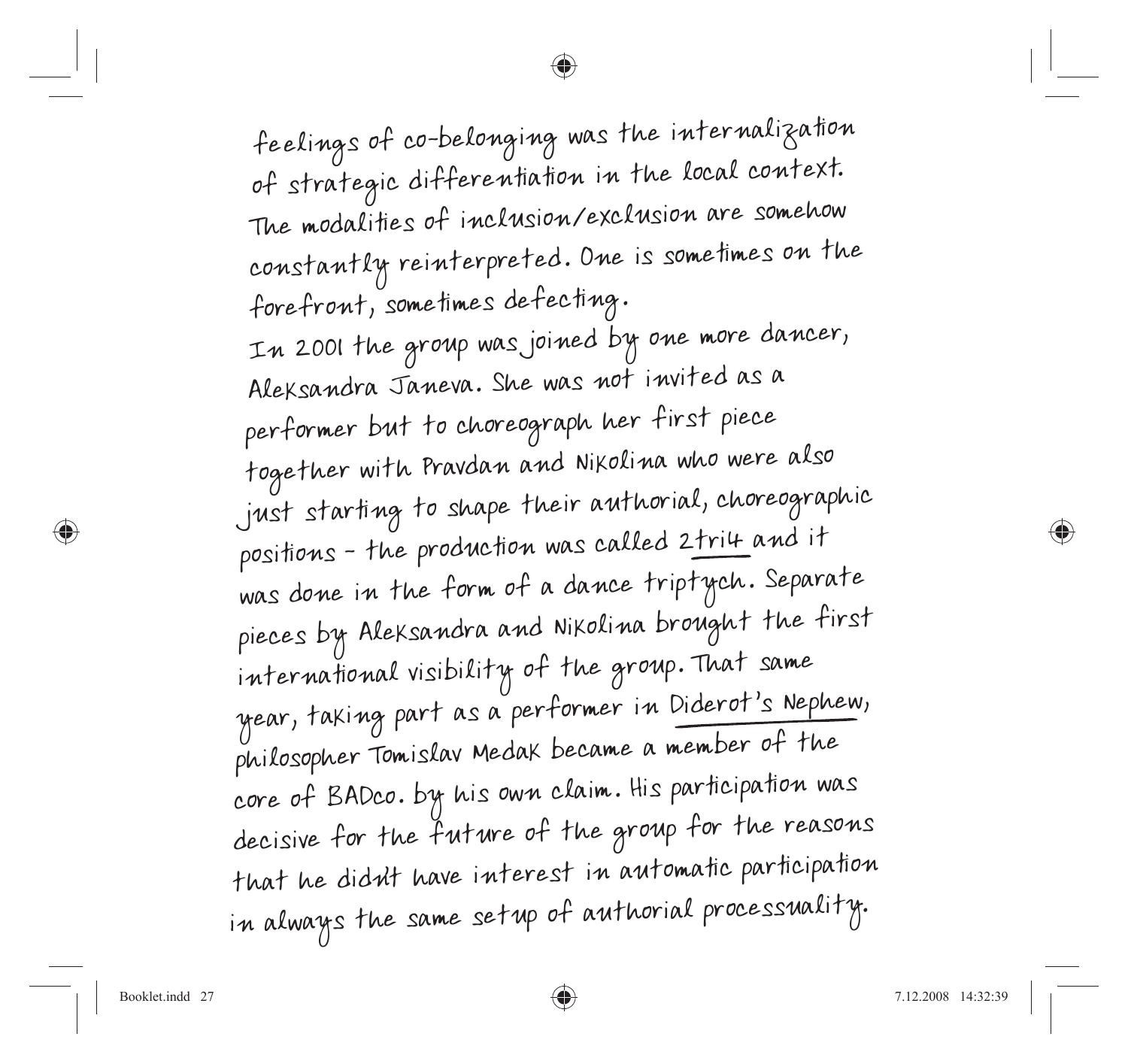feelings of co-belonging was the internalization of strategic differentiation in the local context. The modalities of inclusion/exclusion are somehow constantly reinterpreted. One is sometimes on the forefront, sometimes defecting.

In 2001 the group was joined by one more dancer, Aleksandra Janeva. She was not invited as a performer but to choreograph her first piece together with Pravdan and Nikolina who were also just starting to shape their authorial, choreographic positions – the production was called 2tri4 and it was done in the form of a dance triptych. Separate pieces by Aleksandra and Nikolina brought the first international visibility of the group. That same year, taking part as a performer in Diderot's Nephew, philosopher Tomislav Medak became a member of the core of BADco. by his own claim. His participation was decisive for the future of the group for the reasons that he didn't have interest in automatic participation in always the same setup of authorial processuality.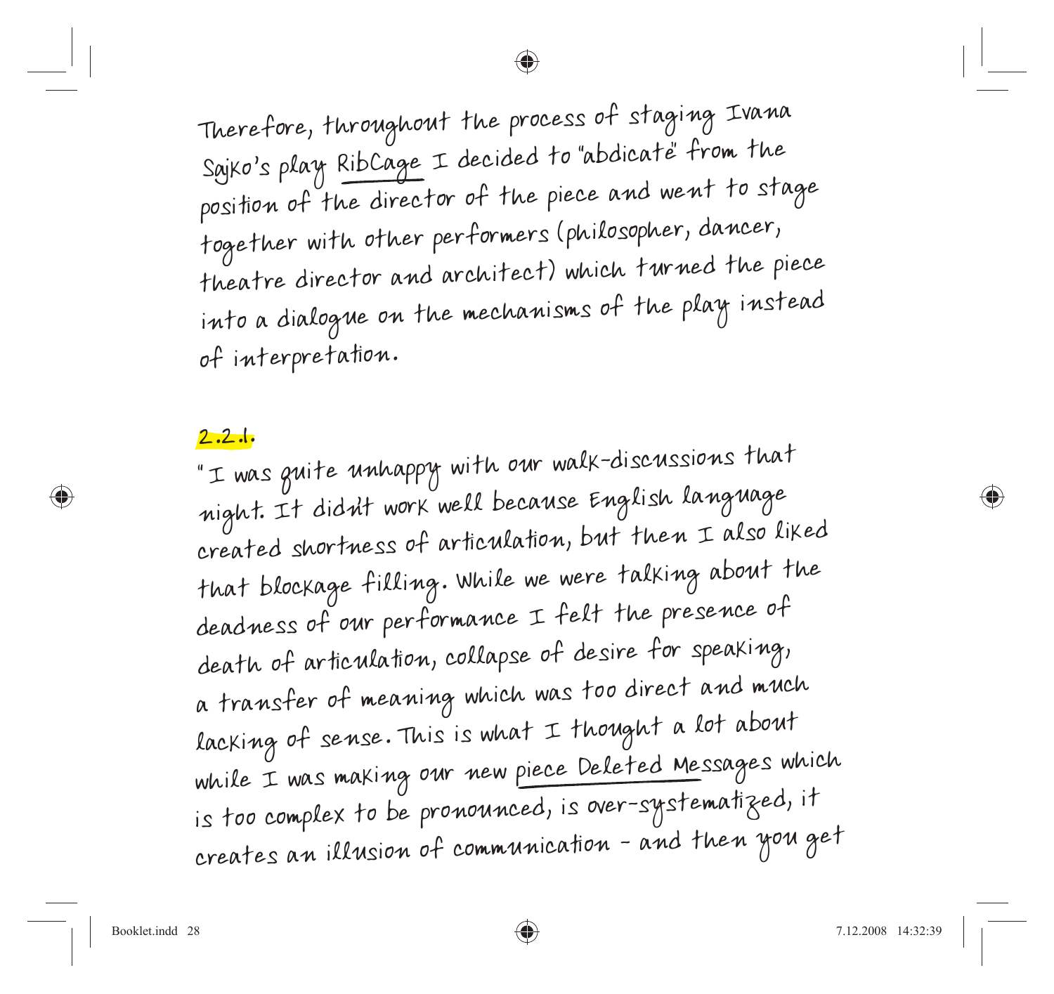Therefore, throughout the process of staging Ivana Sajko's play RibCage I decided to "abdicate" from the position of the director of the piece and went to stage together with other performers (philosopher, dancer, theatre director and architect) which turned the piece into a dialogue on the mechanisms of the play instead of interpretation.

## 2.2.1.

"I was quite unhappy with our walk-discussions that night. It didn't work well because English language created shortness of articulation, but then I also liked that blockage filling. While we were talking about the deadness of our performance I felt the presence of death of articulation, collapse of desire for speaking, a transfer of meaning which was too direct and much lacking of sense. This is what I thought a lot about while I was making our new piece Deleted Messages which is too complex to be pronounced, is over-systematized, it creates an illusion of communication - and then you get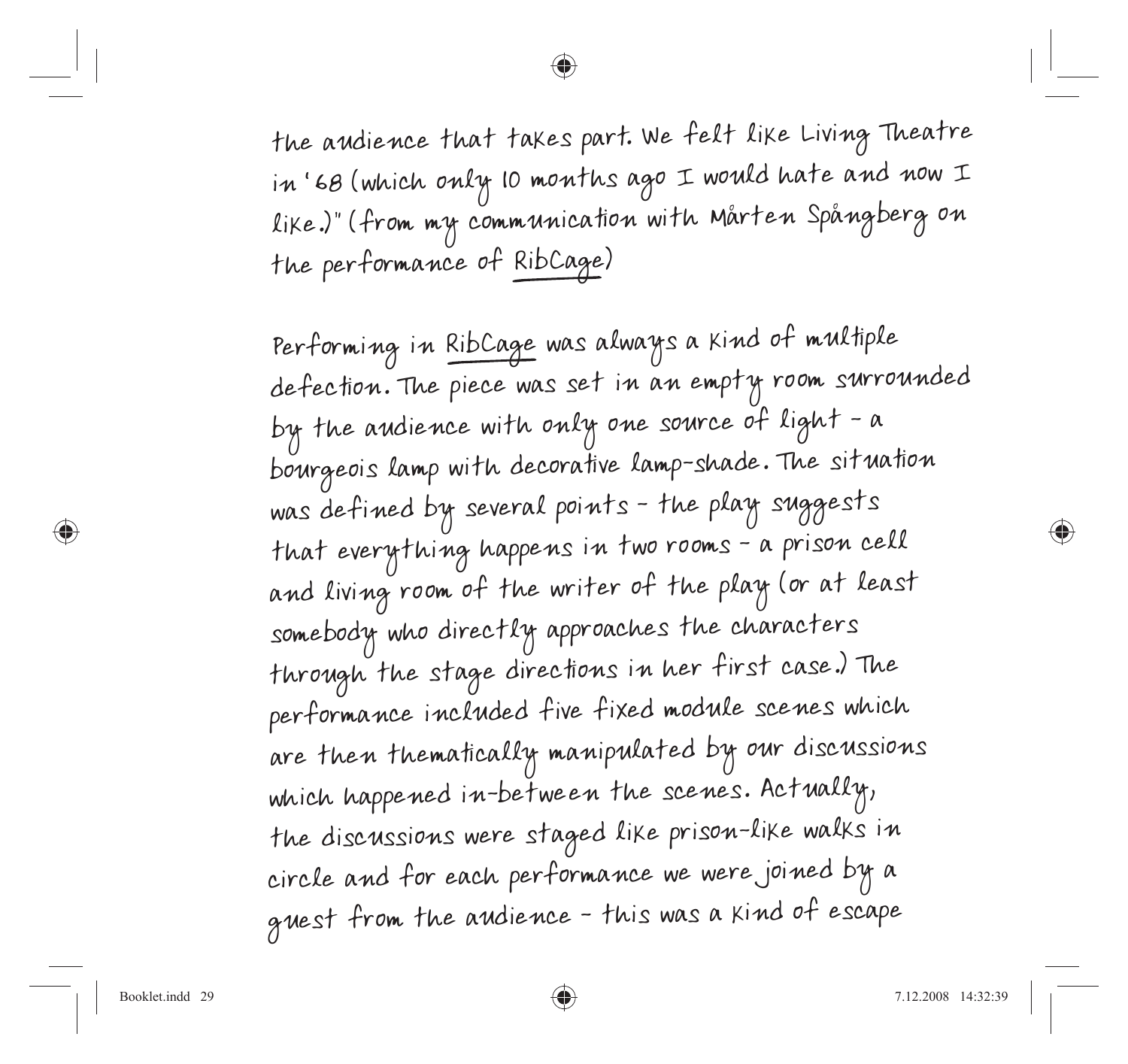the audience that takes part. We felt like Living Theatre in '68 (which only 10 months ago I would hate and now I like.)" (from my communication with Mårten Spångberg on the performance of RibCage)

Performing in RibCage was always a kind of multiple defection. The piece was set in an empty room surrounded by the audience with only one source of light – a bourgeois lamp with decorative lamp-shade. The situation was defined by several points – the play suggests that everything happens in two rooms – a prison cell and living room of the writer of the play (or at least somebody who directly approaches the characters through the stage directions in her first case.) The performance included five fixed module scenes which are then thematically manipulated by our discussions which happened in-between the scenes. Actually, the discussions were staged like prison-like walks in circle and for each performance we were joined by a guest from the audience – this was a kind of escape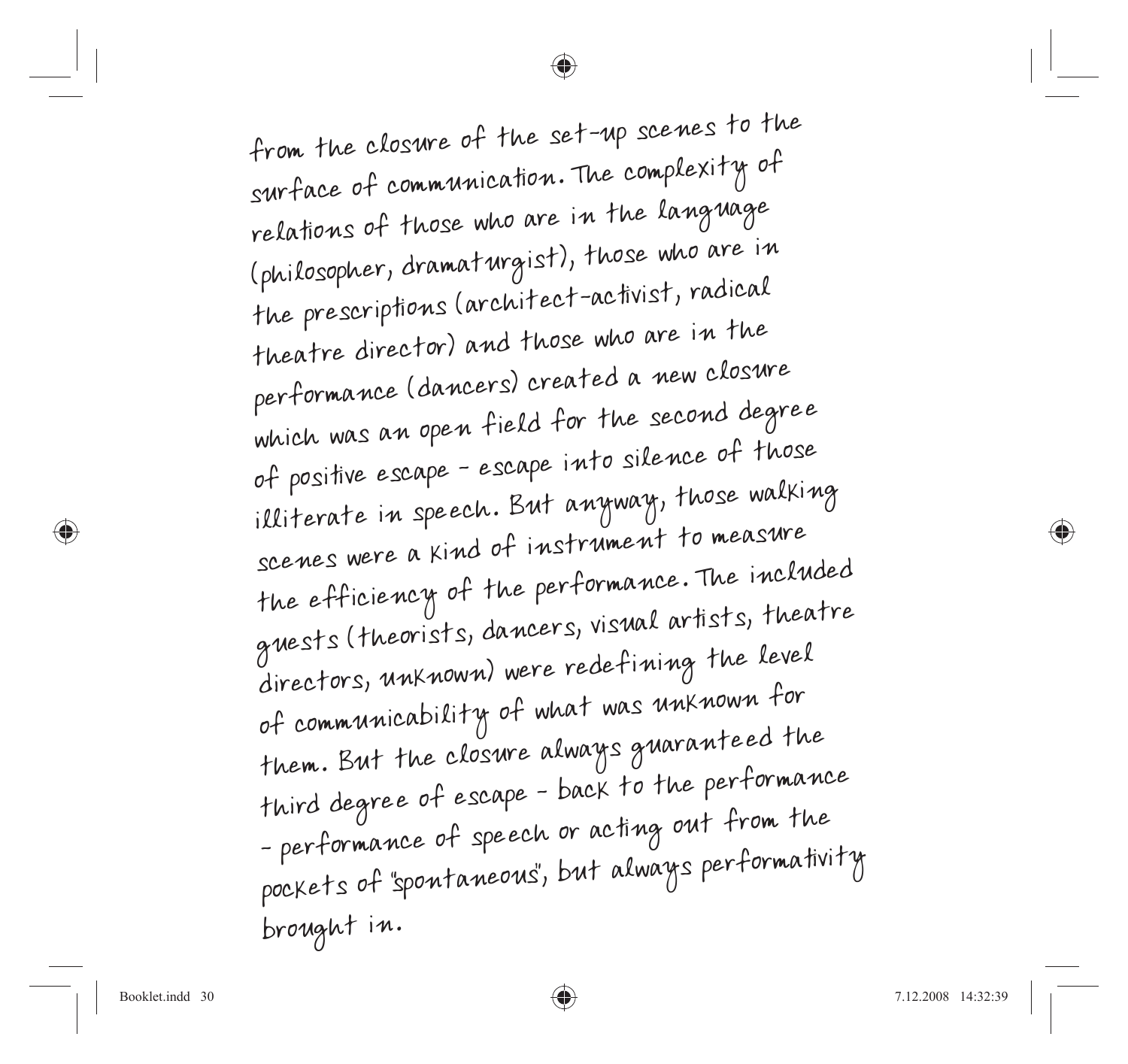from the closure of the set-up scenes to the surface of communication. The complexity of relations of those who are in the language (philosopher, dramaturgist), those who are in the prescriptions (architect-activist, radical theatre director) and those who are in the performance (dancers) created a new closure which was an open field for the second degree of positive escape - escape into silence of those illiterate in speech. But anyway, those walking scenes were a kind of instrument to measure the efficiency of the performance. The included guests (theorists, dancers, visual artists, theatre directors, unknown) were redefining the level of communicability of what was unknown for them. But the closure always guaranteed the third degree of escape - back to the performance - performance of speech or acting out from the pockets of "spontaneous", but always performativity brought in.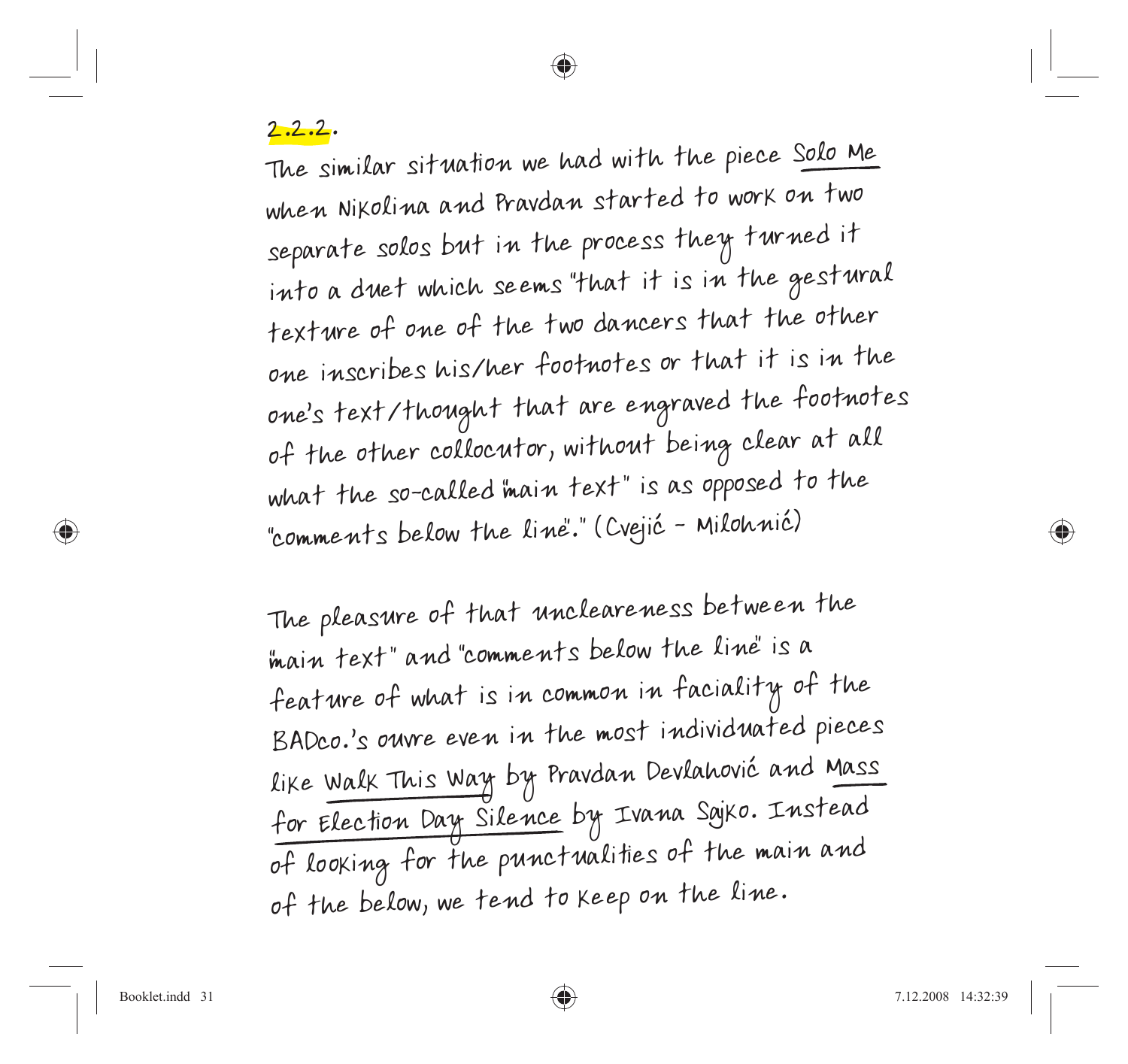2.2.2.

The similar situation we had with the piece Solo Me when Nikolina and Pravdan started to work on two separate solos but in the process they turned it into a duet which seems "that it is in the gestural texture of one of the two dancers that the other one inscribes his/her footnotes or that it is in the one's text/thought that are engraved the footnotes of the other collocutor, without being clear at all what the so-called "main text" is as opposed to the "comments below the line"." (Cvejić - Milohnić)

The pleasure of that uncleareness between the "main text" and "comments below the line" is a feature of what is in common in faciality of the BADco.'s ouvre even in the most individuated pieces like Walk This Way by Pravdan Devlahović and Mass for Election Day Silence by Ivana Sajko. Instead of looking for the punctualities of the main and of the below, we tend to keep on the line.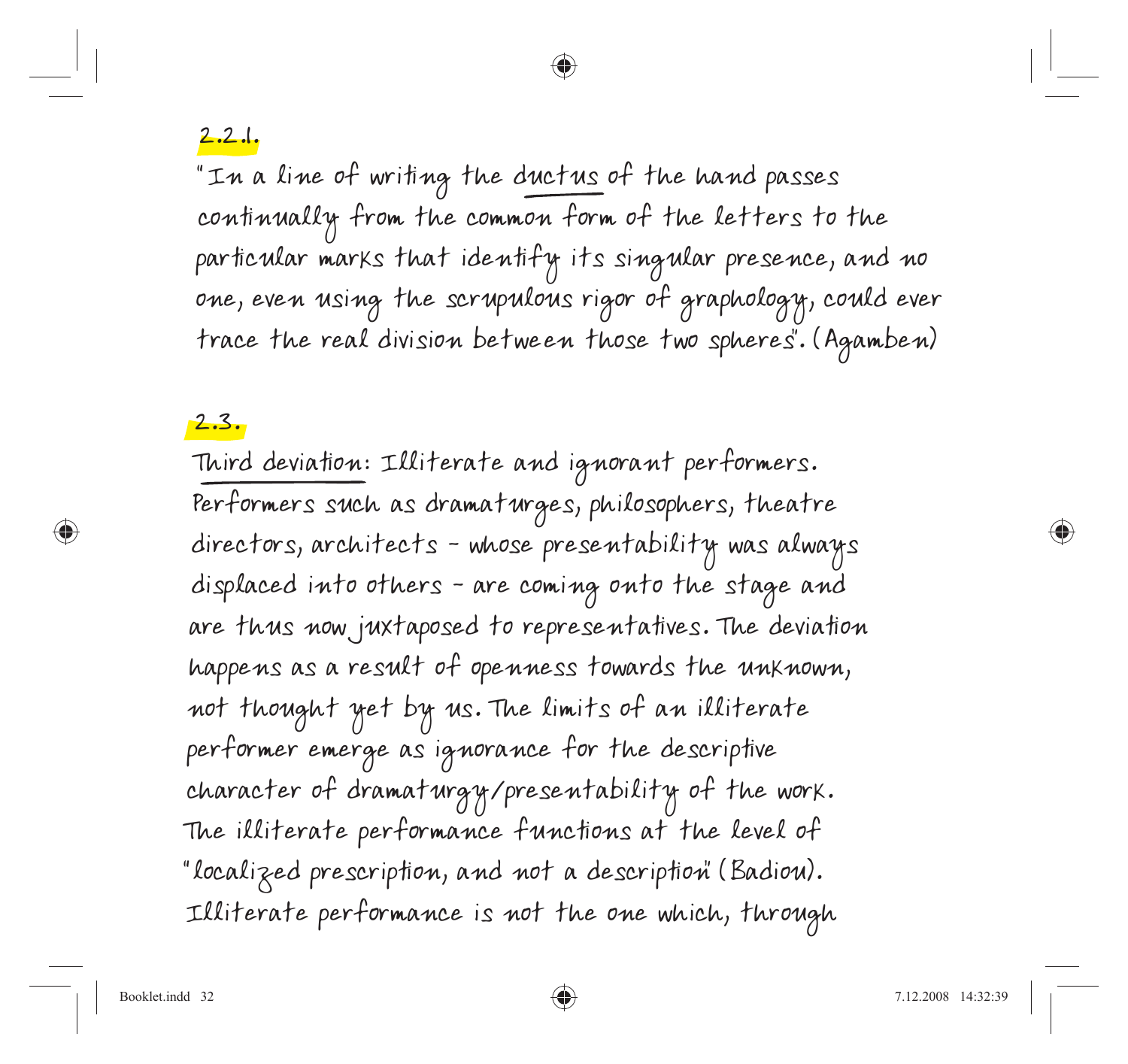## 2.2.1.

"In a line of writing the ductus of the hand passes continually from the common form of the letters to the particular marks that identify its singular presence, and no one, even using the scrupulous rigor of graphology, could ever trace the real division between those two spheres". (Agamben)

## 2.3.

Third deviation: Illiterate and ignorant performers. Performers such as dramaturges, philosophers, theatre directors, architects – whose presentability was always displaced into others – are coming onto the stage and are thus now juxtaposed to representatives. The deviation happens as a result of openness towards the unknown, not thought yet by us. The limits of an illiterate performer emerge as ignorance for the descriptive character of dramaturgy/presentability of the work. The illiterate performance functions at the level of "localized prescription, and not a description" (Badiou). Illiterate performance is not the one which, through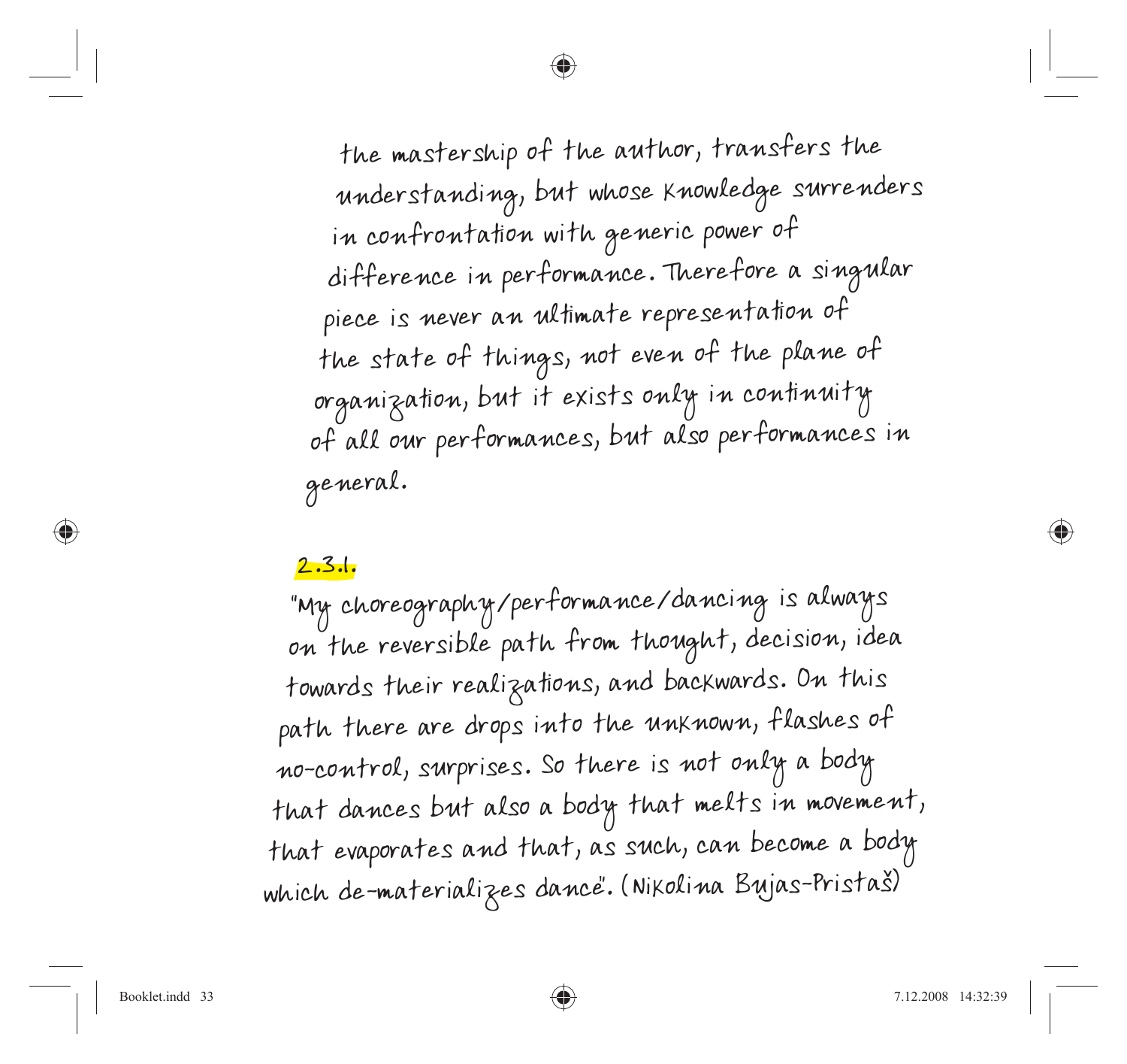the mastership of the author, transfers the understanding, but whose knowledge surrenders in confrontation with generic power of difference in performance. Therefore a singular piece is never an ultimate representation of the state of things, not even of the plane of organization, but it exists only in continuity of all our performances, but also performances in general.

**2.3.1.**

"My choreography/performance/dancing is always on the reversible path from thought, decision, idea towards their realizations, and backwards. On this path there are drops into the unknown, flashes of no-control, surprises. So there is not only a body that dances but also a body that melts in movement, that evaporates and that, as such, can become a body which de-materializes dance". (Nikolina Bujas-Pristaš)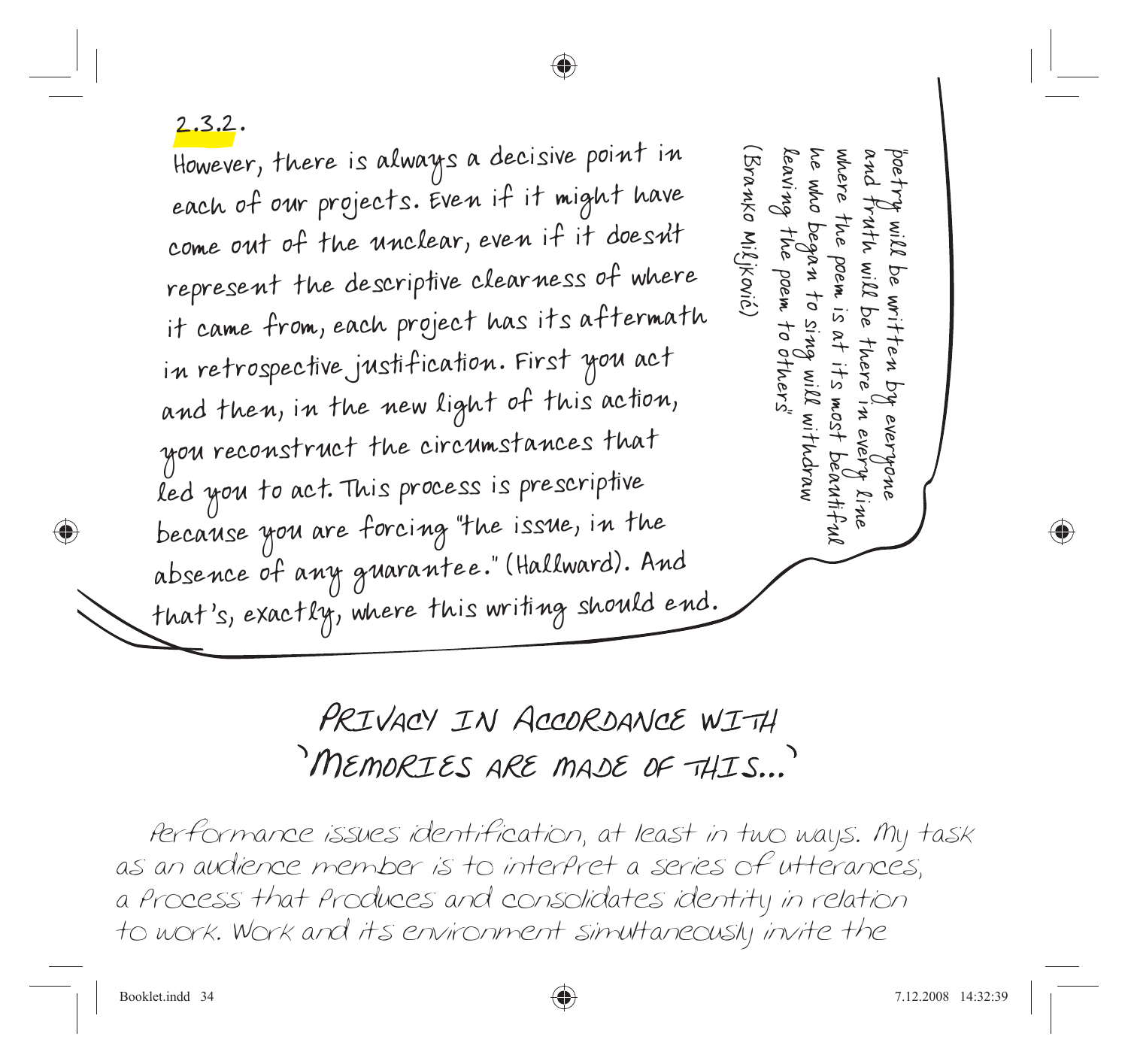**2.3.2.**

However, there is always a decisive point in each of our projects. Even if it might have come out of the unclear, even if it doesn't represent the descriptive clearness of where it came from, each project has its aftermath in retrospective justification. First you act and then, in the new light of this action, you reconstruct the circumstances that led you to act. This process is prescriptive because you are forcing "the issue, in the absence of any guarantee." (Hallward). And that's, exactly, where this writing should end.

"poetry will be written by everyone
and truth will be there in every line
where the poem is at its most beautiful
he who began to sing will withdraw
leaving the poem to others"
(Branko Miljković)

## Privacy in Accordance with 'Memories Are Made of This...'

Performance issues identification, at least in two ways. My task as an audience member is to interpret a series of utterances, a process that produces and consolidates identity in relation to work. Work and its environment simultaneously invite the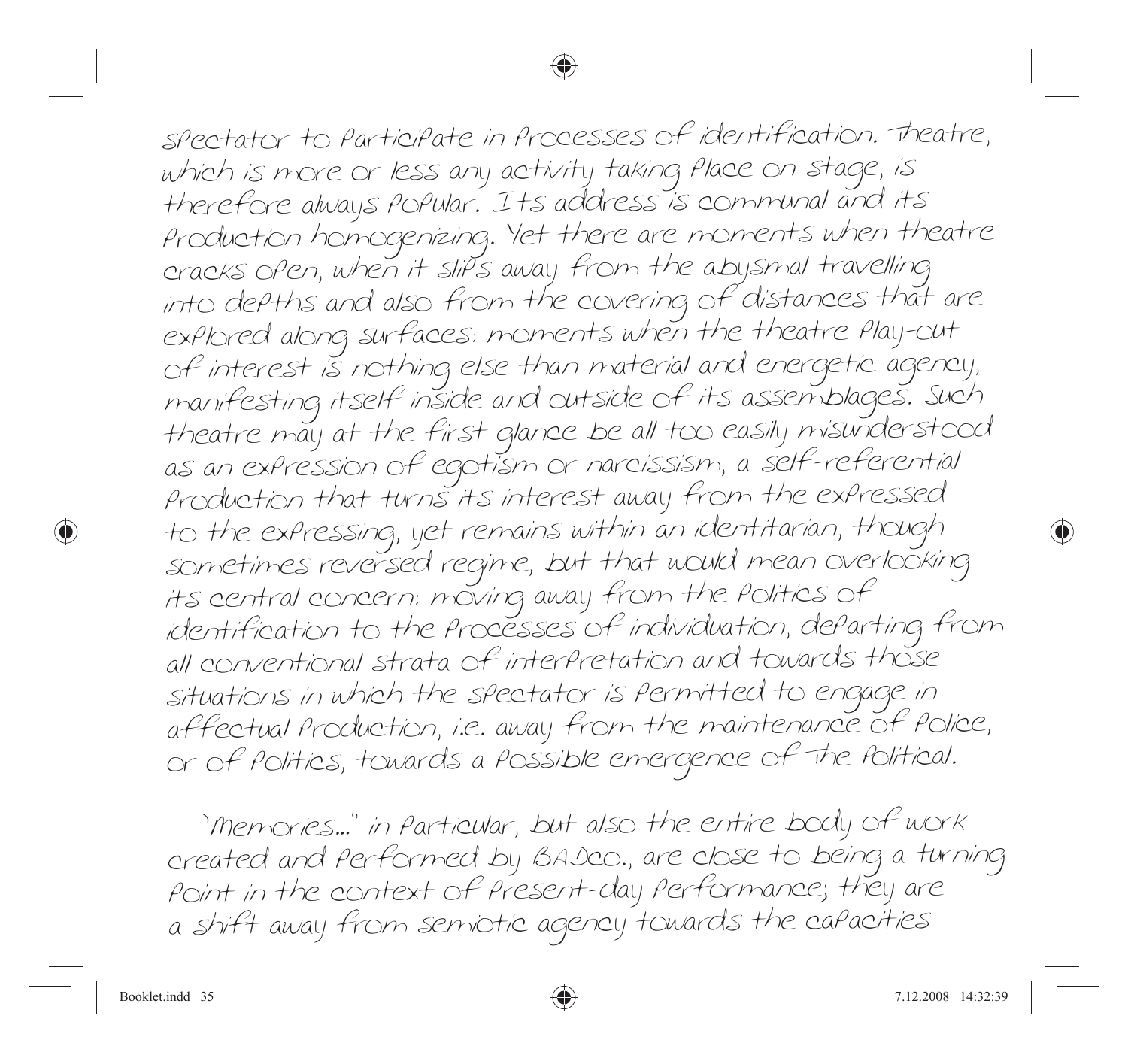spectator to participate in processes of identification. Theatre, which is more or less any activity taking place on stage, is therefore always popular. Its address is communal and its production homogenizing. Yet there are moments when theatre cracks open, when it slips away from the abysmal travelling into depths and also from the covering of distances that are explored along surfaces: moments when the theatre play-out of interest is nothing else than material and energetic agency, manifesting itself inside and outside of its assemblages. Such theatre may at the first glance be all too easily misunderstood as an expression of egotism or narcissism, a self-referential production that turns its interest away from the expressed to the expressing, yet remains within an identitarian, though sometimes reversed regime, but that would mean overlooking its central concern: moving away from the politics of identification to the processes of individuation, departing from all conventional strata of interpretation and towards those situations in which the spectator is permitted to engage in affectual production, i.e. away from the maintenance of police, or of politics, towards a possible emergence of The Political.

"Memories..." in particular, but also the entire body of work created and performed by BADco., are close to being a turning point in the context of present-day performance; they are a shift away from semiotic agency towards the capacities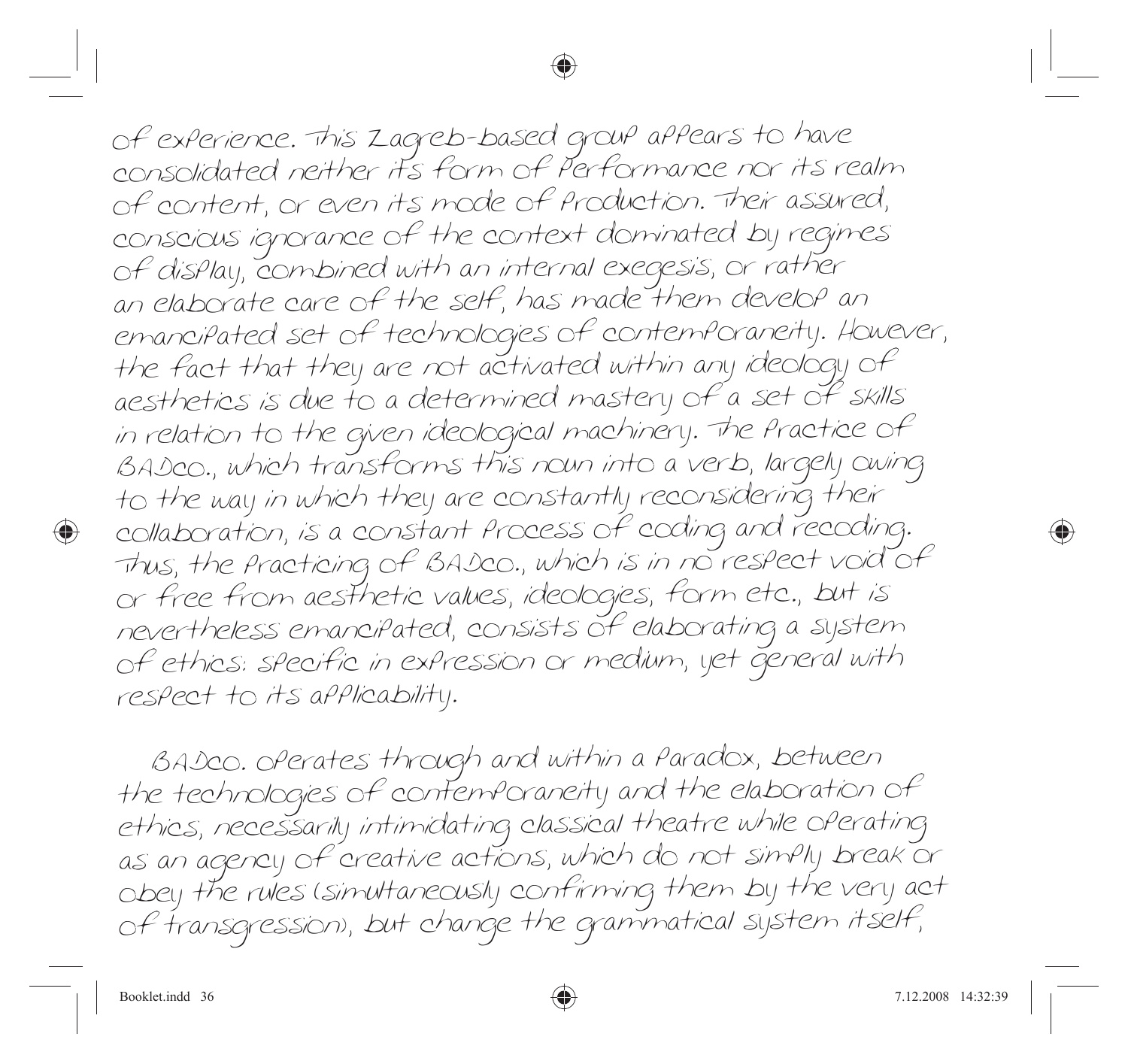of experience. This Zagreb-based group appears to have consolidated neither its form of performance nor its realm of content, or even its mode of production. Their assured, conscious ignorance of the context dominated by regimes of display, combined with an internal exegesis, or rather an elaborate care of the self, has made them develop an emancipated set of technologies of contemporaneity. However, the fact that they are not activated within any ideology of aesthetics is due to a determined mastery of a set of skills in relation to the given ideological machinery. The practice of BADco., which transforms this noun into a verb, largely owing to the way in which they are constantly reconsidering their collaboration, is a constant process of coding and recoding. Thus, the practicing of BADco., which is in no respect void of or free from aesthetic values, ideologies, form etc., but is nevertheless emancipated, consists of elaborating a system of ethics: specific in expression or medium, yet general with respect to its applicability.

BADco. operates through and within a paradox, between the technologies of contemporaneity and the elaboration of ethics, necessarily intimidating classical theatre while operating as an agency of creative actions, which do not simply break or obey the rules (simultaneously confirming them by the very act of transgression), but change the grammatical system itself,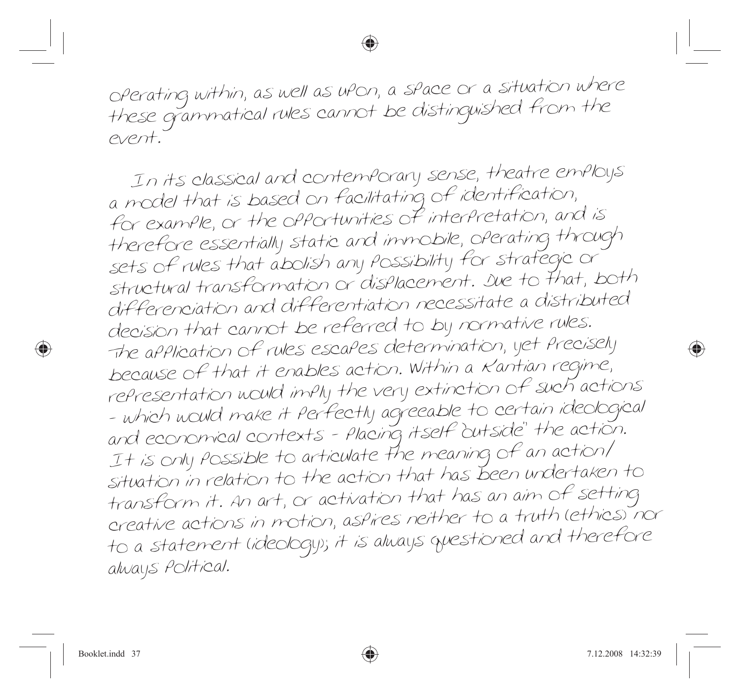operating within, as well as upon, a space or a situation where these grammatical rules cannot be distinguished from the event.

In its classical and contemporary sense, theatre employs a model that is based on facilitating of identification, for example, or the opportunities of interpretation, and is therefore essentially static and immobile, operating through sets of rules that abolish any possibility for strategic or structural transformation or displacement. Due to that, both differenciation and differentiation necessitate a distributed decision that cannot be referred to by normative rules. The application of rules escapes determination, yet precisely because of that it enables action. Within a Kantian regime, representation would imply the very extinction of such actions - which would make it perfectly agreeable to certain ideological and economical contexts - placing itself "outside" the action. It is only possible to articulate the meaning of an action/situation in relation to the action that has been undertaken to transform it. An art, or activation that has an aim of setting creative actions in motion, aspires neither to a truth (ethics) nor to a statement (ideology); it is always questioned and therefore always political.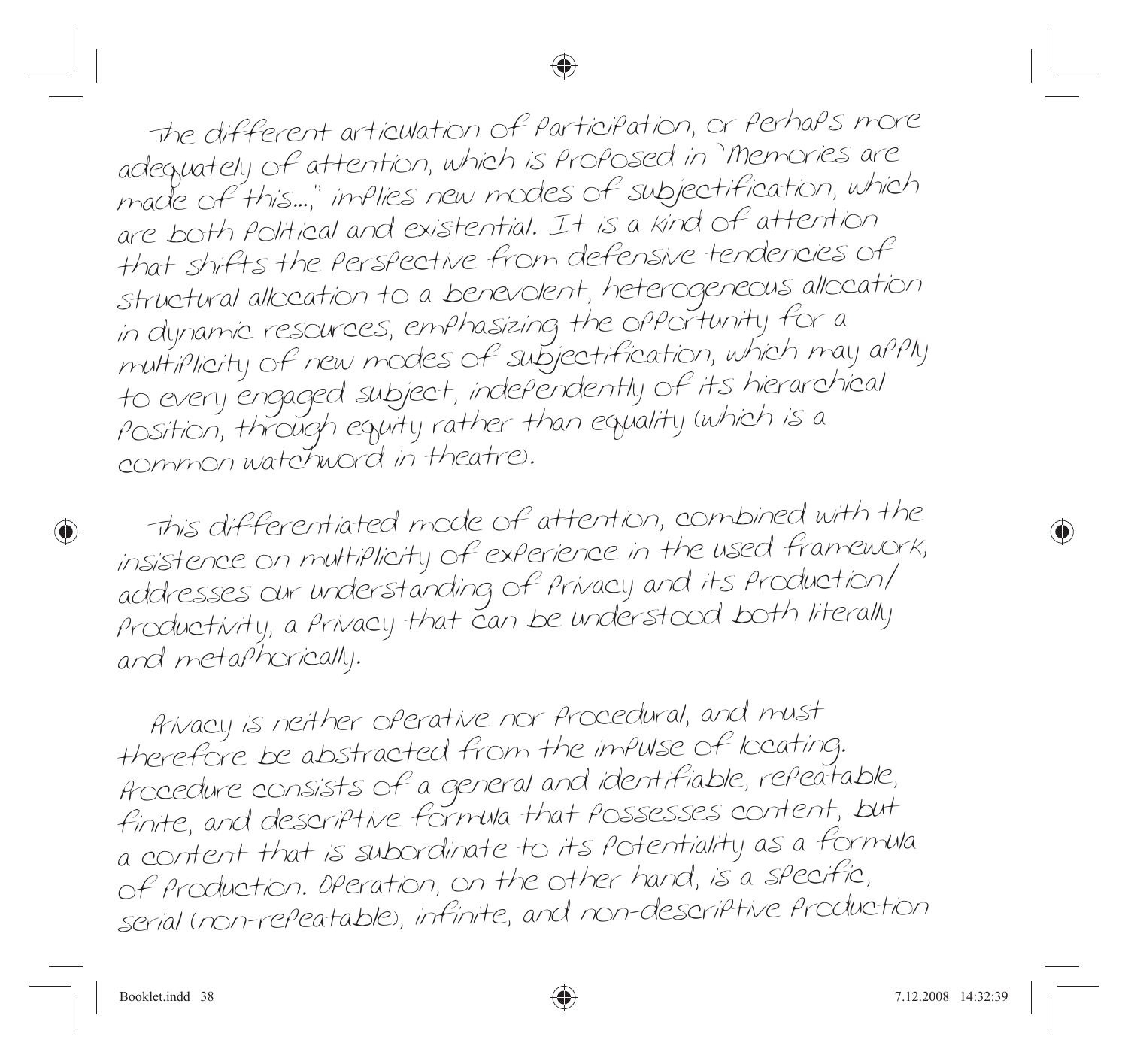The different articulation of participation, or perhaps more adequately of attention, which is proposed in "Memories are made of this...," implies new modes of subjectification, which are both political and existential. It is a kind of attention that shifts the perspective from defensive tendencies of structural allocation to a benevolent, heterogeneous allocation in dynamic resources, emphasizing the opportunity for a multiplicity of new modes of subjectification, which may apply to every engaged subject, independently of its hierarchical position, through equity rather than equality (which is a common watchword in theatre).

This differentiated mode of attention, combined with the insistence on multiplicity of experience in the used framework, addresses our understanding of privacy and its production/productivity, a privacy that can be understood both literally and metaphorically.

Privacy is neither operative nor procedural, and must therefore be abstracted from the impulse of locating. Procedure consists of a general and identifiable, repeatable, finite, and descriptive formula that possesses content, but a content that is subordinate to its potentiality as a formula of production. Operation, on the other hand, is a specific, serial (non-repeatable), infinite, and non-descriptive production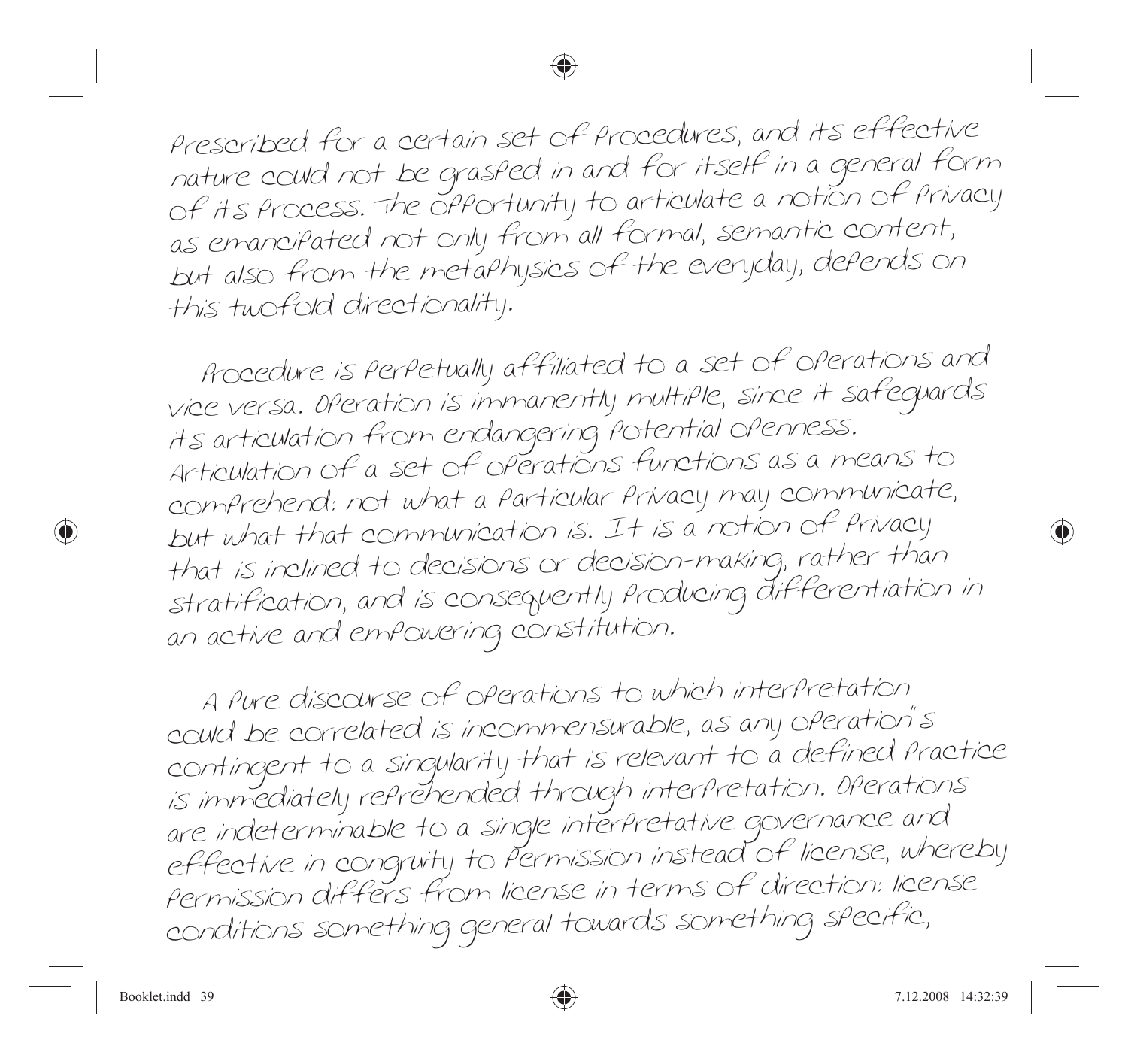prescribed for a certain set of procedures, and its effective nature could not be grasped in and for itself in a general form of its process. The opportunity to articulate a notion of privacy as emancipated not only from all formal, semantic content, but also from the metaphysics of the everyday, depends on this twofold directionality.

Procedure is perpetually affiliated to a set of operations and vice versa. Operation is immanently multiple, since it safeguards its articulation from endangering potential openness. Articulation of a set of operations functions as a means to comprehend: not what a particular privacy may communicate, but what that communication is. It is a notion of privacy that is inclined to decisions or decision-making, rather than stratification, and is consequently producing differentiation in an active and empowering constitution.

A pure discourse of operations to which interpretation could be correlated is incommensurable, as any operation's contingent to a singularity that is relevant to a defined practice is immediately reprehended through interpretation. Operations are indeterminable to a single interpretative governance and effective in congruity to permission instead of license, whereby permission differs from license in terms of direction: license conditions something general towards something specific,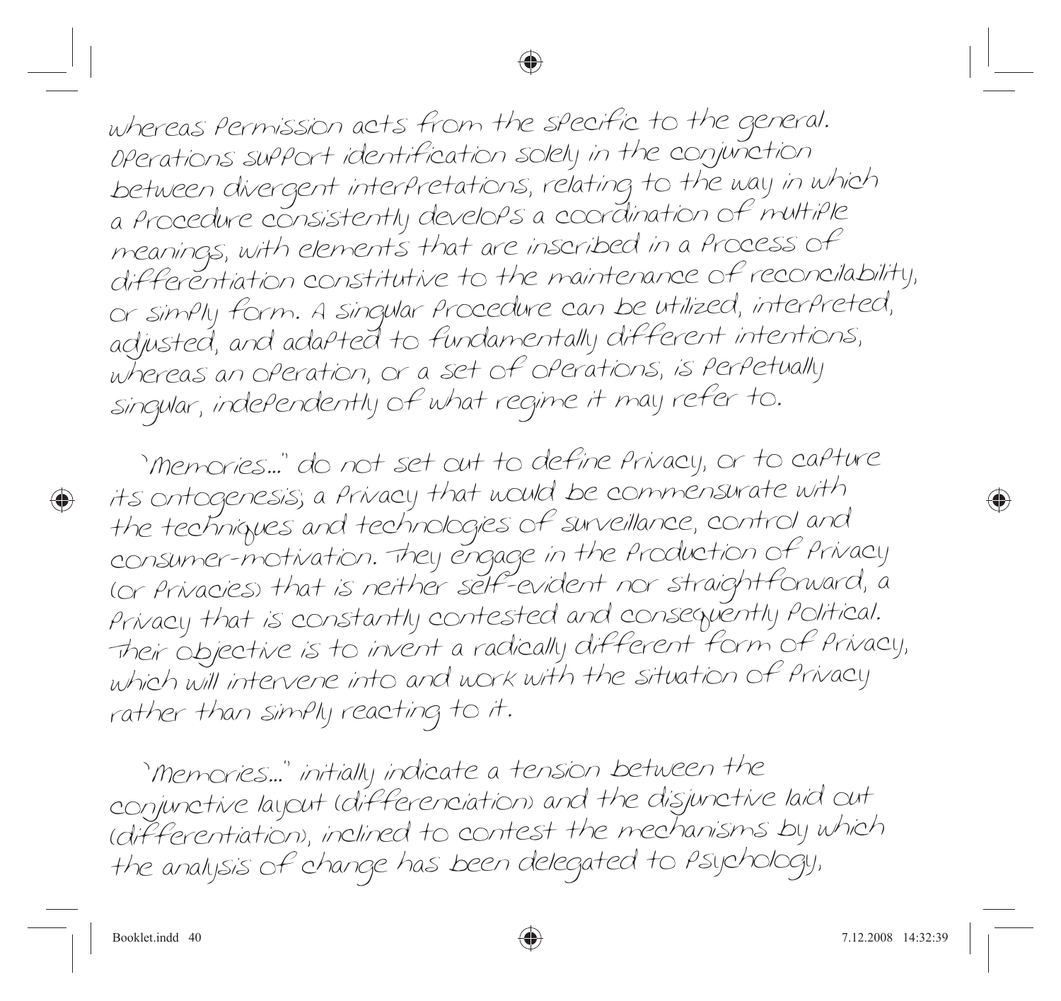whereas permission acts from the specific to the general. Operations support identification solely in the conjunction between divergent interpretations, relating to the way in which a procedure consistently develops a coordination of multiple meanings, with elements that are inscribed in a process of differentiation constitutive to the maintenance of reconcilability, or simply form. A singular procedure can be utilized, interpreted, adjusted, and adapted to fundamentally different intentions, whereas an operation, or a set of operations, is perpetually singular, independently of what regime it may refer to.

"Memories..." do not set out to define privacy, or to capture its ontogenesis; a privacy that would be commensurate with the techniques and technologies of surveillance, control and consumer-motivation. They engage in the production of privacy (or privacies) that is neither self-evident nor straightforward, a privacy that is constantly contested and consequently political. Their objective is to invent a radically different form of privacy, which will intervene into and work with the situation of privacy rather than simply reacting to it.

"Memories..." initially indicate a tension between the conjunctive layout (differenciation) and the disjunctive laid out (differentiation), inclined to contest the mechanisms by which the analysis of change has been delegated to psychology,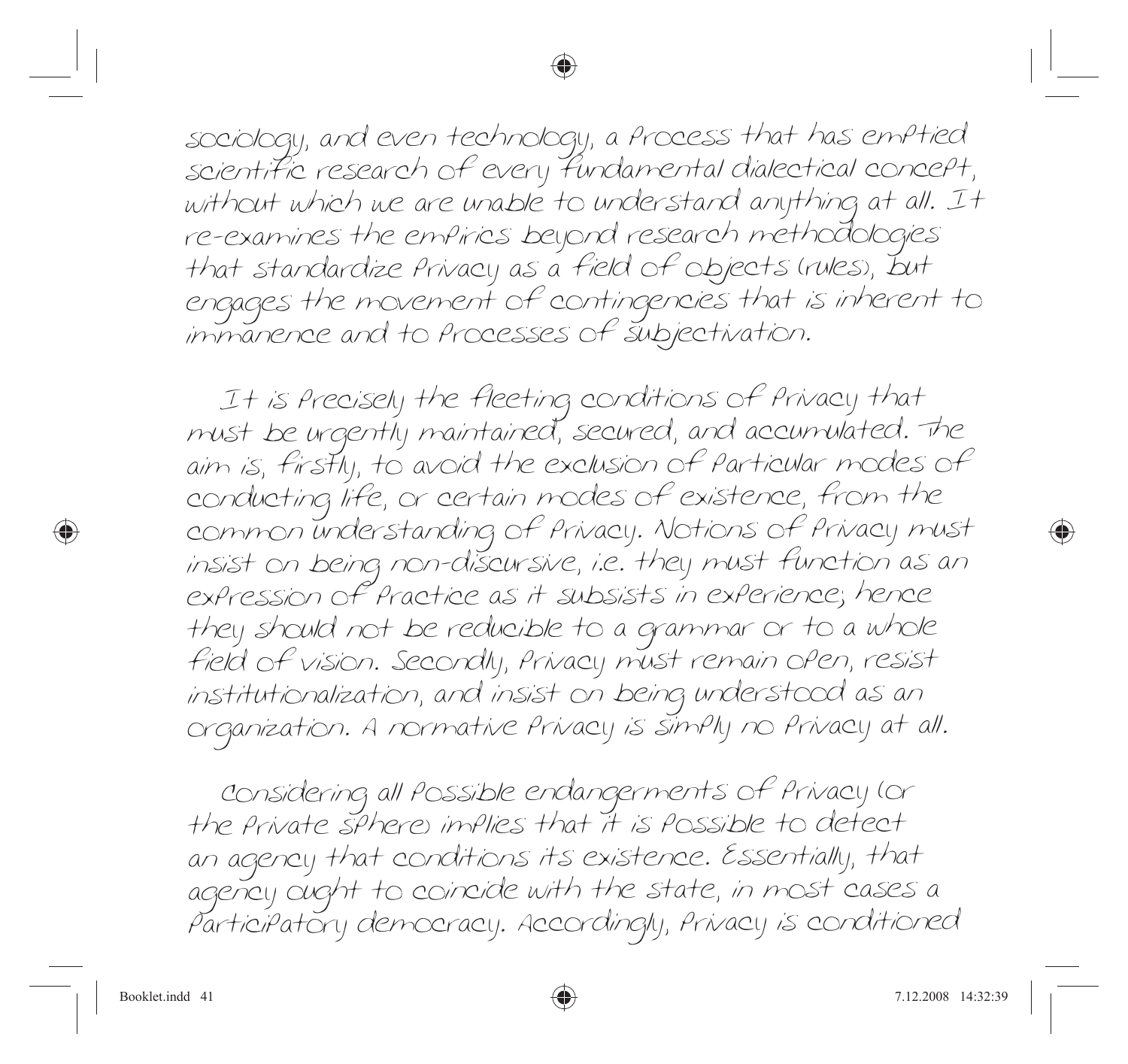sociology, and even technology, a process that has emptied scientific research of every fundamental dialectical concept, without which we are unable to understand anything at all. It re-examines the empirics beyond research methodologies that standardize privacy as a field of objects (rules), but engages the movement of contingencies that is inherent to immanence and to processes of subjectivation.

It is precisely the fleeting conditions of privacy that must be urgently maintained, secured, and accumulated. The aim is, firstly, to avoid the exclusion of particular modes of conducting life, or certain modes of existence, from the common understanding of privacy. Notions of privacy must insist on being non-discursive, i.e. they must function as an expression of practice as it subsists in experience; hence they should not be reducible to a grammar or to a whole field of vision. Secondly, privacy must remain open, resist institutionalization, and insist on being understood as an organization. A normative privacy is simply no privacy at all.

Considering all possible endangerments of privacy (or the private sphere) implies that it is possible to detect an agency that conditions its existence. Essentially, that agency ought to coincide with the state, in most cases a participatory democracy. Accordingly, privacy is conditioned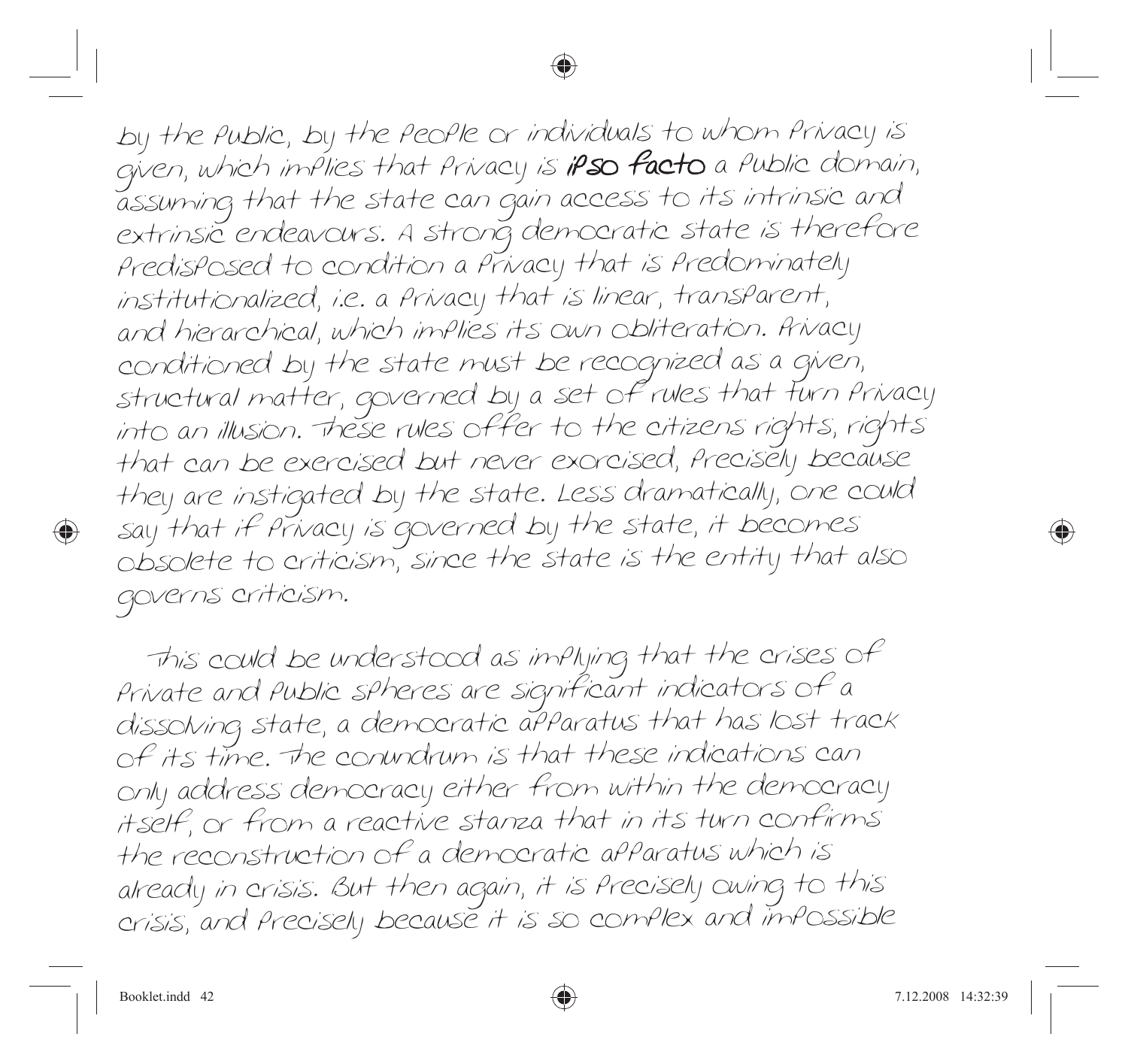by the public, by the people or individuals to whom privacy is given, which implies that privacy is **ipso facto** a public domain, assuming that the state can gain access to its intrinsic and extrinsic endeavours. A strong democratic state is therefore predisposed to condition a privacy that is predominately institutionalized, i.e. a privacy that is linear, transparent, and hierarchical, which implies its own obliteration. Privacy conditioned by the state must be recognized as a given, structural matter, governed by a set of rules that turn privacy into an illusion. These rules offer to the citizens rights, rights that can be exercised but never exorcised, precisely because they are instigated by the state. Less dramatically, one could say that if privacy is governed by the state, it becomes obsolete to criticism, since the state is the entity that also governs criticism.

This could be understood as implying that the crises of private and public spheres are significant indicators of a dissolving state, a democratic apparatus that has lost track of its time. The conundrum is that these indications can only address democracy either from within the democracy itself, or from a reactive stanza that in its turn confirms the reconstruction of a democratic apparatus which is already in crisis. But then again, it is precisely owing to this crisis, and precisely because it is so complex and impossible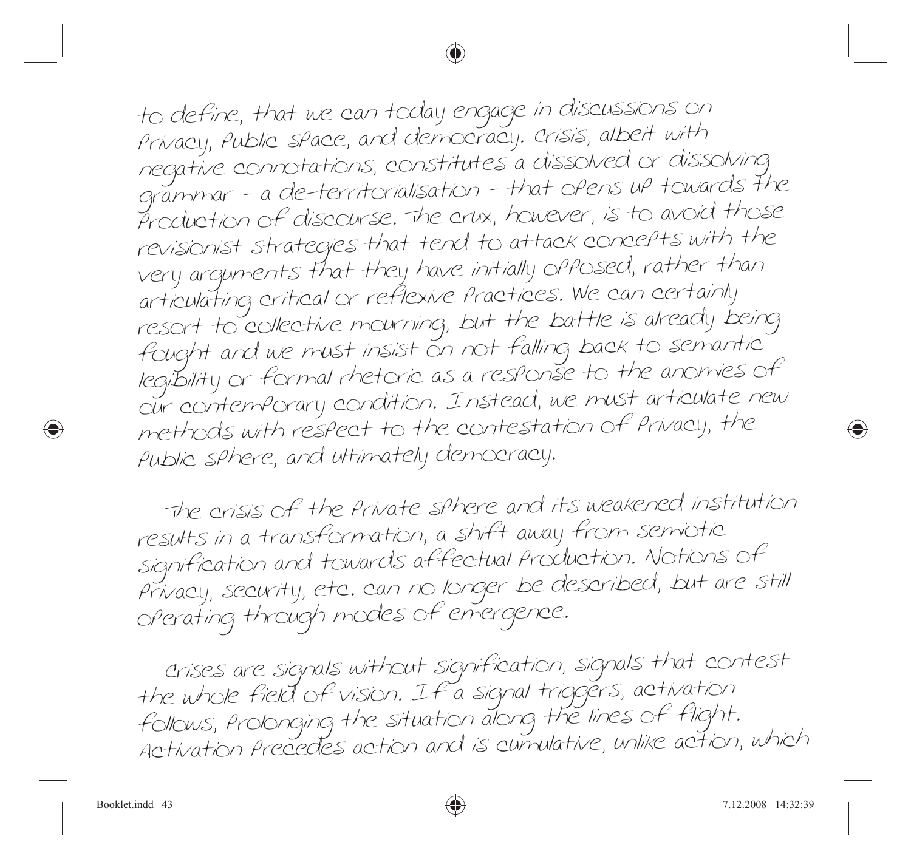to define, that we can today engage in discussions on privacy, public space, and democracy. Crisis, albeit with negative connotations, constitutes a dissolved or dissolving grammar - a de-territorialisation - that opens up towards the production of discourse. The crux, however, is to avoid those revisionist strategies that tend to attack concepts with the very arguments that they have initially opposed, rather than articulating critical or reflexive practices. We can certainly resort to collective mourning, but the battle is already being fought and we must insist on not falling back to semantic legibility or formal rhetoric as a response to the anomies of our contemporary condition. Instead, we must articulate new methods with respect to the contestation of privacy, the public sphere, and ultimately democracy.

The crisis of the private sphere and its weakened institution results in a transformation, a shift away from semiotic signification and towards affectual production. Notions of privacy, security, etc. can no longer be described, but are still operating through modes of emergence.

Crises are signals without signification, signals that contest the whole field of vision. If a signal triggers, activation follows, prolonging the situation along the lines of flight. Activation precedes action and is cumulative, unlike action, which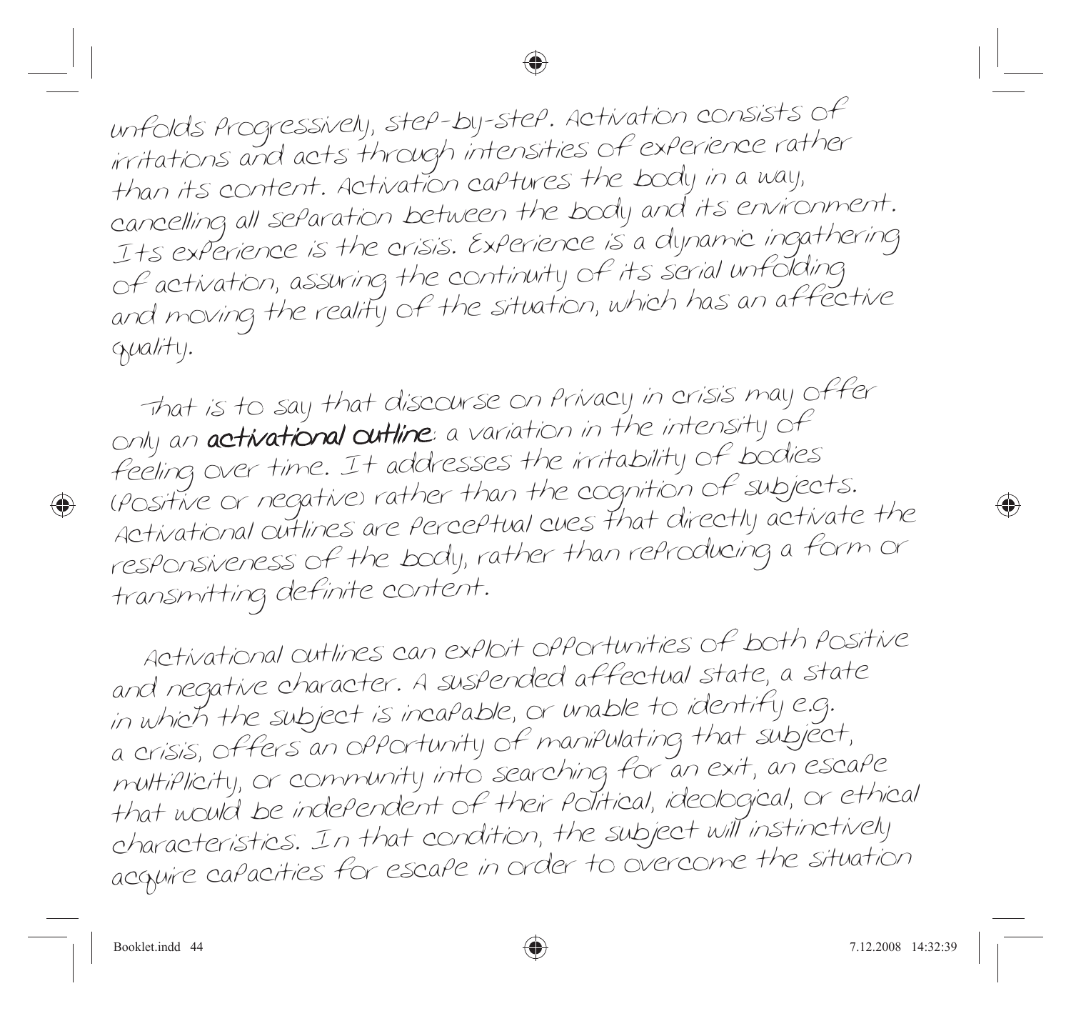unfolds progressively, step-by-step. Activation consists of irritations and acts through intensities of experience rather than its content. Activation captures the body in a way, cancelling all separation between the body and its environment. Its experience is the crisis. Experience is a dynamic ingathering of activation, assuring the continuity of its serial unfolding and moving the reality of the situation, which has an affective quality.

That is to say that discourse on privacy in crisis may offer only an **activational outline**: a variation in the intensity of feeling over time. It addresses the irritability of bodies (positive or negative) rather than the cognition of subjects. Activational outlines are perceptual cues that directly activate the responsiveness of the body, rather than reproducing a form or transmitting definite content.

Activational outlines can exploit opportunities of both positive and negative character. A suspended affectual state, a state in which the subject is incapable, or unable to identify e.g. a crisis, offers an opportunity of manipulating that subject, multiplicity, or community into searching for an exit, an escape that would be independent of their political, ideological, or ethical characteristics. In that condition, the subject will instinctively acquire capacities for escape in order to overcome the situation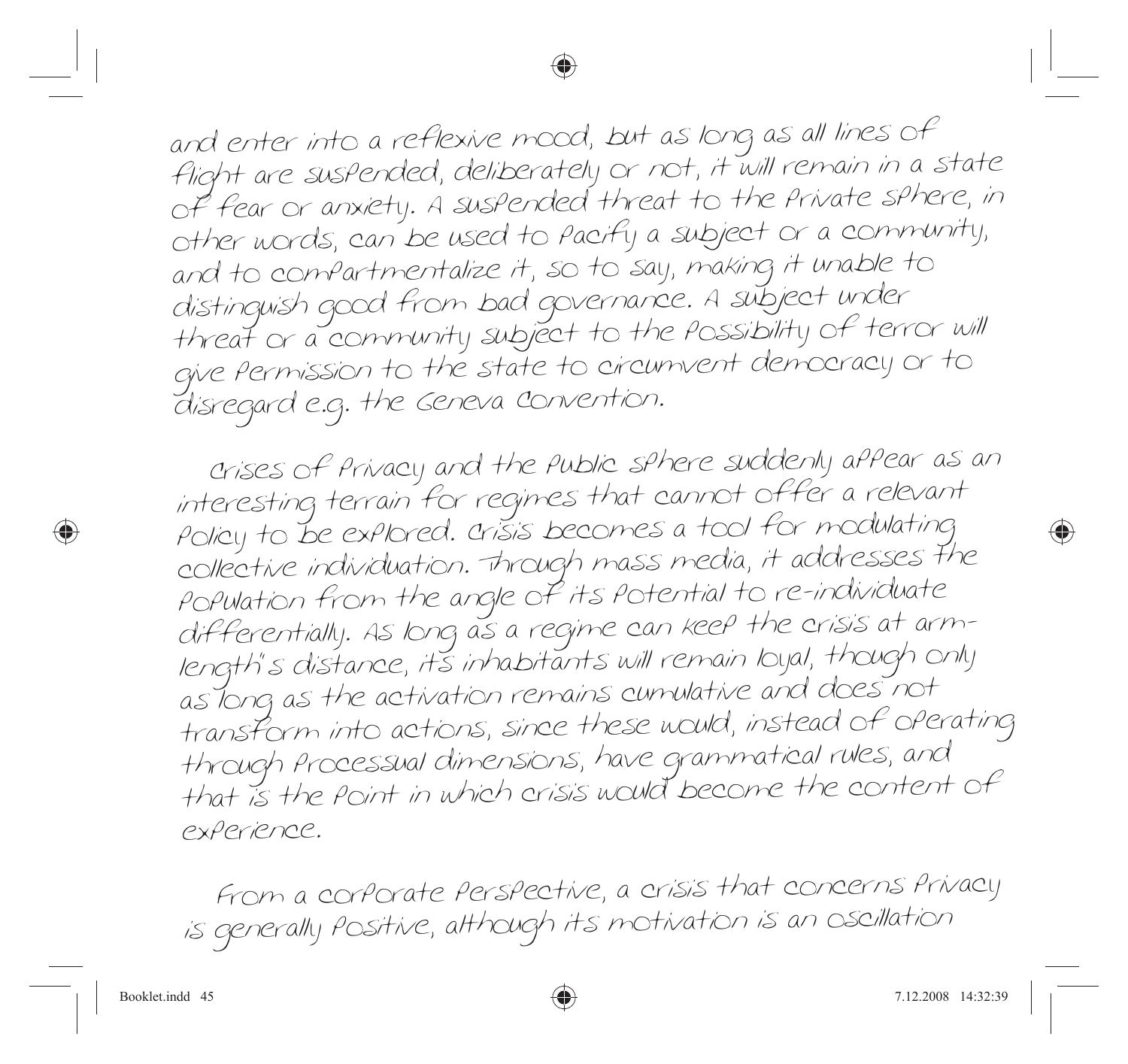and enter into a reflexive mood, but as long as all lines of flight are suspended, deliberately or not, it will remain in a state of fear or anxiety. A suspended threat to the private sphere, in other words, can be used to pacify a subject or a community, and to compartmentalize it, so to say, making it unable to distinguish good from bad governance. A subject under threat or a community subject to the possibility of terror will give permission to the state to circumvent democracy or to disregard e.g. the Geneva Convention.

Crises of privacy and the public sphere suddenly appear as an interesting terrain for regimes that cannot offer a relevant policy to be explored. Crisis becomes a tool for modulating collective individuation. Through mass media, it addresses the population from the angle of its potential to re-individuate differentially. As long as a regime can keep the crisis at arm-length's distance, its inhabitants will remain loyal, though only as long as the activation remains cumulative and does not transform into actions, since these would, instead of operating through processual dimensions, have grammatical rules, and that is the point in which crisis would become the content of experience.

From a corporate perspective, a crisis that concerns privacy is generally positive, although its motivation is an oscillation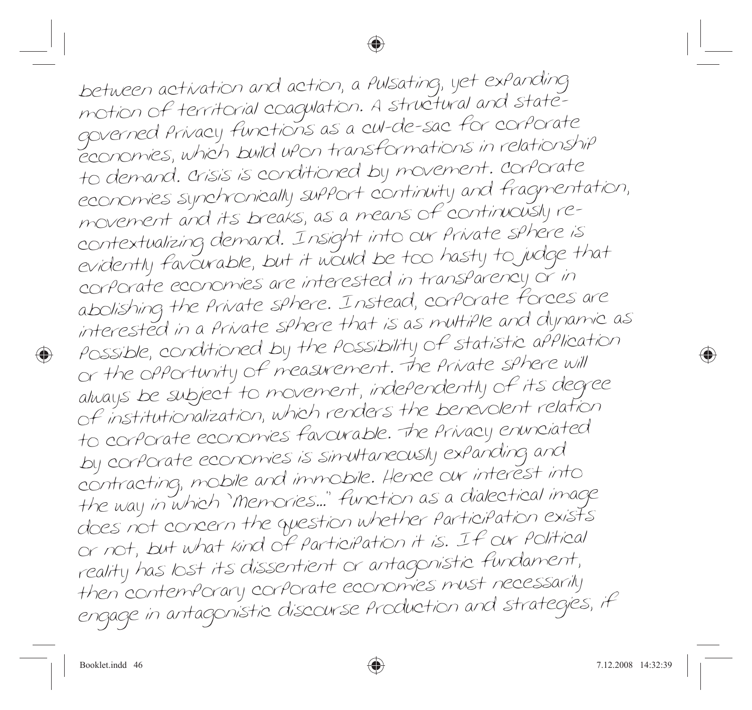between activation and action, a pulsating, yet expanding motion of territorial coagulation. A structural and state-governed privacy functions as a cul-de-sac for corporate economies, which build upon transformations in relationship to demand. Crisis is conditioned by movement. Corporate economies synchronically support continuity and fragmentation, movement and its breaks, as a means of continuously re-contextualizing demand. Insight into our private sphere is evidently favourable, but it would be too hasty to judge that corporate economies are interested in transparency or in abolishing the private sphere. Instead, corporate forces are interested in a private sphere that is as multiple and dynamic as possible, conditioned by the possibility of statistic application or the opportunity of measurement. The private sphere will always be subject to movement, independently of its degree of institutionalization, which renders the benevolent relation to corporate economies favourable. The privacy enunciated by corporate economies is simultaneously expanding and contracting, mobile and immobile. Hence our interest into the way in which "Memories..." function as a dialectical image does not concern the question whether participation exists or not, but what kind of participation it is. If our political reality has lost its dissentient or antagonistic fundament, then contemporary corporate economies must necessarily engage in antagonistic discourse production and strategies, if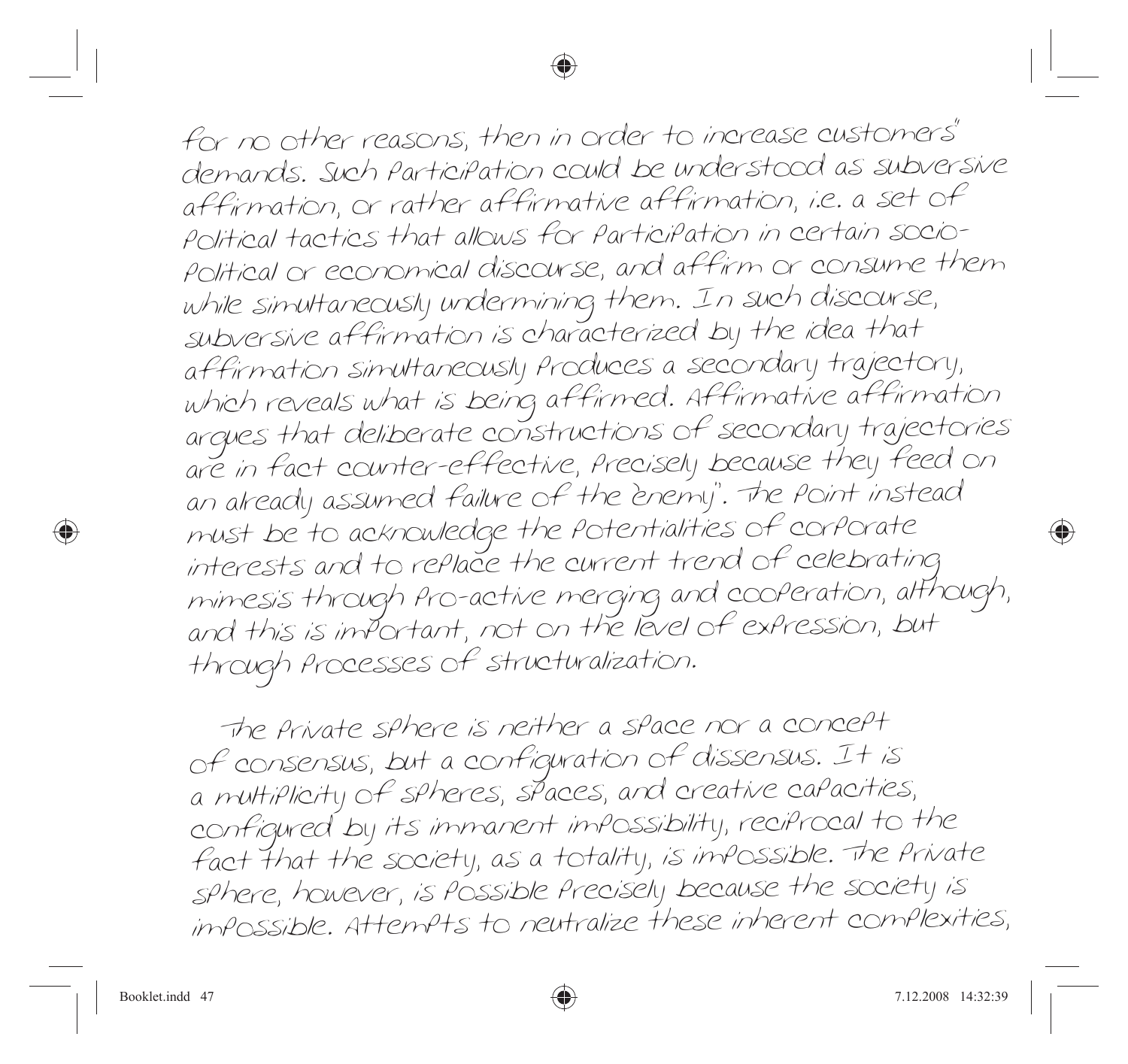for no other reasons, then in order to increase customers' demands. Such participation could be understood as subversive affirmation, or rather affirmative affirmation, i.e. a set of political tactics that allows for participation in certain socio-political or economical discourse, and affirm or consume them while simultaneously undermining them. In such discourse, subversive affirmation is characterized by the idea that affirmation simultaneously produces a secondary trajectory, which reveals what is being affirmed. Affirmative affirmation argues that deliberate constructions of secondary trajectories are in fact counter-effective, precisely because they feed on an already assumed failure of the "enemy". The point instead must be to acknowledge the potentialities of corporate interests and to replace the current trend of celebrating mimesis through pro-active merging and cooperation, although, and this is important, not on the level of expression, but through processes of structuralization.

The private sphere is neither a space nor a concept of consensus, but a configuration of dissensus. It is a multiplicity of spheres, spaces, and creative capacities, configured by its immanent impossibility, reciprocal to the fact that the society, as a totality, is impossible. The private sphere, however, is possible precisely because the society is impossible. Attempts to neutralize these inherent complexities,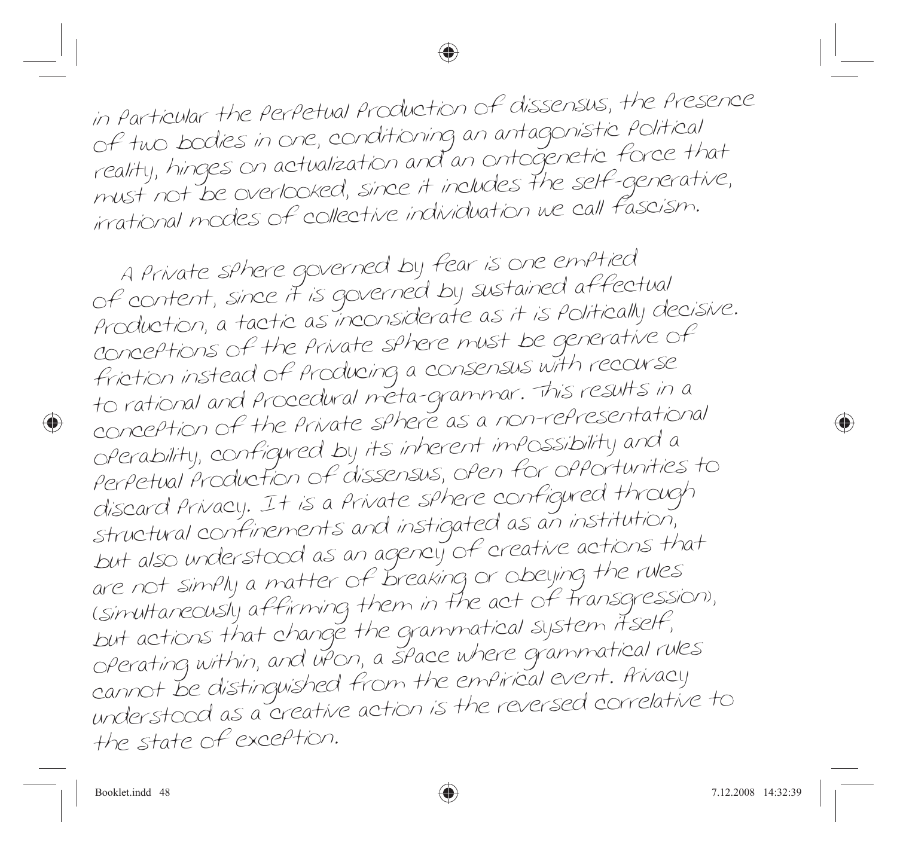in particular the perpetual production of dissensus, the presence of two bodies in one, conditioning an antagonistic political reality, hinges on actualization and an ontogenetic force that must not be overlooked, since it includes the self-generative, irrational modes of collective individuation we call fascism.

A private sphere governed by fear is one emptied of content, since it is governed by sustained affectual production, a tactic as inconsiderate as it is politically decisive. Conceptions of the private sphere must be generative of friction instead of producing a consensus with recourse to rational and procedural meta-grammar. This results in a conception of the private sphere as a non-representational operability, configured by its inherent impossibility and a perpetual production of dissensus, open for opportunities to discard privacy. It is a private sphere configured through structural confinements and instigated as an institution, but also understood as an agency of creative actions that are not simply a matter of breaking or obeying the rules (simultaneously affirming them in the act of transgression), but actions that change the grammatical system itself, operating within, and upon, a space where grammatical rules cannot be distinguished from the empirical event. Privacy understood as a creative action is the reversed correlative to the state of exception.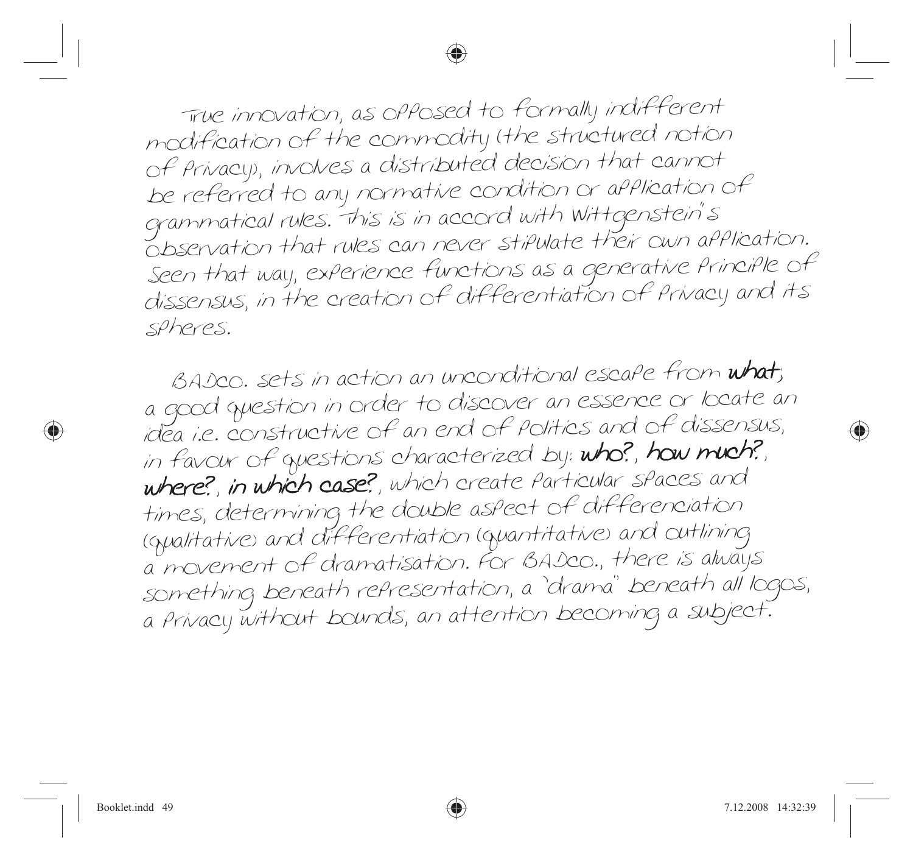True innovation, as opposed to formally indifferent modification of the commodity (the structured notion of Privacy), involves a distributed decision that cannot be referred to any normative condition or application of grammatical rules. This is in accord with Wittgenstein's observation that rules can never stipulate their own application. Seen that way, experience functions as a generative principle of dissensus, in the creation of differentiation of Privacy and its spheres.

BADco. sets in action an unconditional escape from **what**; a good question in order to discover an essence or locate an idea i.e. constructive of an end of politics and of dissensus, in favour of questions characterized by: **who?**, **how much?**, **where?**, **in which case?**, which create particular spaces and times, determining the double aspect of differenciation (qualitative) and differentiation (quantitative) and outlining a movement of dramatisation. For BADco., there is always something beneath representation, a "drama" beneath all logos, a Privacy without bounds, an attention becoming a subject.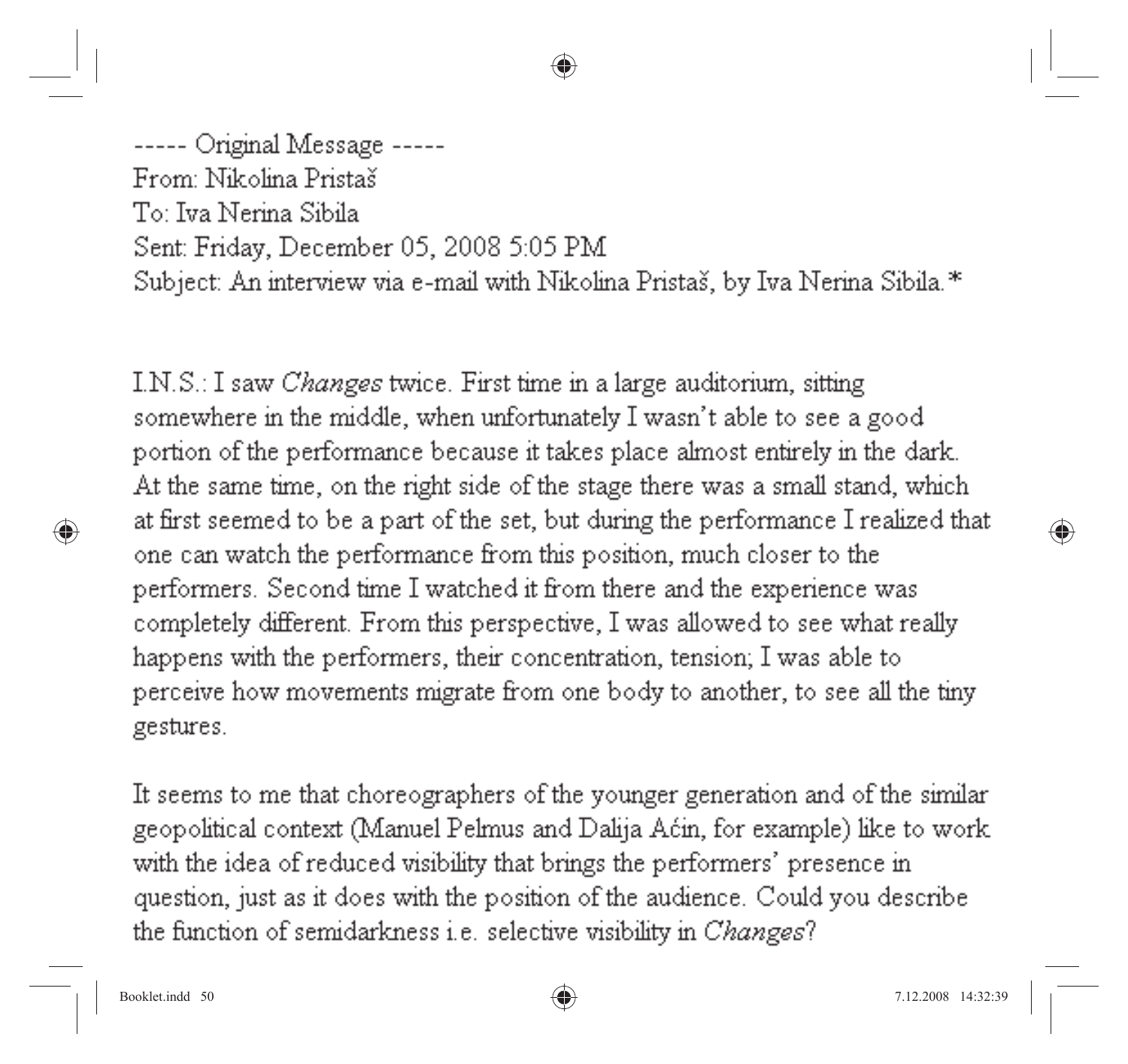----- Original Message -----
From: Nikolina Pristaš
To: Iva Nerina Sibila
Sent: Friday, December 05, 2008 5:05 PM
Subject: An interview via e-mail with Nikolina Pristaš, by Iva Nerina Sibila.*

I.N.S.: I saw *Changes* twice. First time in a large auditorium, sitting somewhere in the middle, when unfortunately I wasn't able to see a good portion of the performance because it takes place almost entirely in the dark. At the same time, on the right side of the stage there was a small stand, which at first seemed to be a part of the set, but during the performance I realized that one can watch the performance from this position, much closer to the performers. Second time I watched it from there and the experience was completely different. From this perspective, I was allowed to see what really happens with the performers, their concentration, tension; I was able to perceive how movements migrate from one body to another, to see all the tiny gestures.

It seems to me that choreographers of the younger generation and of the similar geopolitical context (Manuel Pelmus and Dalija Aćin, for example) like to work with the idea of reduced visibility that brings the performers' presence in question, just as it does with the position of the audience. Could you describe the function of semidarkness i.e. selective visibility in *Changes*?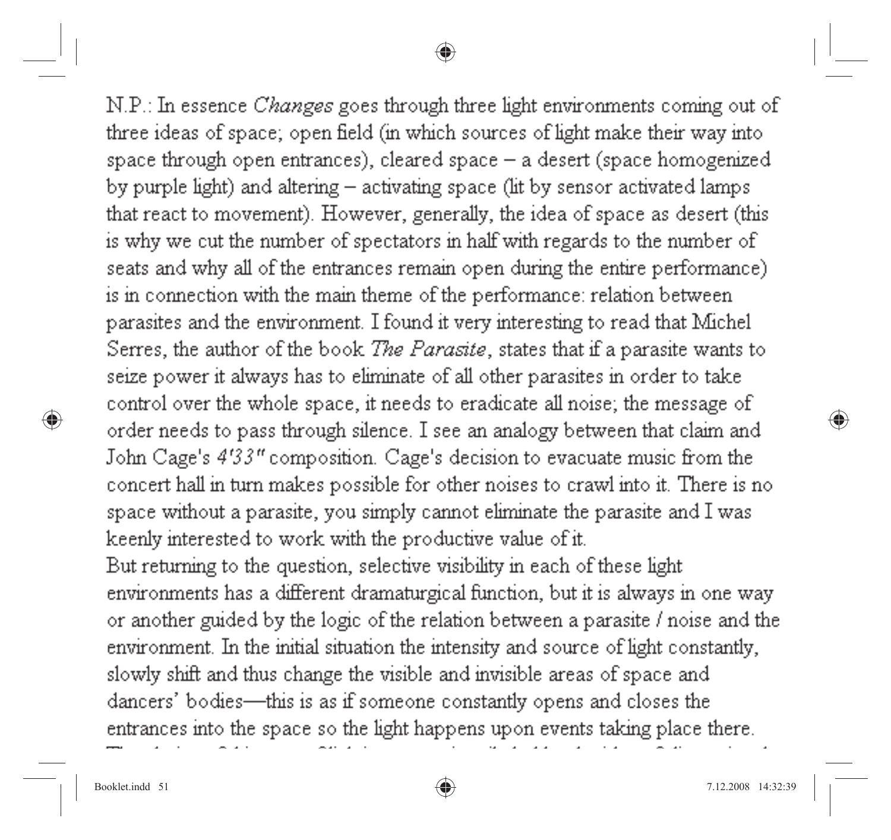N.P.: In essence *Changes* goes through three light environments coming out of three ideas of space; open field (in which sources of light make their way into space through open entrances), cleared space – a desert (space homogenized by purple light) and altering – activating space (lit by sensor activated lamps that react to movement). However, generally, the idea of space as desert (this is why we cut the number of spectators in half with regards to the number of seats and why all of the entrances remain open during the entire performance) is in connection with the main theme of the performance: relation between parasites and the environment. I found it very interesting to read that Michel Serres, the author of the book *The Parasite*, states that if a parasite wants to seize power it always has to eliminate of all other parasites in order to take control over the whole space, it needs to eradicate all noise; the message of order needs to pass through silence. I see an analogy between that claim and John Cage's *4'33"* composition. Cage's decision to evacuate music from the concert hall in turn makes possible for other noises to crawl into it. There is no space without a parasite, you simply cannot eliminate the parasite and I was keenly interested to work with the productive value of it.

But returning to the question, selective visibility in each of these light environments has a different dramaturgical function, but it is always in one way or another guided by the logic of the relation between a parasite / noise and the environment. In the initial situation the intensity and source of light constantly, slowly shift and thus change the visible and invisible areas of space and dancers' bodies—this is as if someone constantly opens and closes the entrances into the space so the light happens upon events taking place there.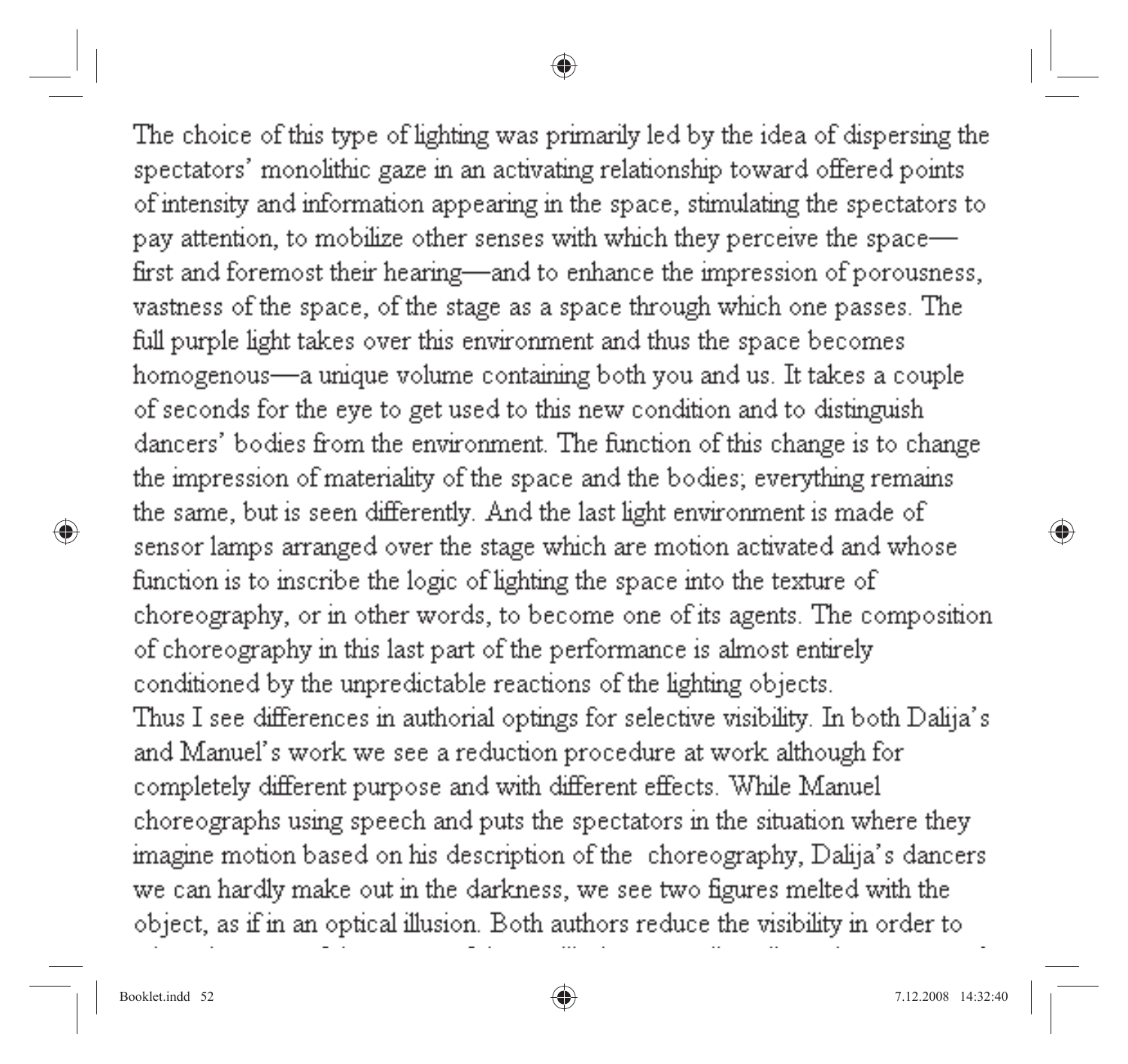The choice of this type of lighting was primarily led by the idea of dispersing the spectators' monolithic gaze in an activating relationship toward offered points of intensity and information appearing in the space, stimulating the spectators to pay attention, to mobilize other senses with which they perceive the space—first and foremost their hearing—and to enhance the impression of porousness, vastness of the space, of the stage as a space through which one passes. The full purple light takes over this environment and thus the space becomes homogenous—a unique volume containing both you and us. It takes a couple of seconds for the eye to get used to this new condition and to distinguish dancers' bodies from the environment. The function of this change is to change the impression of materiality of the space and the bodies; everything remains the same, but is seen differently. And the last light environment is made of sensor lamps arranged over the stage which are motion activated and whose function is to inscribe the logic of lighting the space into the texture of choreography, or in other words, to become one of its agents. The composition of choreography in this last part of the performance is almost entirely conditioned by the unpredictable reactions of the lighting objects.

Thus I see differences in authorial optings for selective visibility. In both Dalija's and Manuel's work we see a reduction procedure at work although for completely different purpose and with different effects. While Manuel choreographs using speech and puts the spectators in the situation where they imagine motion based on his description of the choreography, Dalija's dancers we can hardly make out in the darkness, we see two figures melted with the object, as if in an optical illusion. Both authors reduce the visibility in order to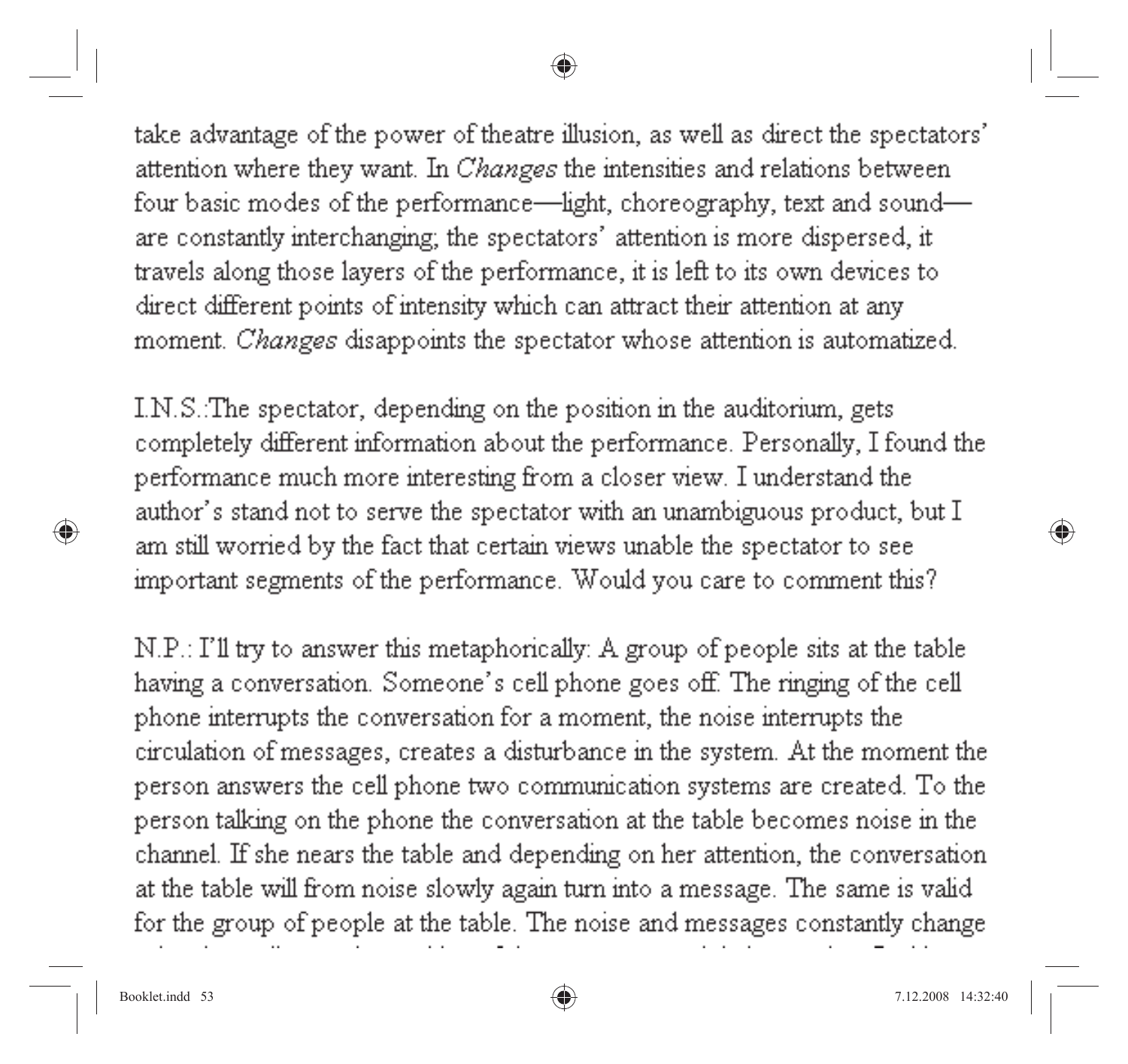take advantage of the power of theatre illusion, as well as direct the spectators' attention where they want. In *Changes* the intensities and relations between four basic modes of the performance—light, choreography, text and sound—are constantly interchanging; the spectators' attention is more dispersed, it travels along those layers of the performance, it is left to its own devices to direct different points of intensity which can attract their attention at any moment. *Changes* disappoints the spectator whose attention is automatized.

I.N.S.:The spectator, depending on the position in the auditorium, gets completely different information about the performance. Personally, I found the performance much more interesting from a closer view. I understand the author's stand not to serve the spectator with an unambiguous product, but I am still worried by the fact that certain views unable the spectator to see important segments of the performance. Would you care to comment this?

N.P.: I'll try to answer this metaphorically: A group of people sits at the table having a conversation. Someone's cell phone goes off. The ringing of the cell phone interrupts the conversation for a moment, the noise interrupts the circulation of messages, creates a disturbance in the system. At the moment the person answers the cell phone two communication systems are created. To the person talking on the phone the conversation at the table becomes noise in the channel. If she nears the table and depending on her attention, the conversation at the table will from noise slowly again turn into a message. The same is valid for the group of people at the table. The noise and messages constantly change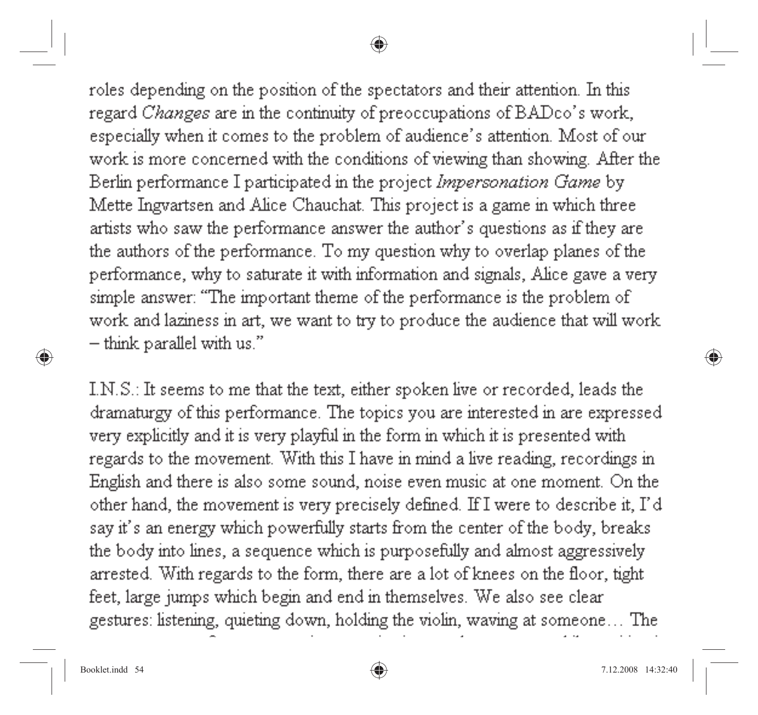roles depending on the position of the spectators and their attention. In this regard *Changes* are in the continuity of preoccupations of BADco's work, especially when it comes to the problem of audience's attention. Most of our work is more concerned with the conditions of viewing than showing. After the Berlin performance I participated in the project *Impersonation Game* by Mette Ingvartsen and Alice Chauchat. This project is a game in which three artists who saw the performance answer the author's questions as if they are the authors of the performance. To my question why to overlap planes of the performance, why to saturate it with information and signals, Alice gave a very simple answer: "The important theme of the performance is the problem of work and laziness in art, we want to try to produce the audience that will work – think parallel with us."

I.N.S.: It seems to me that the text, either spoken live or recorded, leads the dramaturgy of this performance. The topics you are interested in are expressed very explicitly and it is very playful in the form in which it is presented with regards to the movement. With this I have in mind a live reading, recordings in English and there is also some sound, noise even music at one moment. On the other hand, the movement is very precisely defined. If I were to describe it, I'd say it's an energy which powerfully starts from the center of the body, breaks the body into lines, a sequence which is purposefully and almost aggressively arrested. With regards to the form, there are a lot of knees on the floor, tight feet, large jumps which begin and end in themselves. We also see clear gestures: listening, quieting down, holding the violin, waving at someone… The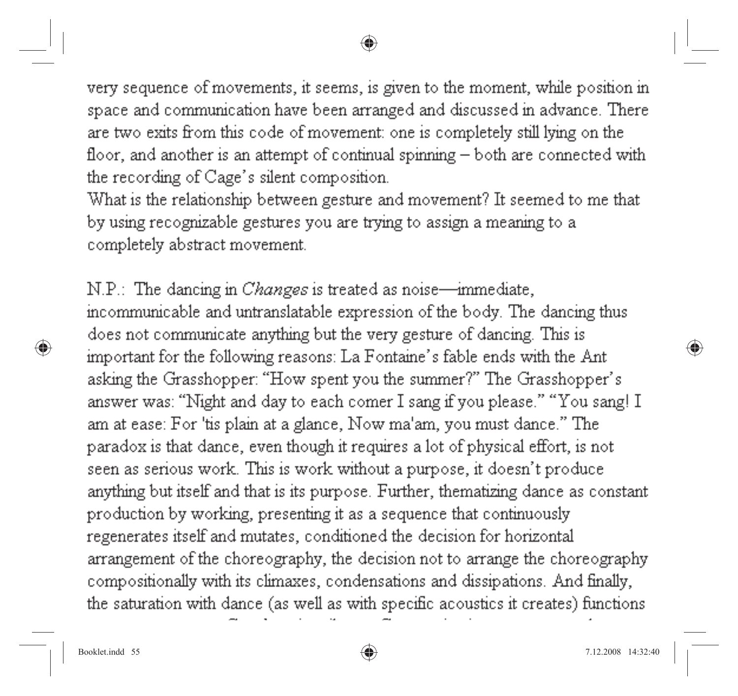very sequence of movements, it seems, is given to the moment, while position in space and communication have been arranged and discussed in advance. There are two exits from this code of movement: one is completely still lying on the floor, and another is an attempt of continual spinning – both are connected with the recording of Cage's silent composition.

What is the relationship between gesture and movement? It seemed to me that by using recognizable gestures you are trying to assign a meaning to a completely abstract movement.

N.P.: The dancing in *Changes* is treated as noise—immediate, incommunicable and untranslatable expression of the body. The dancing thus does not communicate anything but the very gesture of dancing. This is important for the following reasons: La Fontaine's fable ends with the Ant asking the Grasshopper: "How spent you the summer?" The Grasshopper's answer was: "Night and day to each comer I sang if you please." "You sang! I am at ease: For 'tis plain at a glance, Now ma'am, you must dance." The paradox is that dance, even though it requires a lot of physical effort, is not seen as serious work. This is work without a purpose, it doesn't produce anything but itself and that is its purpose. Further, thematizing dance as constant production by working, presenting it as a sequence that continuously regenerates itself and mutates, conditioned the decision for horizontal arrangement of the choreography, the decision not to arrange the choreography compositionally with its climaxes, condensations and dissipations. And finally, the saturation with dance (as well as with specific acoustics it creates) functions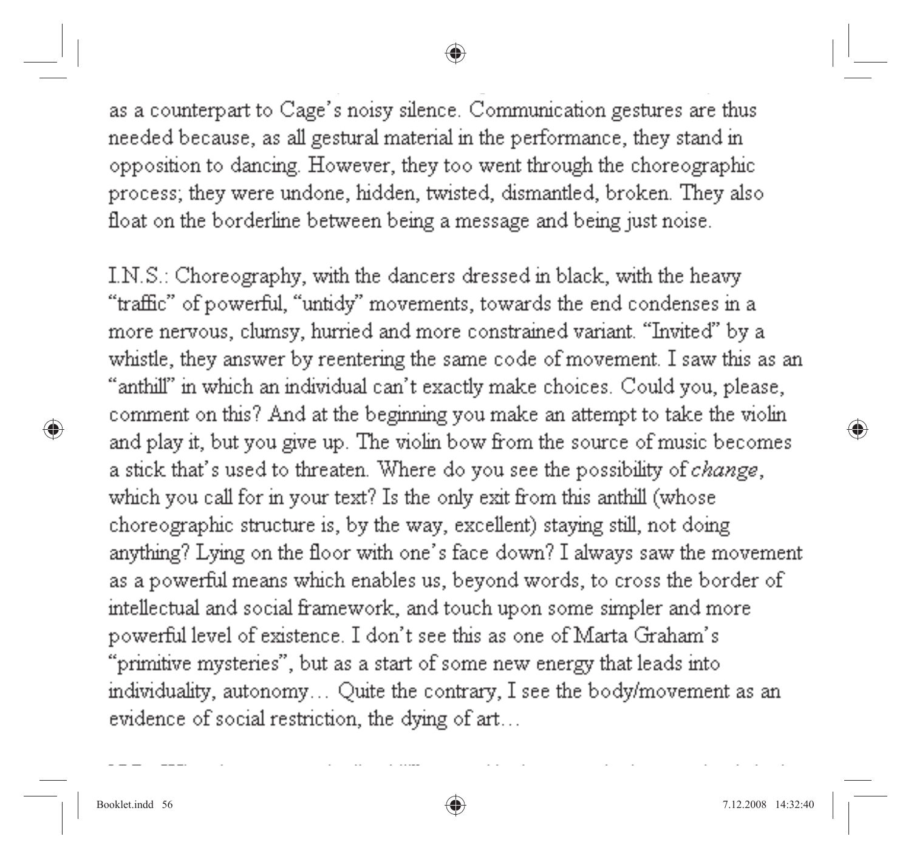as a counterpart to Cage's noisy silence. Communication gestures are thus needed because, as all gestural material in the performance, they stand in opposition to dancing. However, they too went through the choreographic process; they were undone, hidden, twisted, dismantled, broken. They also float on the borderline between being a message and being just noise.

I.N.S.: Choreography, with the dancers dressed in black, with the heavy "traffic" of powerful, "untidy" movements, towards the end condenses in a more nervous, clumsy, hurried and more constrained variant. "Invited" by a whistle, they answer by reentering the same code of movement. I saw this as an "anthill" in which an individual can't exactly make choices. Could you, please, comment on this? And at the beginning you make an attempt to take the violin and play it, but you give up. The violin bow from the source of music becomes a stick that's used to threaten. Where do you see the possibility of *change*, which you call for in your text? Is the only exit from this anthill (whose choreographic structure is, by the way, excellent) staying still, not doing anything? Lying on the floor with one's face down? I always saw the movement as a powerful means which enables us, beyond words, to cross the border of intellectual and social framework, and touch upon some simpler and more powerful level of existence. I don't see this as one of Marta Graham's "primitive mysteries", but as a start of some new energy that leads into individuality, autonomy… Quite the contrary, I see the body/movement as an evidence of social restriction, the dying of art…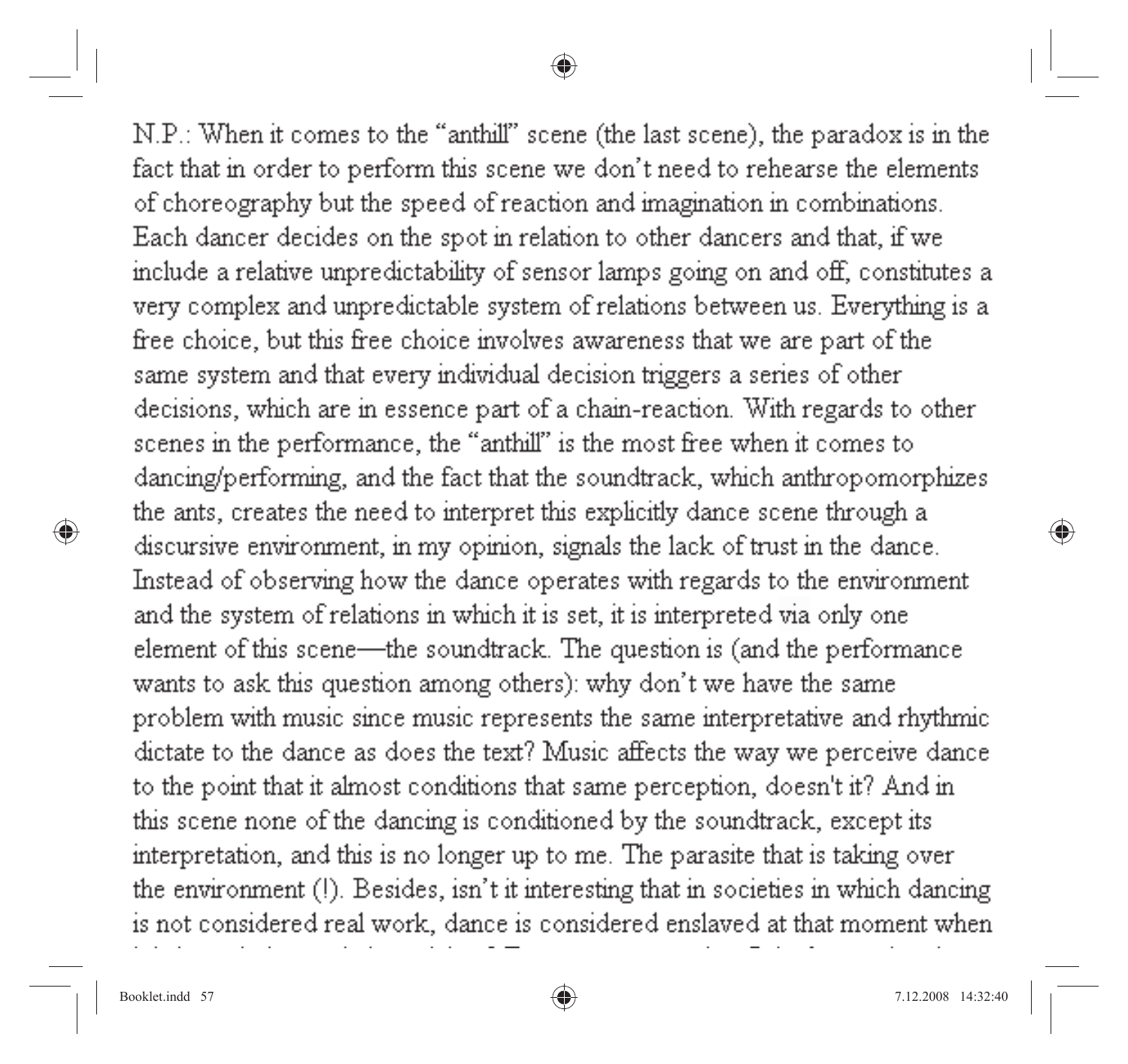N.P.: When it comes to the "anthill" scene (the last scene), the paradox is in the fact that in order to perform this scene we don't need to rehearse the elements of choreography but the speed of reaction and imagination in combinations. Each dancer decides on the spot in relation to other dancers and that, if we include a relative unpredictability of sensor lamps going on and off, constitutes a very complex and unpredictable system of relations between us. Everything is a free choice, but this free choice involves awareness that we are part of the same system and that every individual decision triggers a series of other decisions, which are in essence part of a chain-reaction. With regards to other scenes in the performance, the "anthill" is the most free when it comes to dancing/performing, and the fact that the soundtrack, which anthropomorphizes the ants, creates the need to interpret this explicitly dance scene through a discursive environment, in my opinion, signals the lack of trust in the dance. Instead of observing how the dance operates with regards to the environment and the system of relations in which it is set, it is interpreted via only one element of this scene—the soundtrack. The question is (and the performance wants to ask this question among others): why don't we have the same problem with music since music represents the same interpretative and rhythmic dictate to the dance as does the text? Music affects the way we perceive dance to the point that it almost conditions that same perception, doesn't it? And in this scene none of the dancing is conditioned by the soundtrack, except its interpretation, and this is no longer up to me. The parasite that is taking over the environment (!). Besides, isn't it interesting that in societies in which dancing is not considered real work, dance is considered enslaved at that moment when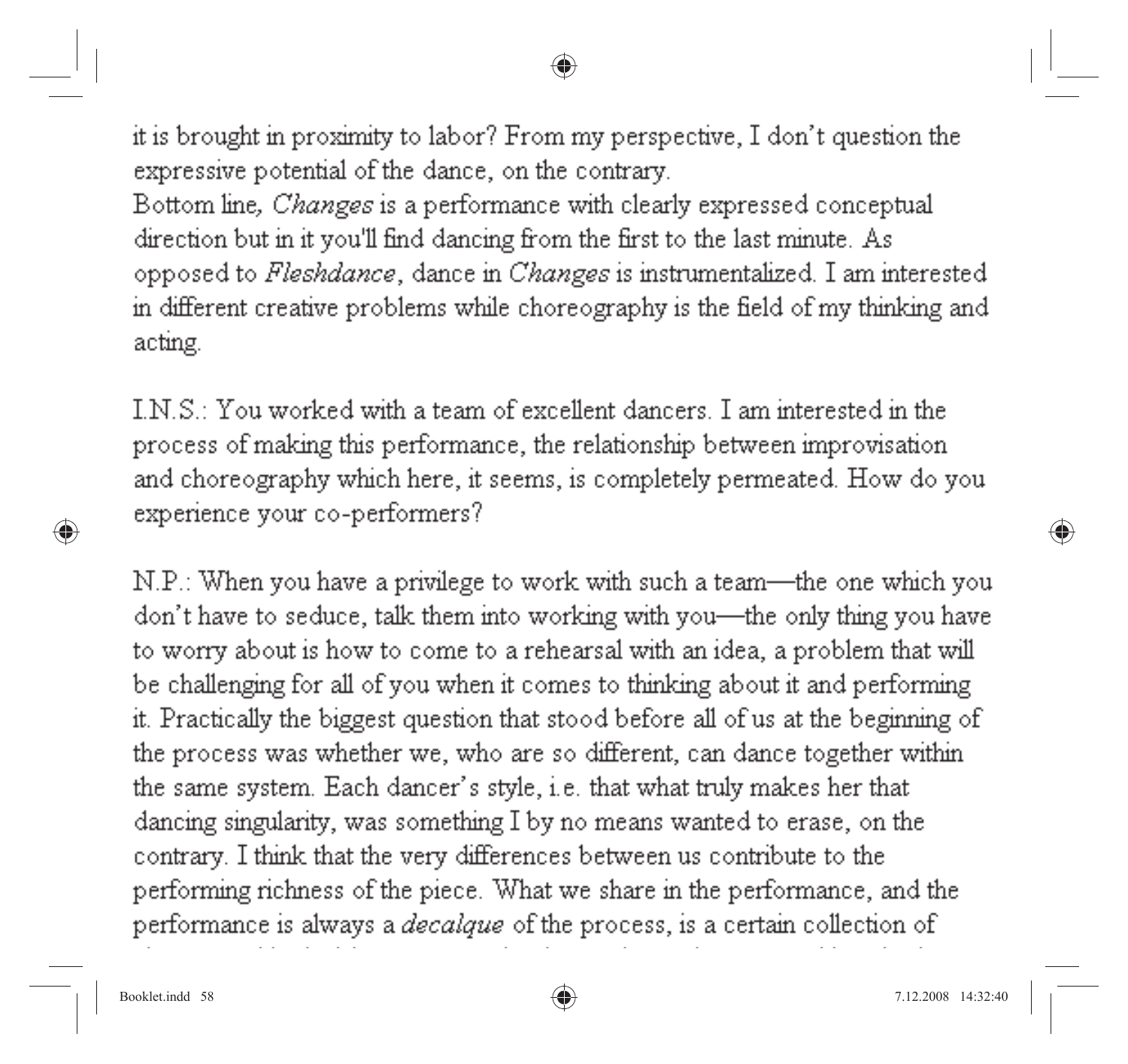it is brought in proximity to labor? From my perspective, I don't question the expressive potential of the dance, on the contrary.

Bottom line, *Changes* is a performance with clearly expressed conceptual direction but in it you'll find dancing from the first to the last minute. As opposed to *Fleshdance*, dance in *Changes* is instrumentalized. I am interested in different creative problems while choreography is the field of my thinking and acting.

I.N.S.: You worked with a team of excellent dancers. I am interested in the process of making this performance, the relationship between improvisation and choreography which here, it seems, is completely permeated. How do you experience your co-performers?

N.P.: When you have a privilege to work with such a team—the one which you don't have to seduce, talk them into working with you—the only thing you have to worry about is how to come to a rehearsal with an idea, a problem that will be challenging for all of you when it comes to thinking about it and performing it. Practically the biggest question that stood before all of us at the beginning of the process was whether we, who are so different, can dance together within the same system. Each dancer's style, i.e. that what truly makes her that dancing singularity, was something I by no means wanted to erase, on the contrary. I think that the very differences between us contribute to the performing richness of the piece. What we share in the performance, and the performance is always a *decalque* of the process, is a certain collection of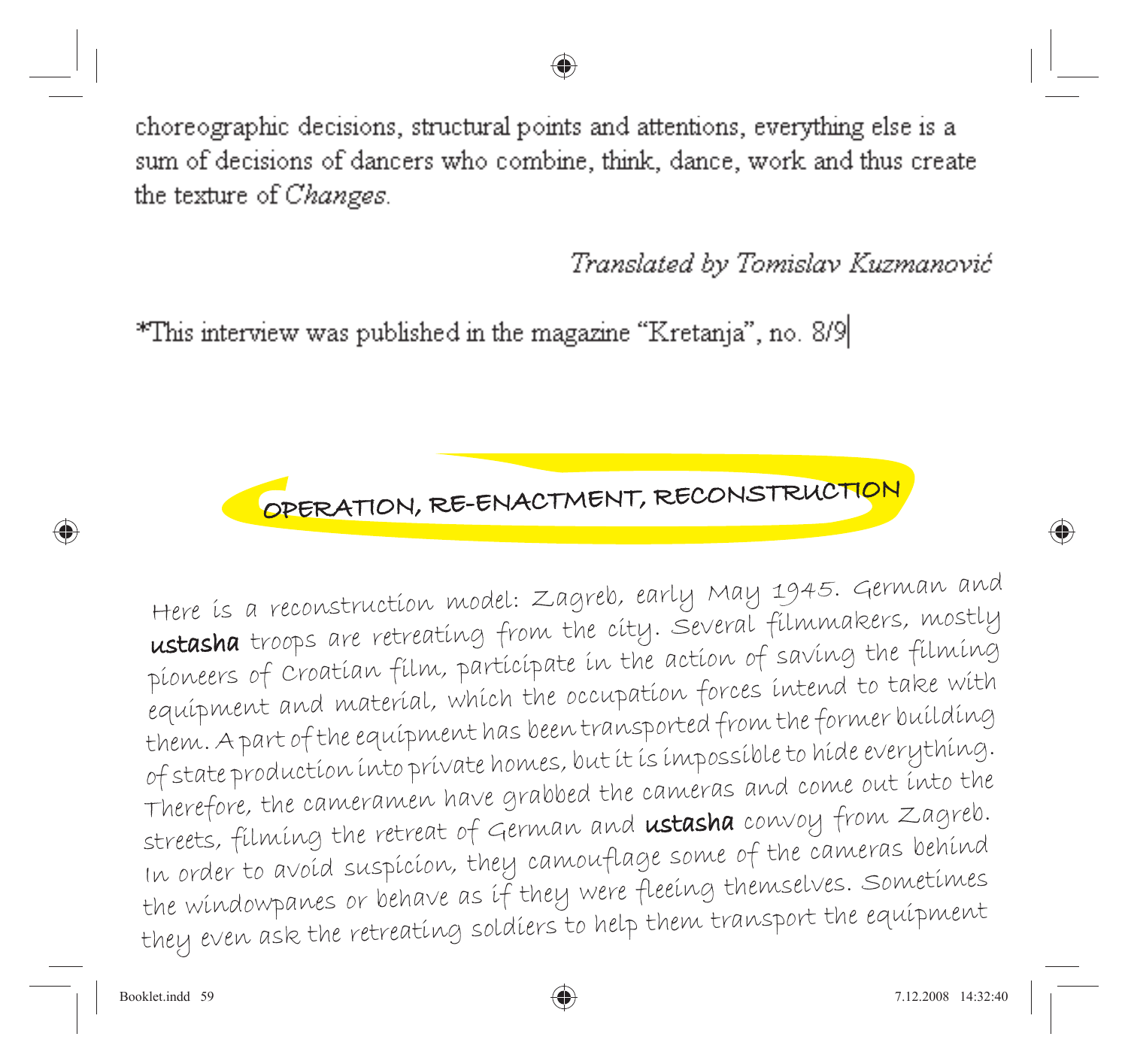choreographic decisions, structural points and attentions, everything else is a sum of decisions of dancers who combine, think, dance, work and thus create the texture of *Changes*.

*Translated by Tomislav Kuzmanović*

*This interview was published in the magazine “Kretanja”, no. 8/9

## OPERATION, RE-ENACTMENT, RECONSTRUCTION

Here is a reconstruction model: Zagreb, early May 1945. German and **ustasha** troops are retreating from the city. Several filmmakers, mostly pioneers of Croatian film, participate in the action of saving the filming equipment and material, which the occupation forces intend to take with them. A part of the equipment has been transported from the former building of state production into private homes, but it is impossible to hide everything. Therefore, the cameramen have grabbed the cameras and come out into the streets, filming the retreat of German and **ustasha** convoy from Zagreb. In order to avoid suspicion, they camouflage some of the cameras behind the windowpanes or behave as if they were fleeing themselves. Sometimes they even ask the retreating soldiers to help them transport the equipment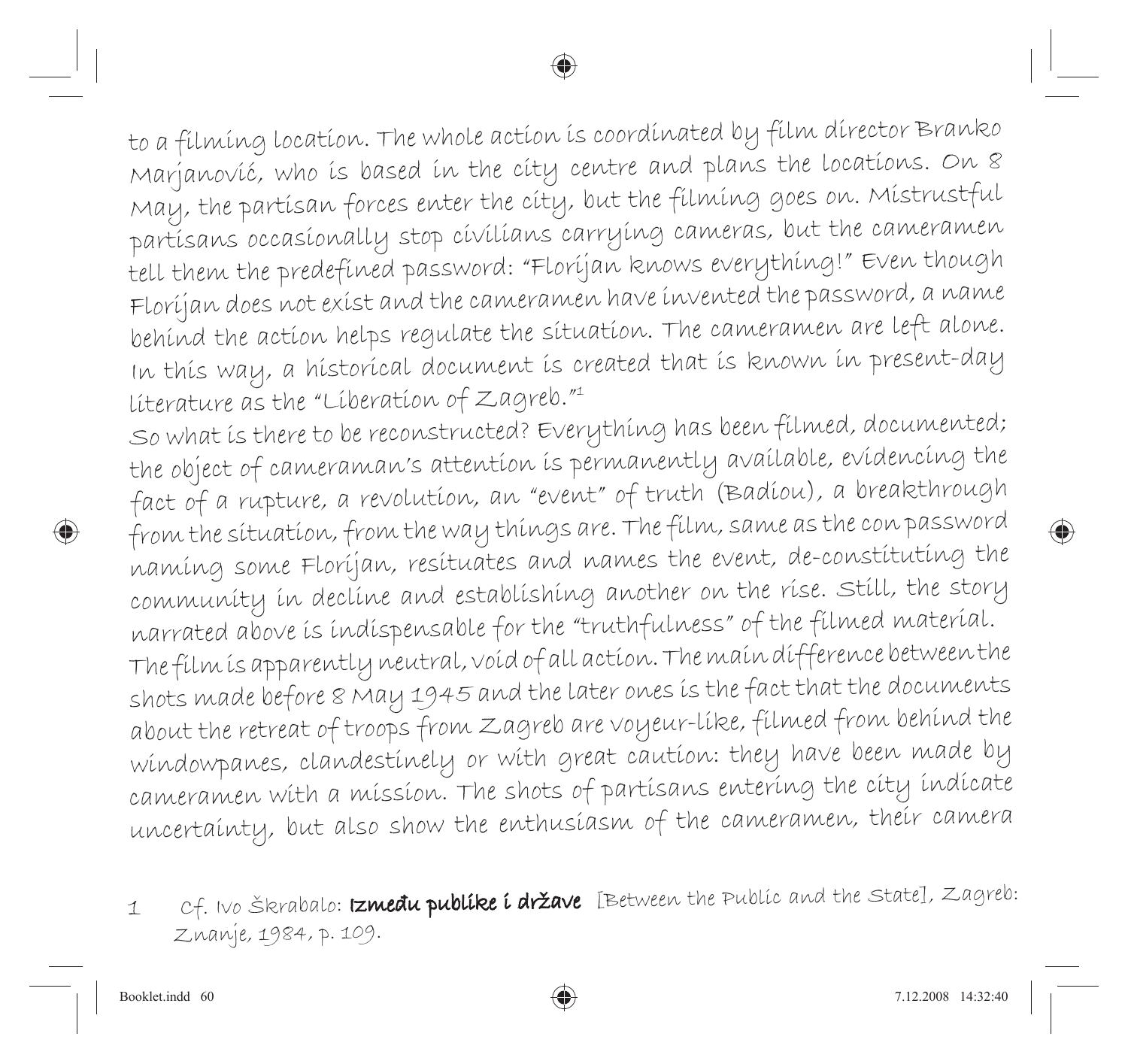to a filming location. The whole action is coordinated by film director Branko Marjanović, who is based in the city centre and plans the locations. On 8 May, the partisan forces enter the city, but the filming goes on. Mistrustful partisans occasionally stop civilians carrying cameras, but the cameramen tell them the predefined password: "Florijan knows everything!" Even though Florijan does not exist and the cameramen have invented the password, a name behind the action helps regulate the situation. The cameramen are left alone. In this way, a historical document is created that is known in present-day literature as the "Liberation of Zagreb."[1]

So what is there to be reconstructed? Everything has been filmed, documented; the object of cameraman's attention is permanently available, evidencing the fact of a rupture, a revolution, an "event" of truth (Badiou), a breakthrough from the situation, from the way things are. The film, same as the con password naming some Florijan, resituates and names the event, de-constituting the community in decline and establishing another on the rise. Still, the story narrated above is indispensable for the "truthfulness" of the filmed material.

The film is apparently neutral, void of all action. The main difference between the shots made before 8 May 1945 and the later ones is the fact that the documents about the retreat of troops from Zagreb are voyeur-like, filmed from behind the windowpanes, clandestinely or with great caution: they have been made by cameramen with a mission. The shots of partisans entering the city indicate uncertainty, but also show the enthusiasm of the cameramen, their camera

1 Cf. Ivo Škrabalo: **Između publike i države** [Between the Public and the State], Zagreb: Znanje, 1984, p. 109.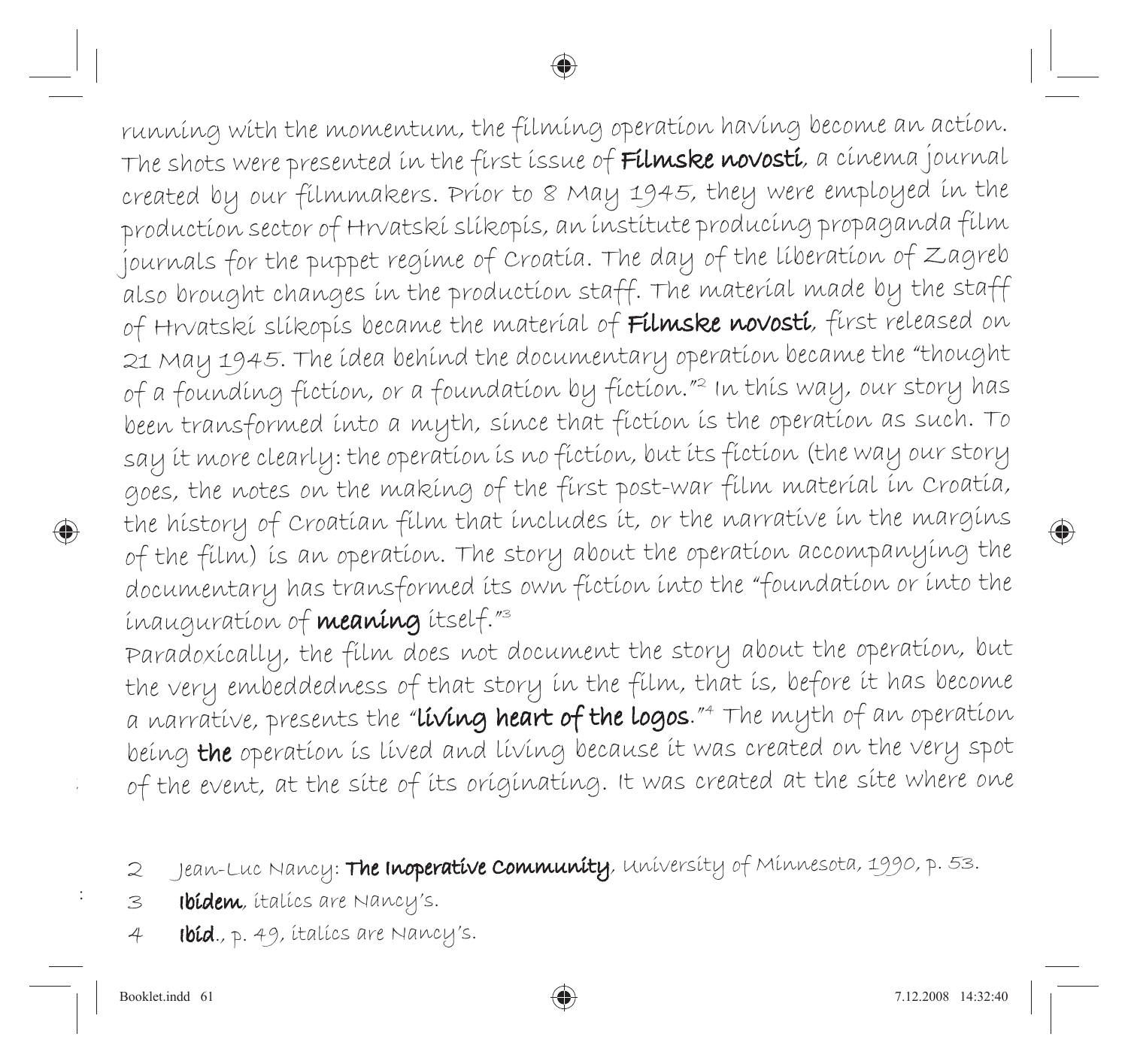running with the momentum, the filming operation having become an action. The shots were presented in the first issue of **Filmske novosti**, a cinema journal created by our filmmakers. Prior to 8 May 1945, they were employed in the production sector of Hrvatski slikopis, an institute producing propaganda film journals for the puppet regime of Croatia. The day of the liberation of Zagreb also brought changes in the production staff. The material made by the staff of Hrvatski slikopis became the material of **Filmske novosti**, first released on 21 May 1945. The idea behind the documentary operation became the "thought of a founding fiction, or a foundation by fiction."[2] In this way, our story has been transformed into a myth, since that fiction is the operation as such. To say it more clearly: the operation is no fiction, but its fiction (the way our story goes, the notes on the making of the first post-war film material in Croatia, the history of Croatian film that includes it, or the narrative in the margins of the film) is an operation. The story about the operation accompanying the documentary has transformed its own fiction into the "foundation or into the inauguration of **meaning** itself."[3]

Paradoxically, the film does not document the story about the operation, but the very embeddedness of that story in the film, that is, before it has become a narrative, presents the "**living heart of the logos**."[4] The myth of an operation being **the** operation is lived and living because it was created on the very spot of the event, at the site of its originating. It was created at the site where one

2 Jean-Luc Nancy: **The Inoperative Community**, University of Minnesota, 1990, p. 53.

3 **Ibidem**, italics are Nancy's.

4 **Ibid**., p. 49, italics are Nancy's.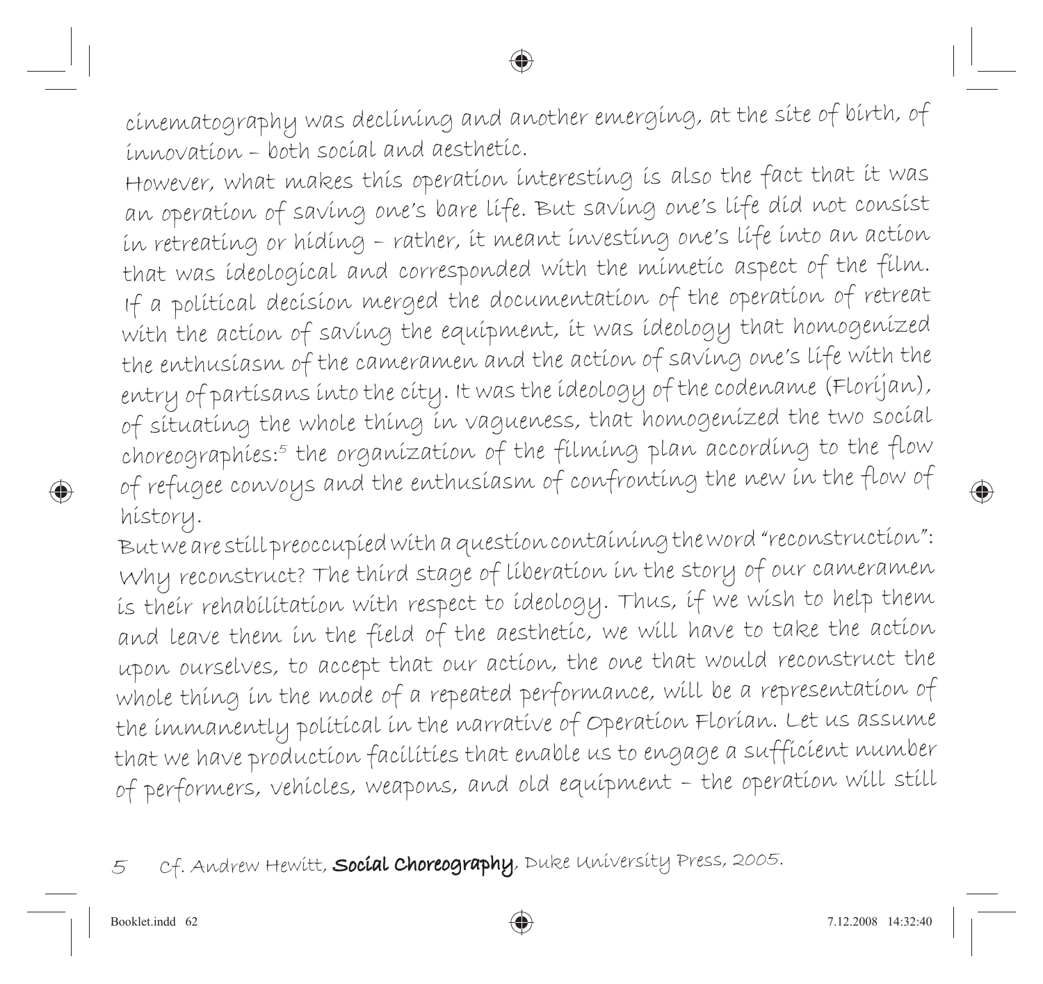cinematography was declining and another emerging, at the site of birth, of innovation – both social and aesthetic.

However, what makes this operation interesting is also the fact that it was an operation of saving one's bare life. But saving one's life did not consist in retreating or hiding – rather, it meant investing one's life into an action that was ideological and corresponded with the mimetic aspect of the film. If a political decision merged the documentation of the operation of retreat with the action of saving the equipment, it was ideology that homogenized the enthusiasm of the cameramen and the action of saving one's life with the entry of partisans into the city. It was the ideology of the codename (Florijan), of situating the whole thing in vagueness, that homogenized the two social choreographies:[5] the organization of the filming plan according to the flow of refugee convoys and the enthusiasm of confronting the new in the flow of history.

But we are still preoccupied with a question containing the word "reconstruction": Why reconstruct? The third stage of liberation in the story of our cameramen is their rehabilitation with respect to ideology. Thus, if we wish to help them and leave them in the field of the aesthetic, we will have to take the action upon ourselves, to accept that our action, the one that would reconstruct the whole thing in the mode of a repeated performance, will be a representation of the immanently political in the narrative of Operation Florian. Let us assume that we have production facilities that enable us to engage a sufficient number of performers, vehicles, weapons, and old equipment – the operation will still

5 Cf. Andrew Hewitt, **Social Choreography**, Duke University Press, 2005.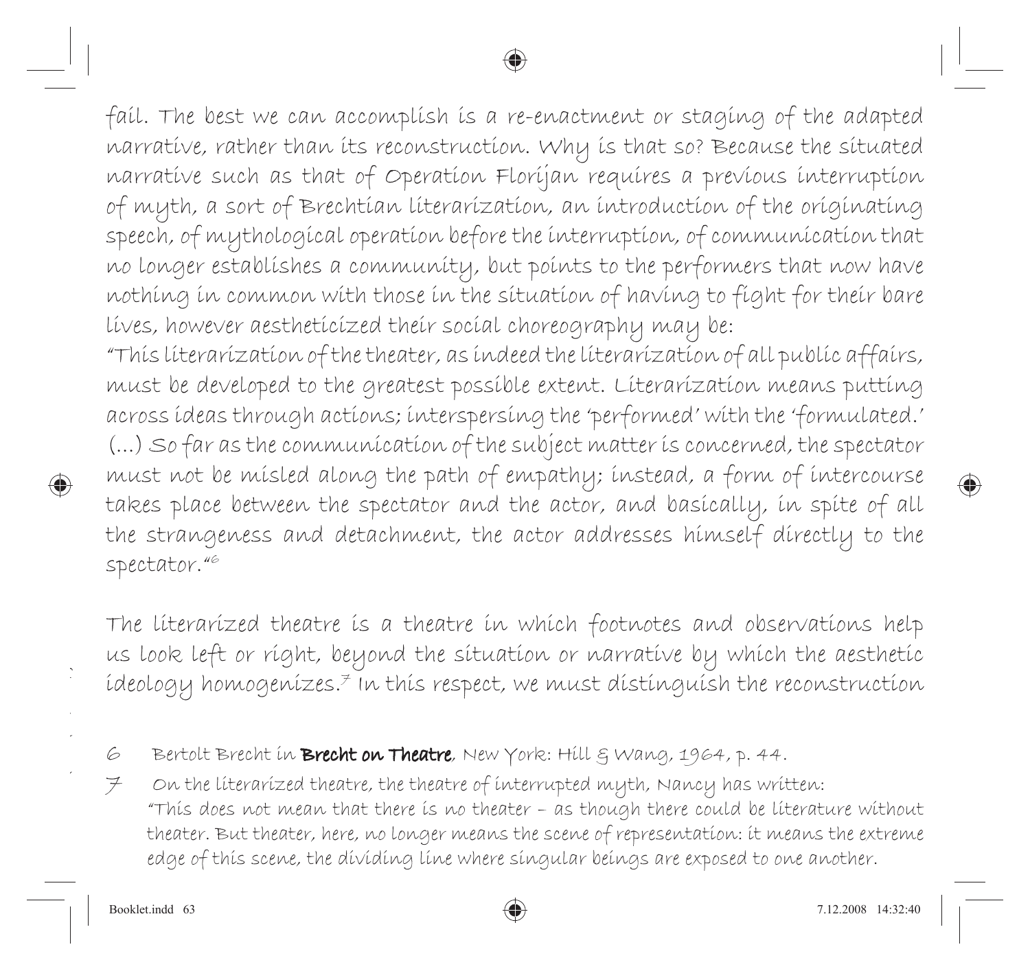fail. The best we can accomplish is a re-enactment or staging of the adapted narrative, rather than its reconstruction. Why is that so? Because the situated narrative such as that of Operation Florijan requires a previous interruption of myth, a sort of Brechtian literarization, an introduction of the originating speech, of mythological operation before the interruption, of communication that no longer establishes a community, but points to the performers that now have nothing in common with those in the situation of having to fight for their bare lives, however aestheticized their social choreography may be:

"This literarization of the theater, as indeed the literarization of all public affairs, must be developed to the greatest possible extent. Literarization means putting across ideas through actions; interspersing the 'performed' with the 'formulated.' (...) So far as the communication of the subject matter is concerned, the spectator must not be misled along the path of empathy; instead, a form of intercourse takes place between the spectator and the actor, and basically, in spite of all the strangeness and detachment, the actor addresses himself directly to the spectator."[6]

The literarized theatre is a theatre in which footnotes and observations help us look left or right, beyond the situation or narrative by which the aesthetic ideology homogenizes.[7] In this respect, we must distinguish the reconstruction

6 Bertolt Brecht in **Brecht on Theatre**, New York: Hill & Wang, 1964, p. 44.

7 On the literarized theatre, the theatre of interrupted myth, Nancy has written:
"This does not mean that there is no theater – as though there could be literature without theater. But theater, here, no longer means the scene of representation: it means the extreme edge of this scene, the dividing line where singular beings are exposed to one another.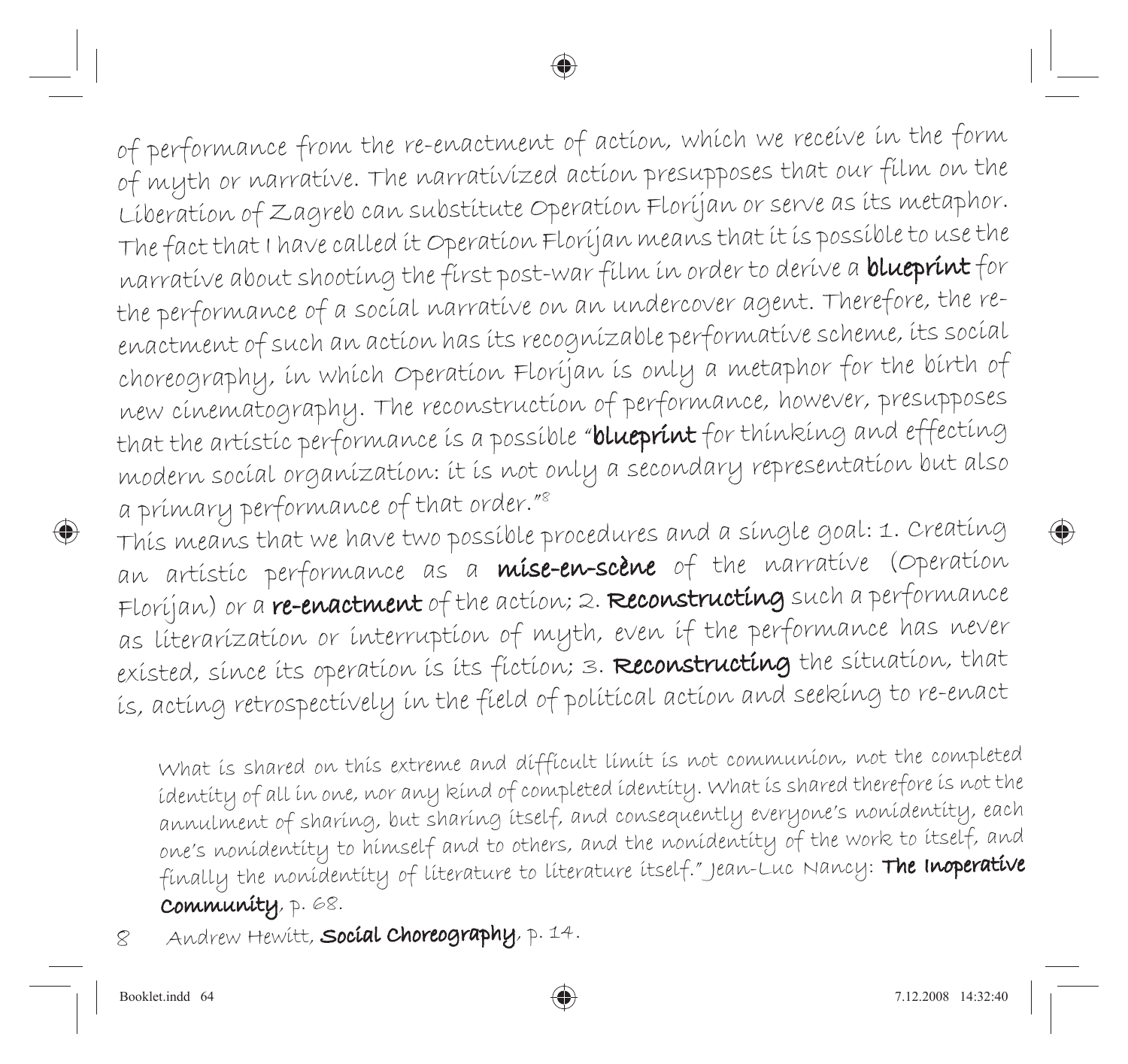of performance from the re-enactment of action, which we receive in the form of myth or narrative. The narrativized action presupposes that our film on the Liberation of Zagreb can substitute Operation Florijan or serve as its metaphor. The fact that I have called it Operation Florijan means that it is possible to use the narrative about shooting the first post-war film in order to derive a **blueprint** for the performance of a social narrative on an undercover agent. Therefore, the re-enactment of such an action has its recognizable performative scheme, its social choreography, in which Operation Florijan is only a metaphor for the birth of new cinematography. The reconstruction of performance, however, presupposes that the artistic performance is a possible "**blueprint** for thinking and effecting modern social organization: it is not only a secondary representation but also a primary performance of that order."[8]

This means that we have two possible procedures and a single goal: 1. Creating an artistic performance as a **mise-en-scène** of the narrative (Operation Florijan) or a **re-enactment** of the action; 2. **Reconstructing** such a performance as literarization or interruption of myth, even if the performance has never existed, since its operation is its fiction; 3. **Reconstructing** the situation, that is, acting retrospectively in the field of political action and seeking to re-enact

What is shared on this extreme and difficult limit is not communion, not the completed identity of all in one, nor any kind of completed identity. What is shared therefore is not the annulment of sharing, but sharing itself, and consequently everyone's nonidentity, each one's nonidentity to himself and to others, and the nonidentity of the work to itself, and finally the nonidentity of literature to literature itself." Jean-Luc Nancy: **The Inoperative Community**, p. 68.

8 Andrew Hewitt, **Social Choreography**, p. 14.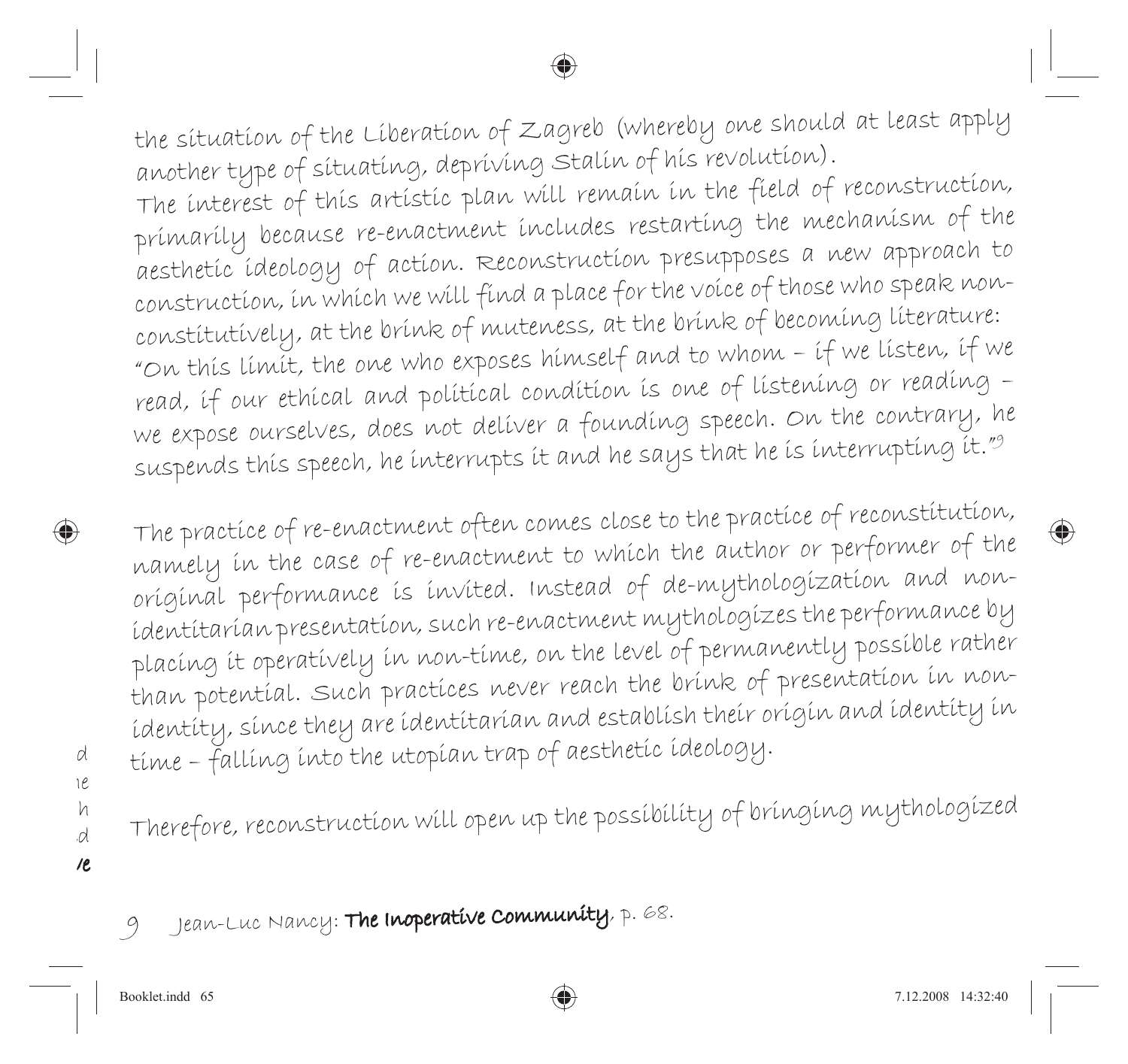the situation of the Liberation of Zagreb (whereby one should at least apply another type of situating, depriving Stalin of his revolution).
The interest of this artistic plan will remain in the field of reconstruction, primarily because re-enactment includes restarting the mechanism of the aesthetic ideology of action. Reconstruction presupposes a new approach to construction, in which we will find a place for the voice of those who speak non-constitutively, at the brink of muteness, at the brink of becoming literature: "On this limit, the one who exposes himself and to whom – if we listen, if we read, if our ethical and political condition is one of listening or reading – we expose ourselves, does not deliver a founding speech. On the contrary, he suspends this speech, he interrupts it and he says that he is interrupting it."[9]

The practice of re-enactment often comes close to the practice of reconstitution, namely in the case of re-enactment to which the author or performer of the original performance is invited. Instead of de-mythologization and non-identitarian presentation, such re-enactment mythologizes the performance by placing it operatively in non-time, on the level of permanently possible rather than potential. Such practices never reach the brink of presentation in non-identity, since they are identitarian and establish their origin and identity in time – falling into the utopian trap of aesthetic ideology.

Therefore, reconstruction will open up the possibility of bringing mythologized

9 Jean-Luc Nancy: **The Inoperative Community**, p. 68.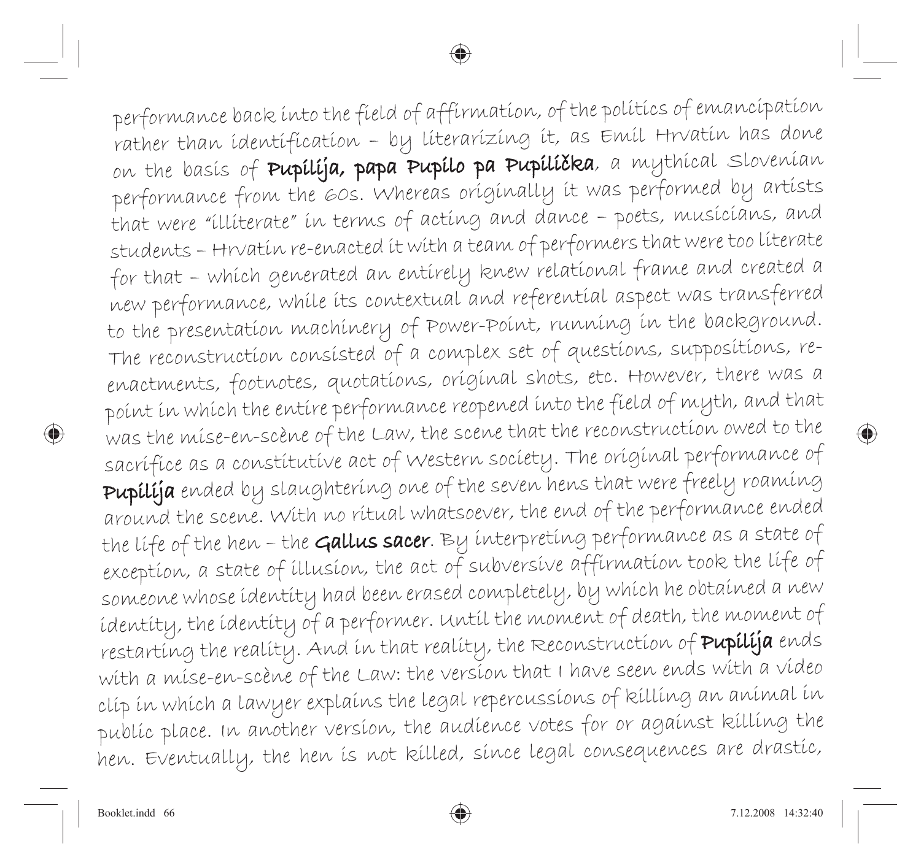performance back into the field of affirmation, of the politics of emancipation rather than identification – by literarizing it, as Emil Hrvatin has done on the basis of **Pupilija, papa Pupilo pa Pupilčka**, a mythical Slovenian performance from the 60s. Whereas originally it was performed by artists that were "illiterate" in terms of acting and dance – poets, musicians, and students – Hrvatin re-enacted it with a team of performers that were too literate for that – which generated an entirely knew relational frame and created a new performance, while its contextual and referential aspect was transferred to the presentation machinery of Power-Point, running in the background. The reconstruction consisted of a complex set of questions, suppositions, re-enactments, footnotes, quotations, original shots, etc. However, there was a point in which the entire performance reopened into the field of myth, and that was the mise-en-scène of the Law, the scene that the reconstruction owed to the sacrifice as a constitutive act of Western society. The original performance of **Pupilija** ended by slaughtering one of the seven hens that were freely roaming around the scene. With no ritual whatsoever, the end of the performance ended the life of the hen – the **Gallus sacer**. By interpreting performance as a state of exception, a state of illusion, the act of subversive affirmation took the life of someone whose identity had been erased completely, by which he obtained a new identity, the identity of a performer. Until the moment of death, the moment of restarting the reality. And in that reality, the Reconstruction of **Pupilija** ends with a mise-en-scène of the Law: the version that I have seen ends with a video clip in which a lawyer explains the legal repercussions of killing an animal in public place. In another version, the audience votes for or against killing the hen. Eventually, the hen is not killed, since legal consequences are drastic,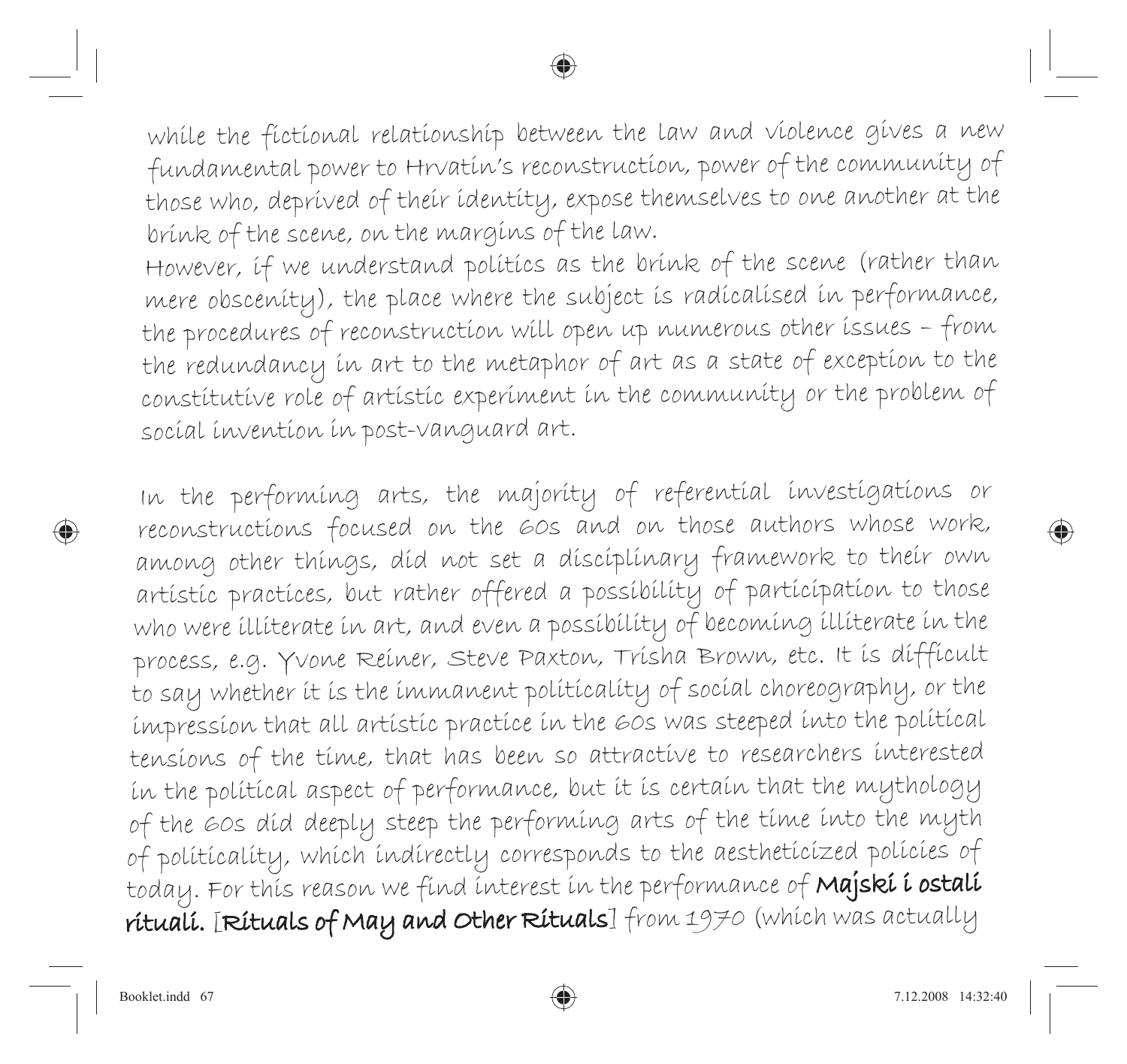while the fictional relationship between the law and violence gives a new fundamental power to Hrvatin's reconstruction, power of the community of those who, deprived of their identity, expose themselves to one another at the brink of the scene, on the margins of the law.

However, if we understand politics as the brink of the scene (rather than mere obscenity), the place where the subject is radicalised in performance, the procedures of reconstruction will open up numerous other issues – from the redundancy in art to the metaphor of art as a state of exception to the constitutive role of artistic experiment in the community or the problem of social invention in post-vanguard art.

In the performing arts, the majority of referential investigations or reconstructions focused on the 60s and on those authors whose work, among other things, did not set a disciplinary framework to their own artistic practices, but rather offered a possibility of participation to those who were illiterate in art, and even a possibility of becoming illiterate in the process, e.g. Yvone Reiner, Steve Paxton, Trisha Brown, etc. It is difficult to say whether it is the immanent politicality of social choreography, or the impression that all artistic practice in the 60s was steeped into the political tensions of the time, that has been so attractive to researchers interested in the political aspect of performance, but it is certain that the mythology of the 60s did deeply steep the performing arts of the time into the myth of politicality, which indirectly corresponds to the aestheticized policies of today. For this reason we find interest in the performance of **Majski i ostali rituali.** [**Rituals of May and Other Rituals**] from 1970 (which was actually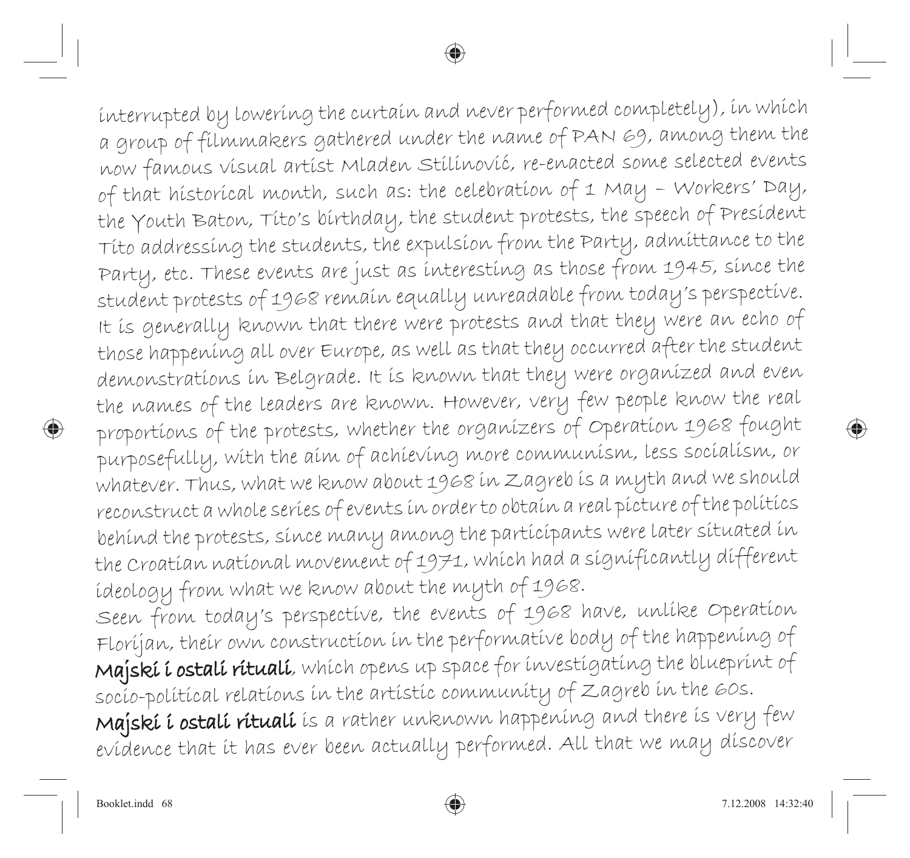interrupted by lowering the curtain and never performed completely), in which a group of filmmakers gathered under the name of PAN 69, among them the now famous visual artist Mladen Stilinović, re-enacted some selected events of that historical month, such as: the celebration of 1 May – Workers' Day, the Youth Baton, Tito's birthday, the student protests, the speech of President Tito addressing the students, the expulsion from the Party, admittance to the Party, etc. These events are just as interesting as those from 1945, since the student protests of 1968 remain equally unreadable from today's perspective. It is generally known that there were protests and that they were an echo of those happening all over Europe, as well as that they occurred after the student demonstrations in Belgrade. It is known that they were organized and even the names of the leaders are known. However, very few people know the real proportions of the protests, whether the organizers of Operation 1968 fought purposefully, with the aim of achieving more communism, less socialism, or whatever. Thus, what we know about 1968 in Zagreb is a myth and we should reconstruct a whole series of events in order to obtain a real picture of the politics behind the protests, since many among the participants were later situated in the Croatian national movement of 1971, which had a significantly different ideology from what we know about the myth of 1968.

Seen from today's perspective, the events of 1968 have, unlike Operation Florijan, their own construction in the performative body of the happening of **Majski i ostali rituali**, which opens up space for investigating the blueprint of socio-political relations in the artistic community of Zagreb in the 60s.

**Majski i ostali rituali** is a rather unknown happening and there is very few evidence that it has ever been actually performed. All that we may discover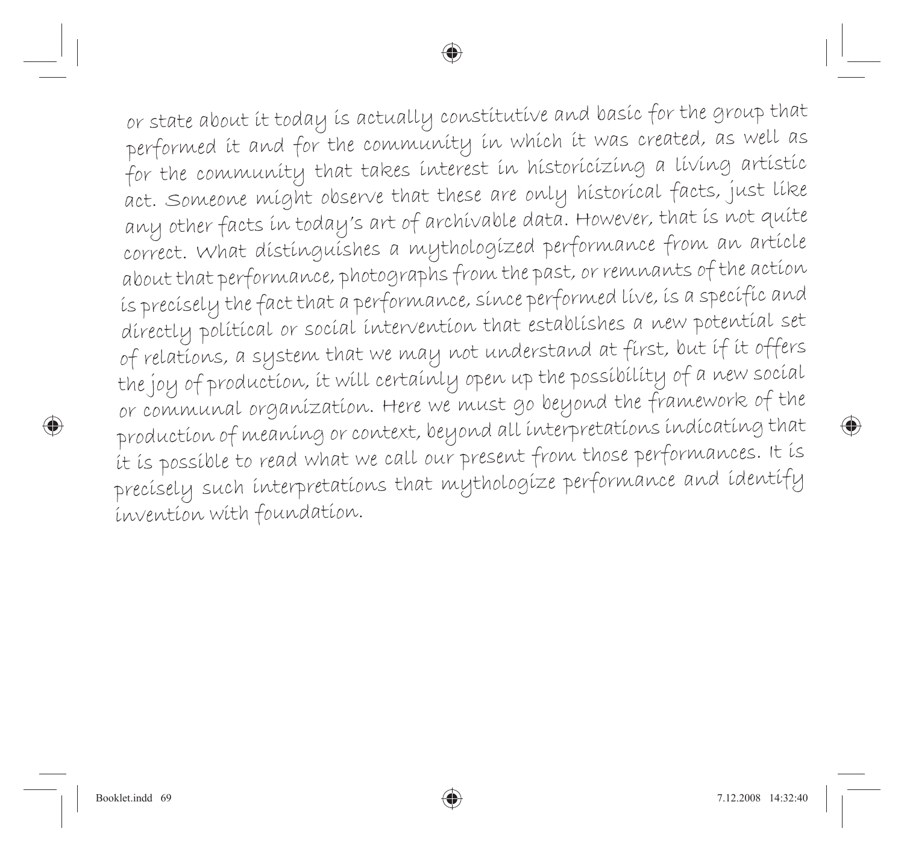or state about it today is actually constitutive and basic for the group that performed it and for the community in which it was created, as well as for the community that takes interest in historicizing a living artistic act. Someone might observe that these are only historical facts, just like any other facts in today's art of archivable data. However, that is not quite correct. What distinguishes a mythologized performance from an article about that performance, photographs from the past, or remnants of the action is precisely the fact that a performance, since performed live, is a specific and directly political or social intervention that establishes a new potential set of relations, a system that we may not understand at first, but if it offers the joy of production, it will certainly open up the possibility of a new social or communal organization. Here we must go beyond the framework of the production of meaning or context, beyond all interpretations indicating that it is possible to read what we call our present from those performances. It is precisely such interpretations that mythologize performance and identify invention with foundation.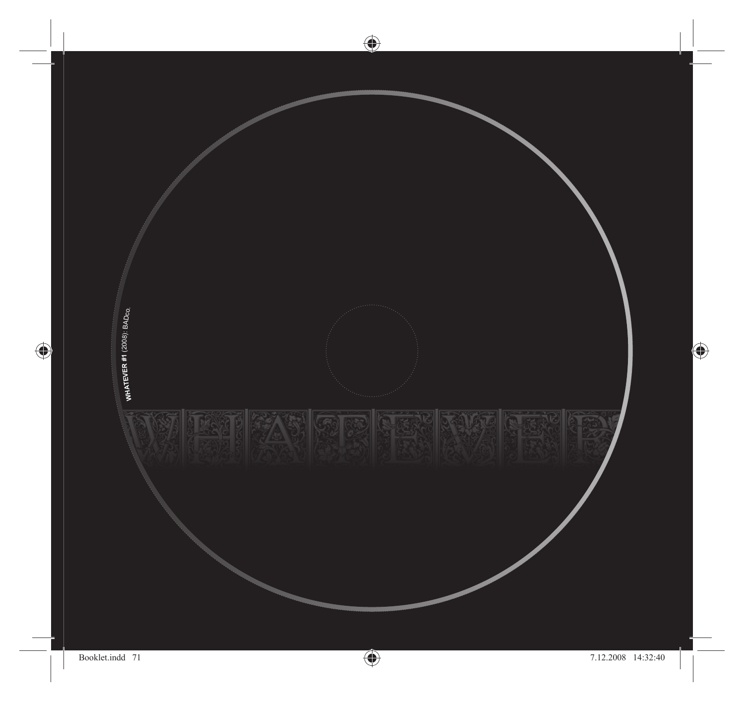**WHATEVER #1** (2008): BADco.

WHATEVER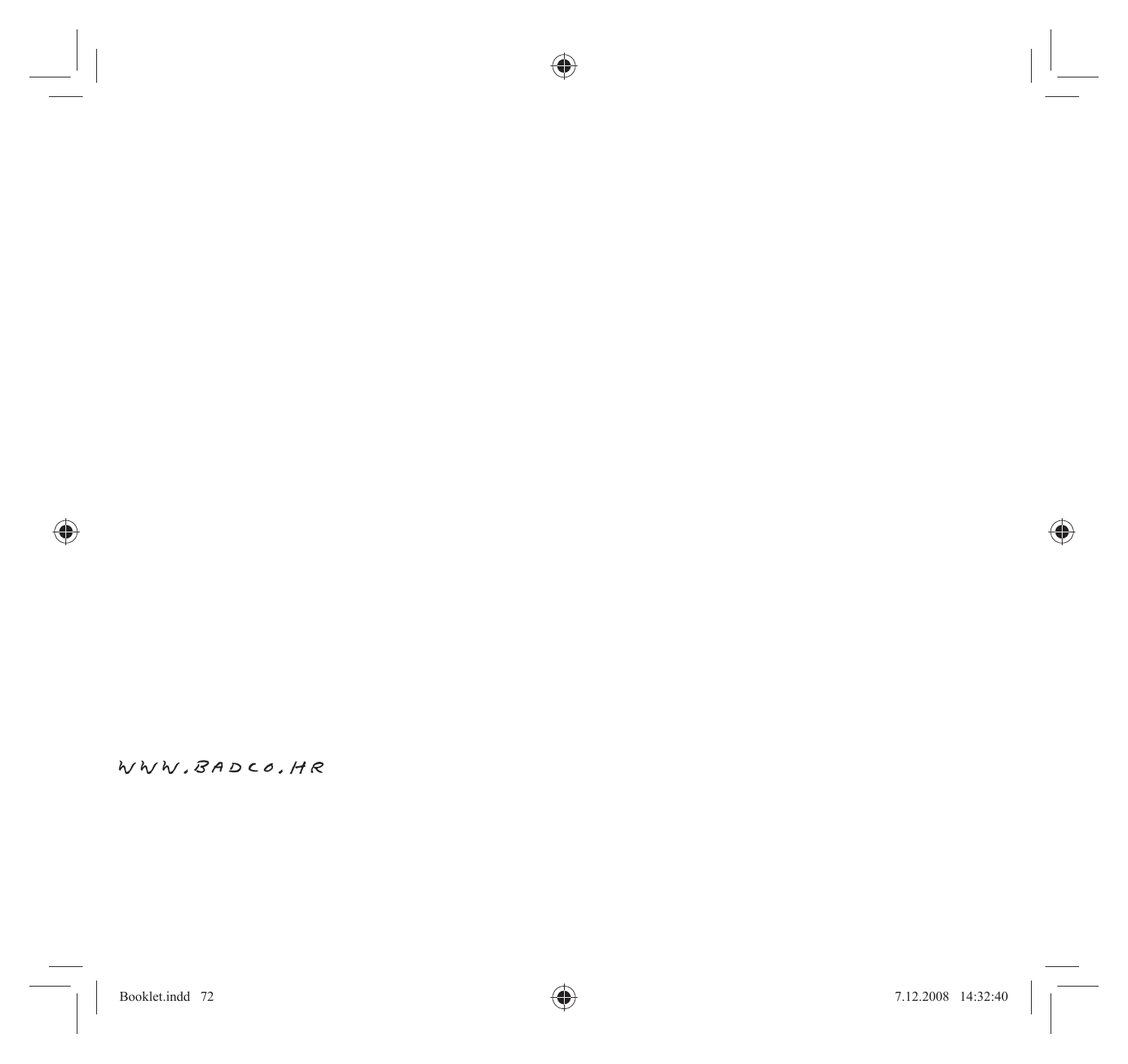WWW.BADCO.HR